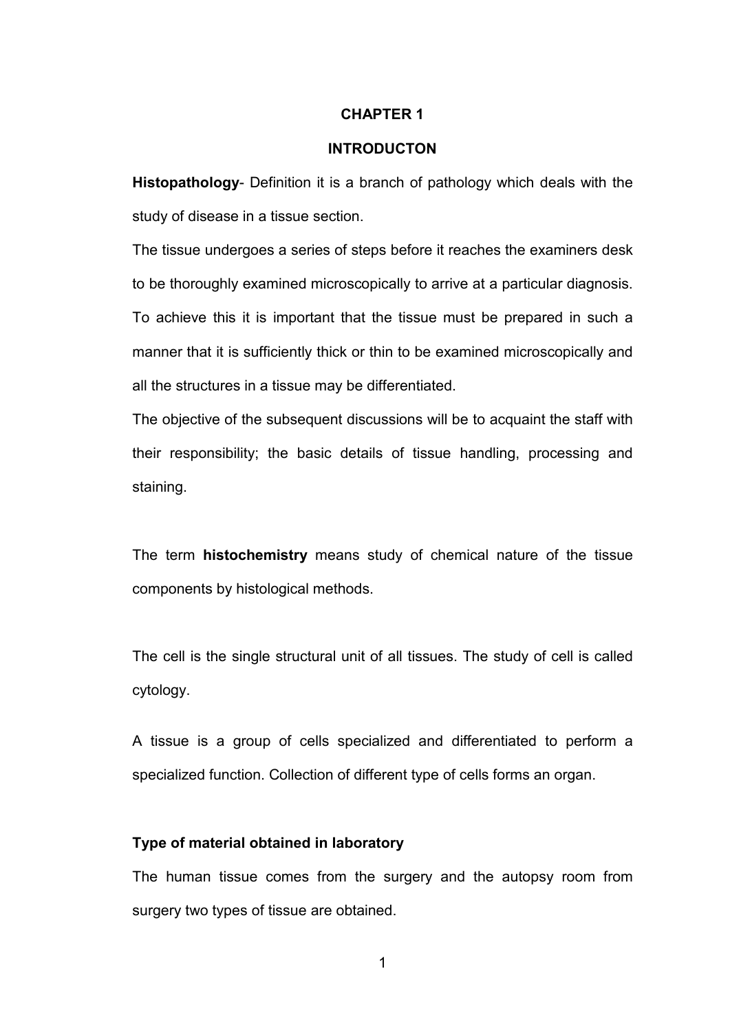# CHAPTER 1

## INTRODUCTON

**Histopathology**- Definition it is a branch of pathology which deals with the study of disease in a tissue section.

The tissue undergoes a series of steps before it reaches the examiners desk to be thoroughly examined microscopically to arrive at a particular diagnosis. To achieve this it is important that the tissue must be prepared in such a manner that it is sufficiently thick or thin to be examined microscopically and all the structures in a tissue may be differentiated.

The objective of the subsequent discussions will be to acquaint the staff with their responsibility; the basic details of tissue handling, processing and staining.

The term **histochemistry** means study of chemical nature of the tissue components by histological methods.

The cell is the single structural unit of all tissues. The study of cell is called cytology.

A tissue is a group of cells specialized and differentiated to perform a specialized function. Collection of different type of cells forms an organ.

### Type of material obtained in laboratory

The human tissue comes from the surgery and the autopsy room from surgery two types of tissue are obtained.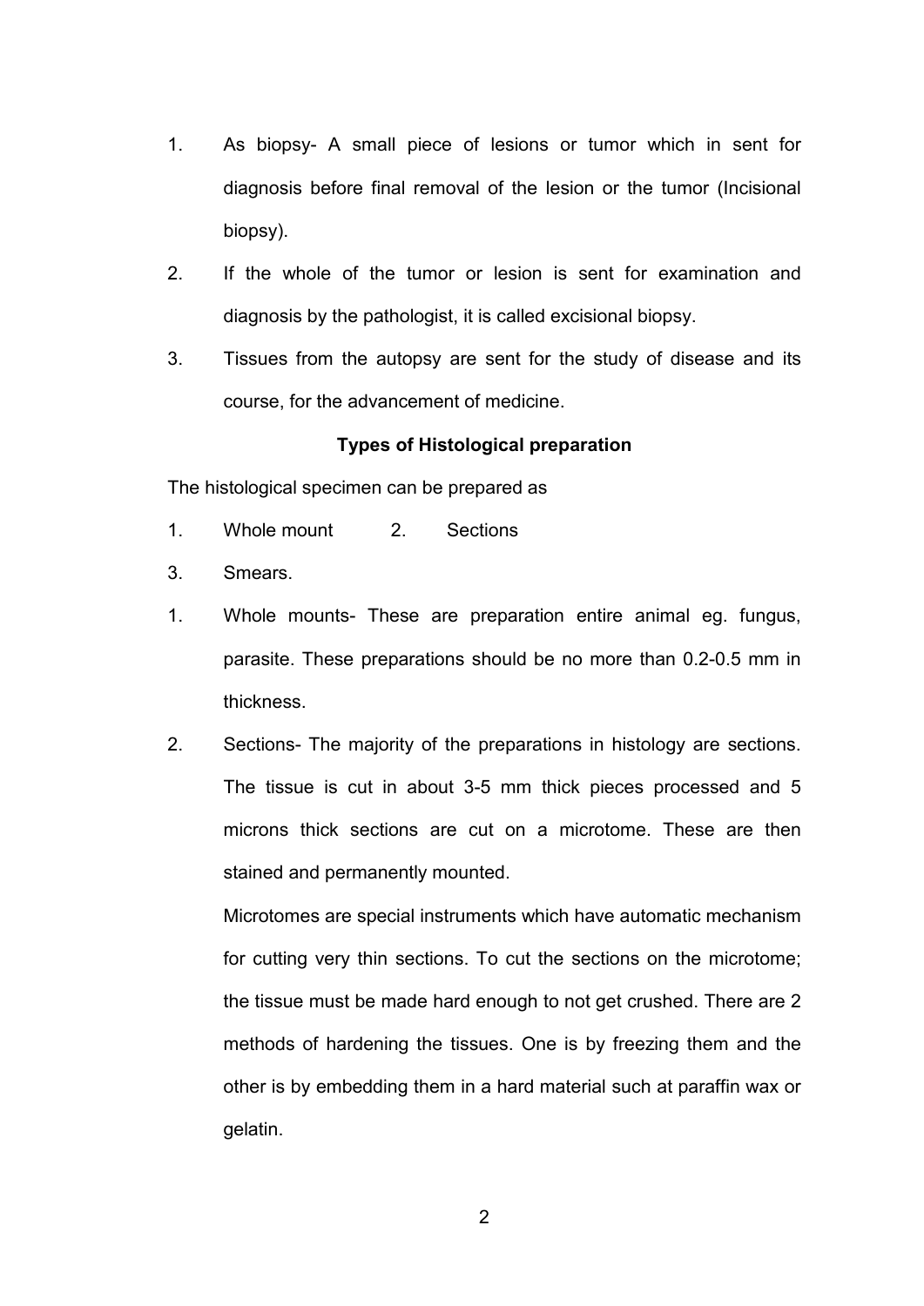1. As biopsy- A small piece of lesions or tumor which in sent for diagnosis before final removal of the lesion or the tumor (Incisional biopsy).
2. If the whole of the tumor or lesion is sent for examination and diagnosis by the pathologist, it is called excisional biopsy.
3. Tissues from the autopsy are sent for the study of disease and its course, for the advancement of medicine.

**Types of Histological preparation**

The histological specimen can be prepared as

1. Whole mount 2. Sections
3. Smears.

1. Whole mounts- These are preparation entire animal eg. fungus, parasite. These preparations should be no more than 0.2-0.5 mm in thickness.
2. Sections- The majority of the preparations in histology are sections. The tissue is cut in about 3-5 mm thick pieces processed and 5 microns thick sections are cut on a microtome. These are then stained and permanently mounted.

   Microtomes are special instruments which have automatic mechanism for cutting very thin sections. To cut the sections on the microtome; the tissue must be made hard enough to not get crushed. There are 2 methods of hardening the tissues. One is by freezing them and the other is by embedding them in a hard material such at paraffin wax or gelatin.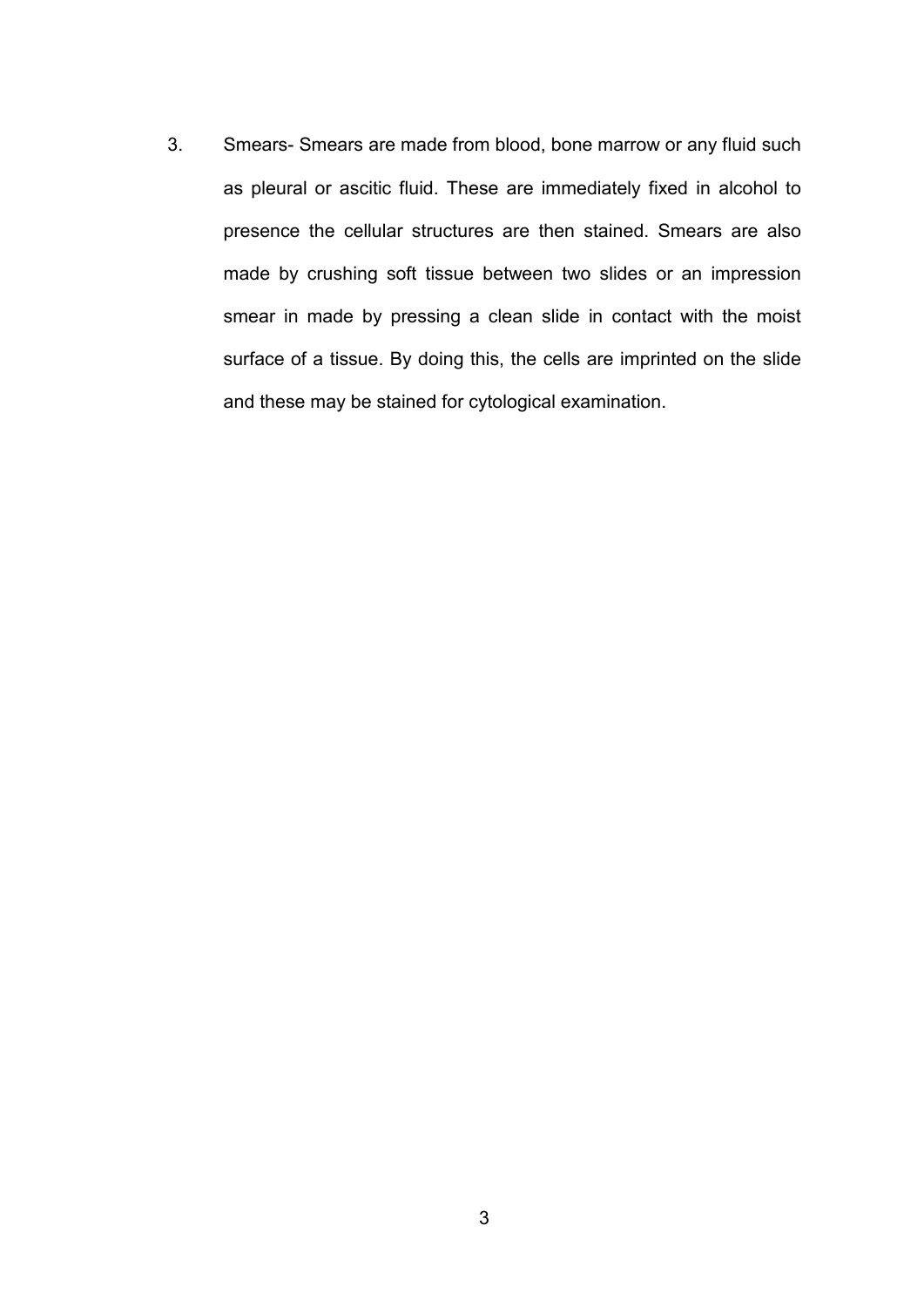3. Smears- Smears are made from blood, bone marrow or any fluid such as pleural or ascitic fluid. These are immediately fixed in alcohol to presence the cellular structures are then stained. Smears are also made by crushing soft tissue between two slides or an impression smear in made by pressing a clean slide in contact with the moist surface of a tissue. By doing this, the cells are imprinted on the slide and these may be stained for cytological examination.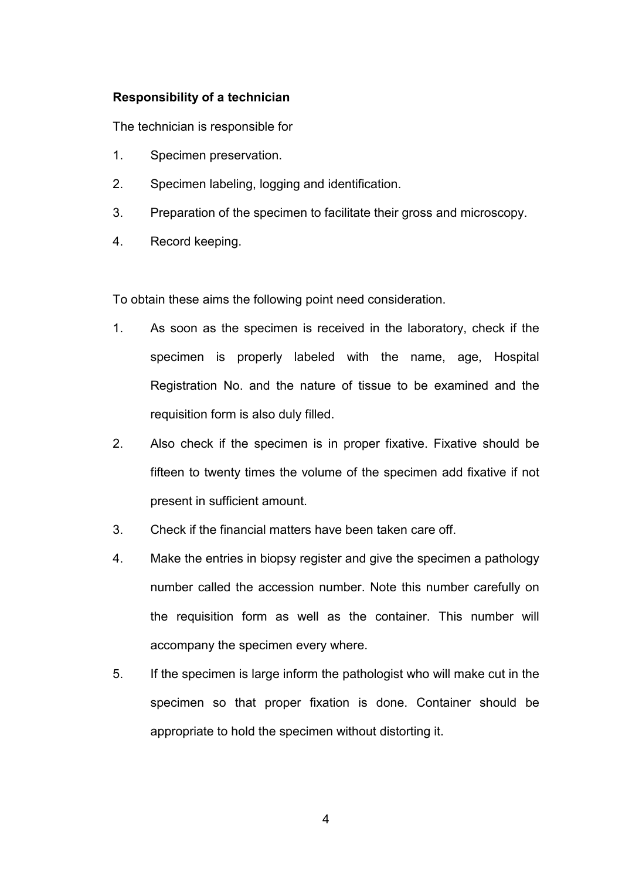**Responsibility of a technician**

The technician is responsible for

1. Specimen preservation.
2. Specimen labeling, logging and identification.
3. Preparation of the specimen to facilitate their gross and microscopy.
4. Record keeping.

To obtain these aims the following point need consideration.

1. As soon as the specimen is received in the laboratory, check if the specimen is properly labeled with the name, age, Hospital Registration No. and the nature of tissue to be examined and the requisition form is also duly filled.
2. Also check if the specimen is in proper fixative. Fixative should be fifteen to twenty times the volume of the specimen add fixative if not present in sufficient amount.
3. Check if the financial matters have been taken care off.
4. Make the entries in biopsy register and give the specimen a pathology number called the accession number. Note this number carefully on the requisition form as well as the container. This number will accompany the specimen every where.
5. If the specimen is large inform the pathologist who will make cut in the specimen so that proper fixation is done. Container should be appropriate to hold the specimen without distorting it.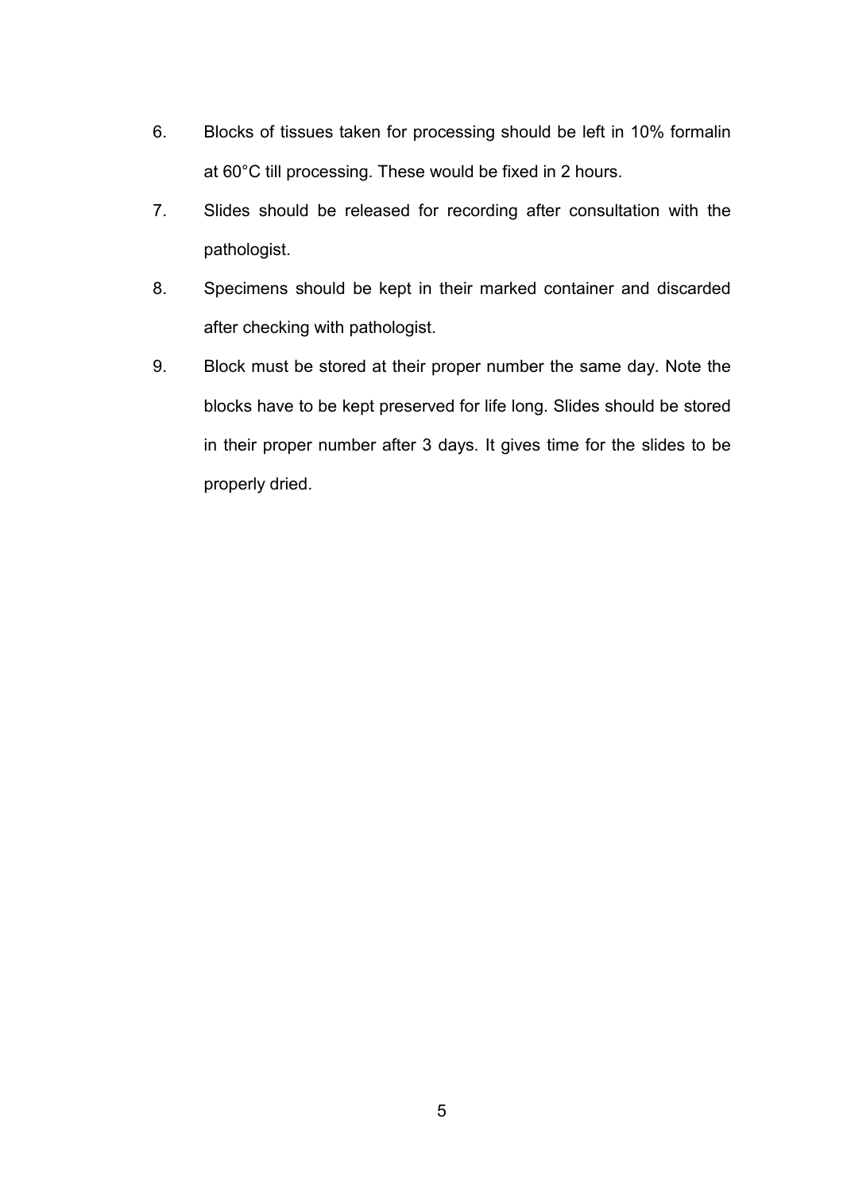6. Blocks of tissues taken for processing should be left in 10% formalin at 60°C till processing. These would be fixed in 2 hours.
7. Slides should be released for recording after consultation with the pathologist.
8. Specimens should be kept in their marked container and discarded after checking with pathologist.
9. Block must be stored at their proper number the same day. Note the blocks have to be kept preserved for life long. Slides should be stored in their proper number after 3 days. It gives time for the slides to be properly dried.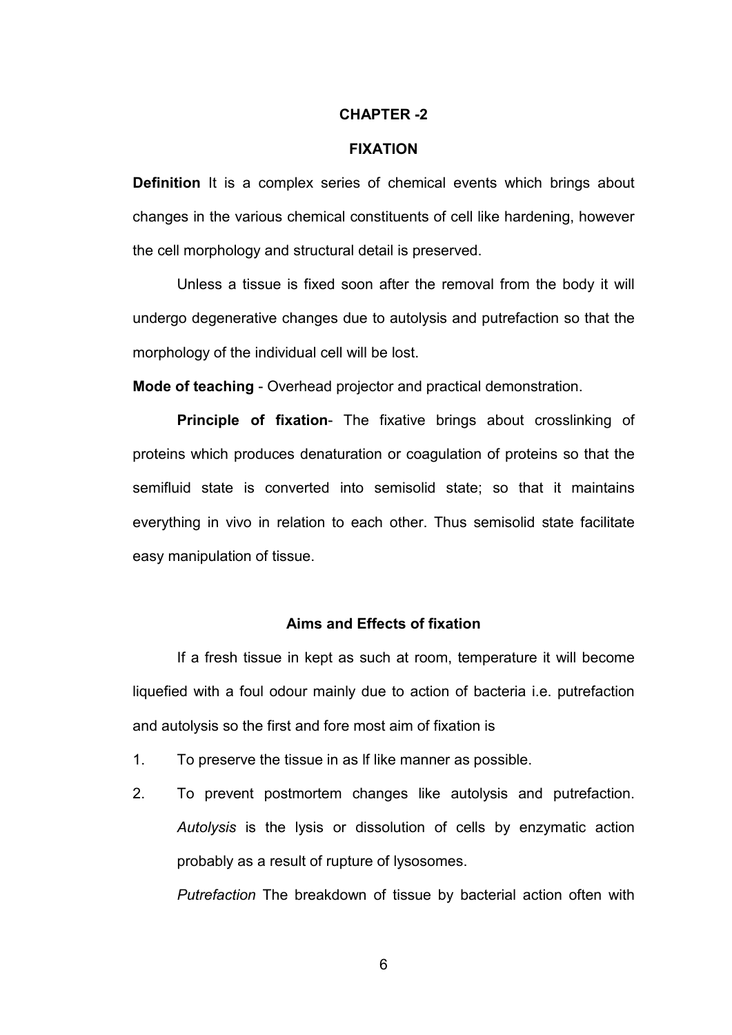# CHAPTER -2

## FIXATION

**Definition** It is a complex series of chemical events which brings about changes in the various chemical constituents of cell like hardening, however the cell morphology and structural detail is preserved.

Unless a tissue is fixed soon after the removal from the body it will undergo degenerative changes due to autolysis and putrefaction so that the morphology of the individual cell will be lost.

**Mode of teaching** - Overhead projector and practical demonstration.

**Principle of fixation**- The fixative brings about crosslinking of proteins which produces denaturation or coagulation of proteins so that the semifluid state is converted into semisolid state; so that it maintains everything in vivo in relation to each other. Thus semisolid state facilitate easy manipulation of tissue.

### Aims and Effects of fixation

If a fresh tissue in kept as such at room, temperature it will become liquefied with a foul odour mainly due to action of bacteria i.e. putrefaction and autolysis so the first and fore most aim of fixation is

1. To preserve the tissue in as lf like manner as possible.
2. To prevent postmortem changes like autolysis and putrefaction. *Autolysis* is the lysis or dissolution of cells by enzymatic action probably as a result of rupture of lysosomes.

   *Putrefaction* The breakdown of tissue by bacterial action often with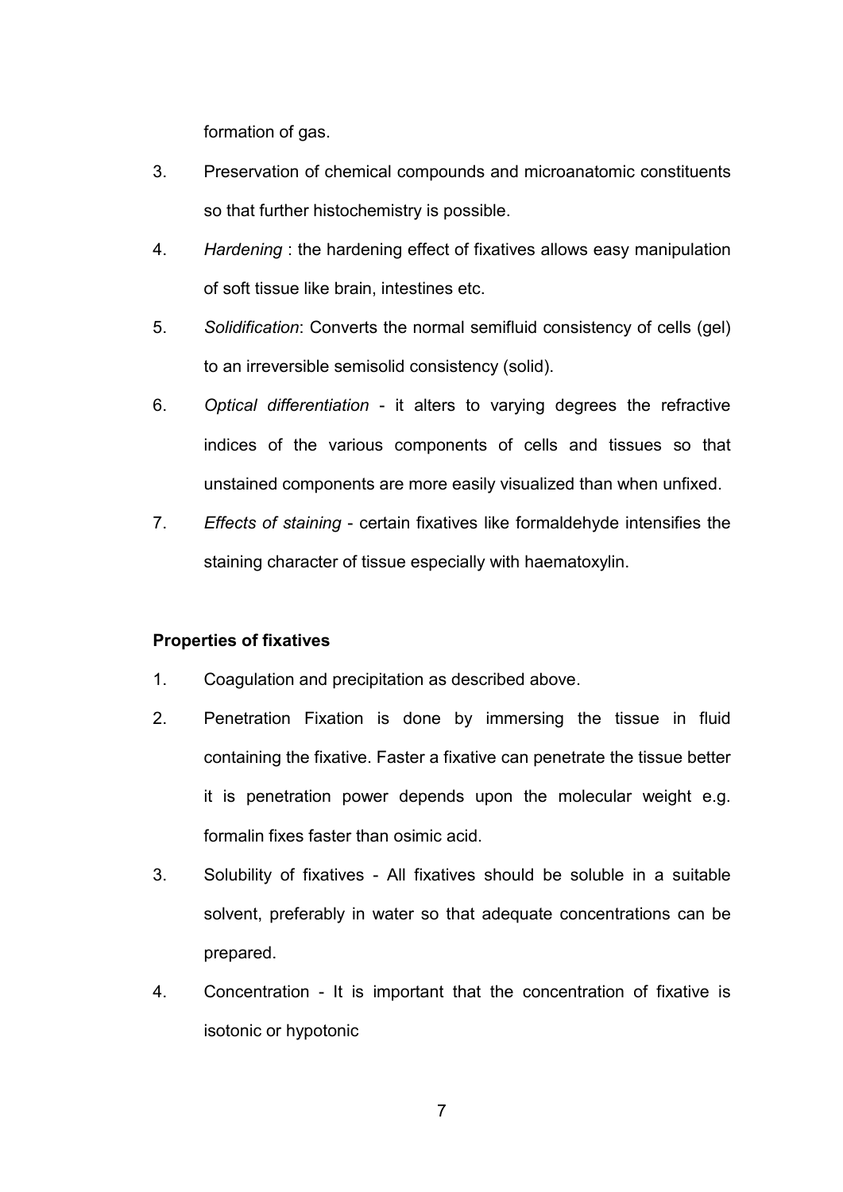formation of gas.

3. Preservation of chemical compounds and microanatomic constituents so that further histochemistry is possible.
4. *Hardening* : the hardening effect of fixatives allows easy manipulation of soft tissue like brain, intestines etc.
5. *Solidification*: Converts the normal semifluid consistency of cells (gel) to an irreversible semisolid consistency (solid).
6. *Optical differentiation* - it alters to varying degrees the refractive indices of the various components of cells and tissues so that unstained components are more easily visualized than when unfixed.
7. *Effects of staining* - certain fixatives like formaldehyde intensifies the staining character of tissue especially with haematoxylin.

**Properties of fixatives**

1. Coagulation and precipitation as described above.
2. Penetration Fixation is done by immersing the tissue in fluid containing the fixative. Faster a fixative can penetrate the tissue better it is penetration power depends upon the molecular weight e.g. formalin fixes faster than osimic acid.
3. Solubility of fixatives - All fixatives should be soluble in a suitable solvent, preferably in water so that adequate concentrations can be prepared.
4. Concentration - It is important that the concentration of fixative is isotonic or hypotonic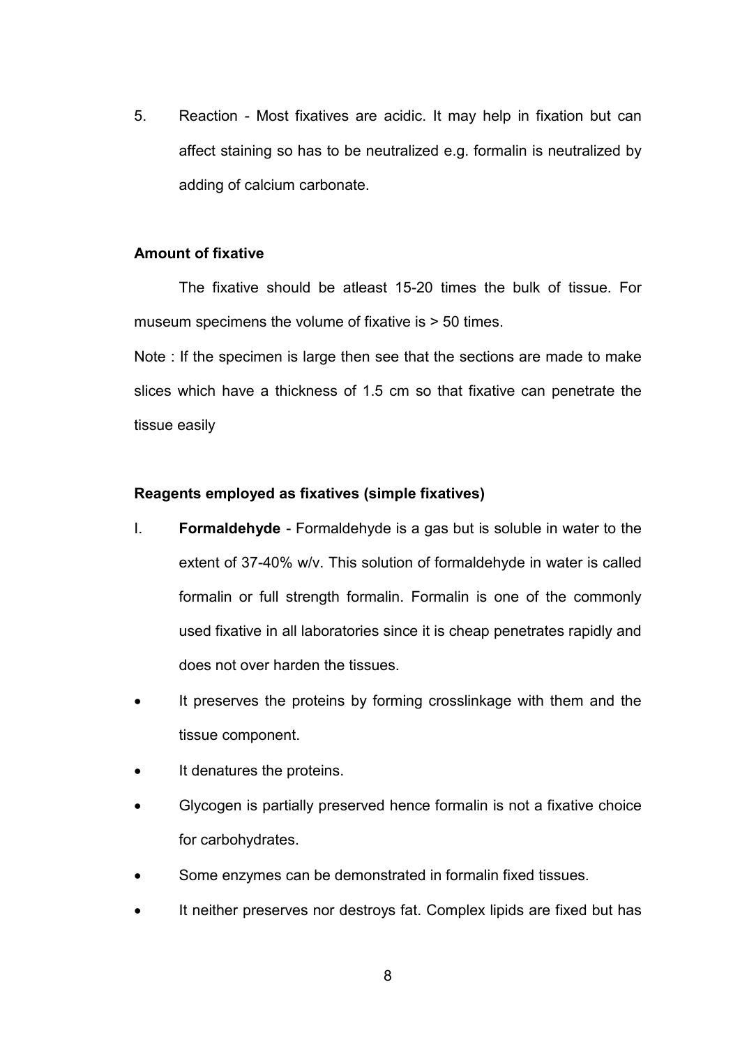5. Reaction - Most fixatives are acidic. It may help in fixation but can affect staining so has to be neutralized e.g. formalin is neutralized by adding of calcium carbonate.

**Amount of fixative**

The fixative should be atleast 15-20 times the bulk of tissue. For museum specimens the volume of fixative is > 50 times.

Note : If the specimen is large then see that the sections are made to make slices which have a thickness of 1.5 cm so that fixative can penetrate the tissue easily

**Reagents employed as fixatives (simple fixatives)**

I. **Formaldehyde** - Formaldehyde is a gas but is soluble in water to the extent of 37-40% w/v. This solution of formaldehyde in water is called formalin or full strength formalin. Formalin is one of the commonly used fixative in all laboratories since it is cheap penetrates rapidly and does not over harden the tissues.

- It preserves the proteins by forming crosslinkage with them and the tissue component.
- It denatures the proteins.
- Glycogen is partially preserved hence formalin is not a fixative choice for carbohydrates.
- Some enzymes can be demonstrated in formalin fixed tissues.
- It neither preserves nor destroys fat. Complex lipids are fixed but has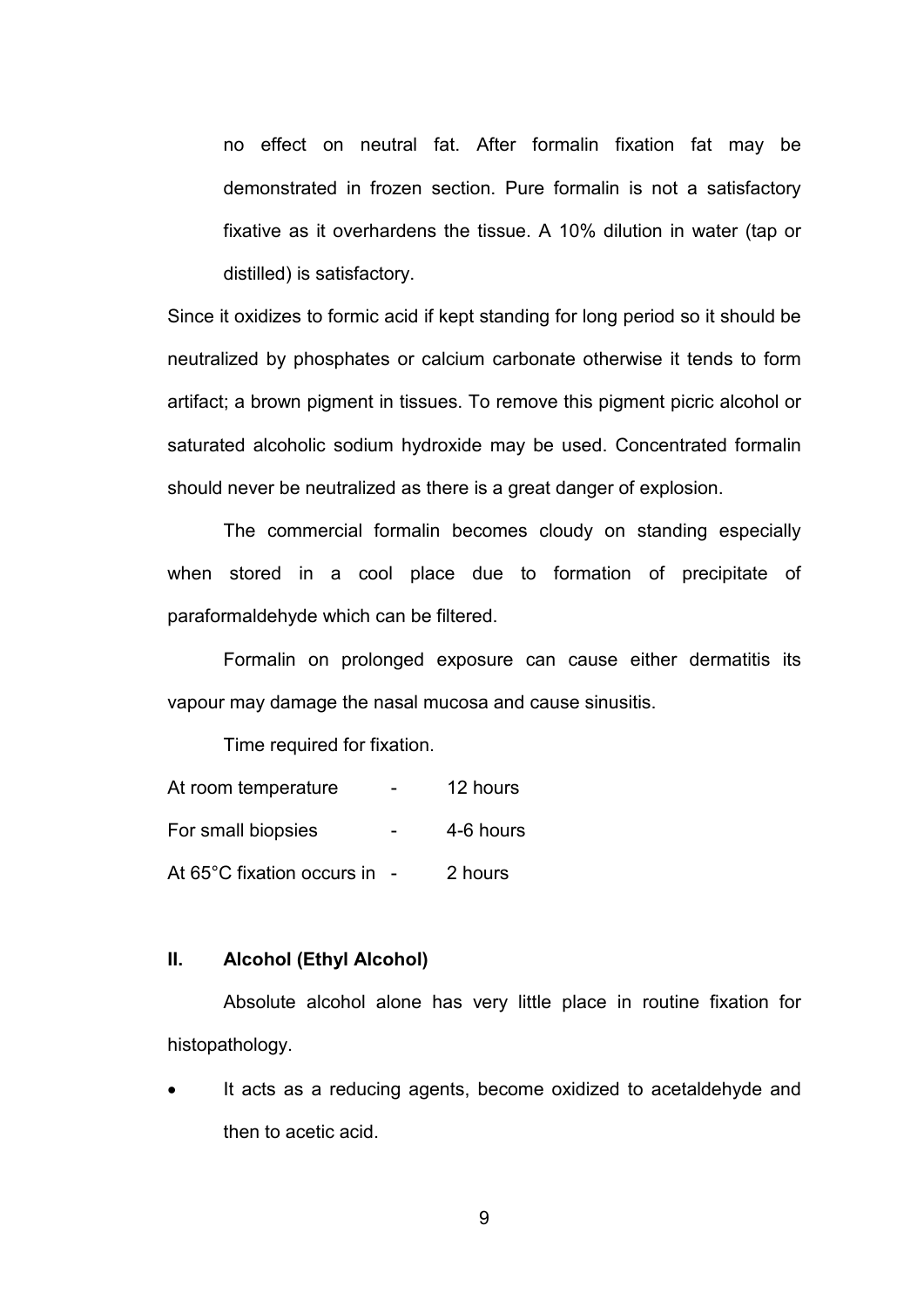no effect on neutral fat. After formalin fixation fat may be demonstrated in frozen section. Pure formalin is not a satisfactory fixative as it overhardens the tissue. A 10% dilution in water (tap or distilled) is satisfactory.

Since it oxidizes to formic acid if kept standing for long period so it should be neutralized by phosphates or calcium carbonate otherwise it tends to form artifact; a brown pigment in tissues. To remove this pigment picric alcohol or saturated alcoholic sodium hydroxide may be used. Concentrated formalin should never be neutralized as there is a great danger of explosion.

The commercial formalin becomes cloudy on standing especially when stored in a cool place due to formation of precipitate of paraformaldehyde which can be filtered.

Formalin on prolonged exposure can cause either dermatitis its vapour may damage the nasal mucosa and cause sinusitis.

Time required for fixation.

| | | |
|---|---|---|
| At room temperature | - | 12 hours |
| For small biopsies | - | 4-6 hours |
| At 65°C fixation occurs in | - | 2 hours |

## II. Alcohol (Ethyl Alcohol)

Absolute alcohol alone has very little place in routine fixation for histopathology.

- It acts as a reducing agents, become oxidized to acetaldehyde and then to acetic acid.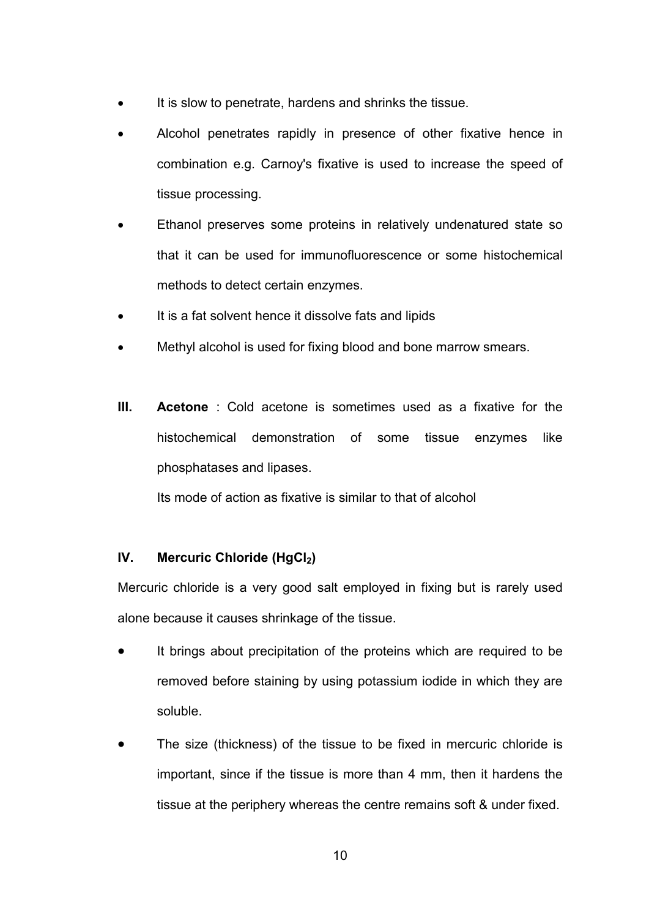- It is slow to penetrate, hardens and shrinks the tissue.
- Alcohol penetrates rapidly in presence of other fixative hence in combination e.g. Carnoy's fixative is used to increase the speed of tissue processing.
- Ethanol preserves some proteins in relatively undenatured state so that it can be used for immunofluorescence or some histochemical methods to detect certain enzymes.
- It is a fat solvent hence it dissolve fats and lipids
- Methyl alcohol is used for fixing blood and bone marrow smears.

**III.** **Acetone** : Cold acetone is sometimes used as a fixative for the histochemical demonstration of some tissue enzymes like phosphatases and lipases.

Its mode of action as fixative is similar to that of alcohol

**IV. Mercuric Chloride ($HgCl_2$)**

Mercuric chloride is a very good salt employed in fixing but is rarely used alone because it causes shrinkage of the tissue.

- It brings about precipitation of the proteins which are required to be removed before staining by using potassium iodide in which they are soluble.
- The size (thickness) of the tissue to be fixed in mercuric chloride is important, since if the tissue is more than 4 mm, then it hardens the tissue at the periphery whereas the centre remains soft & under fixed.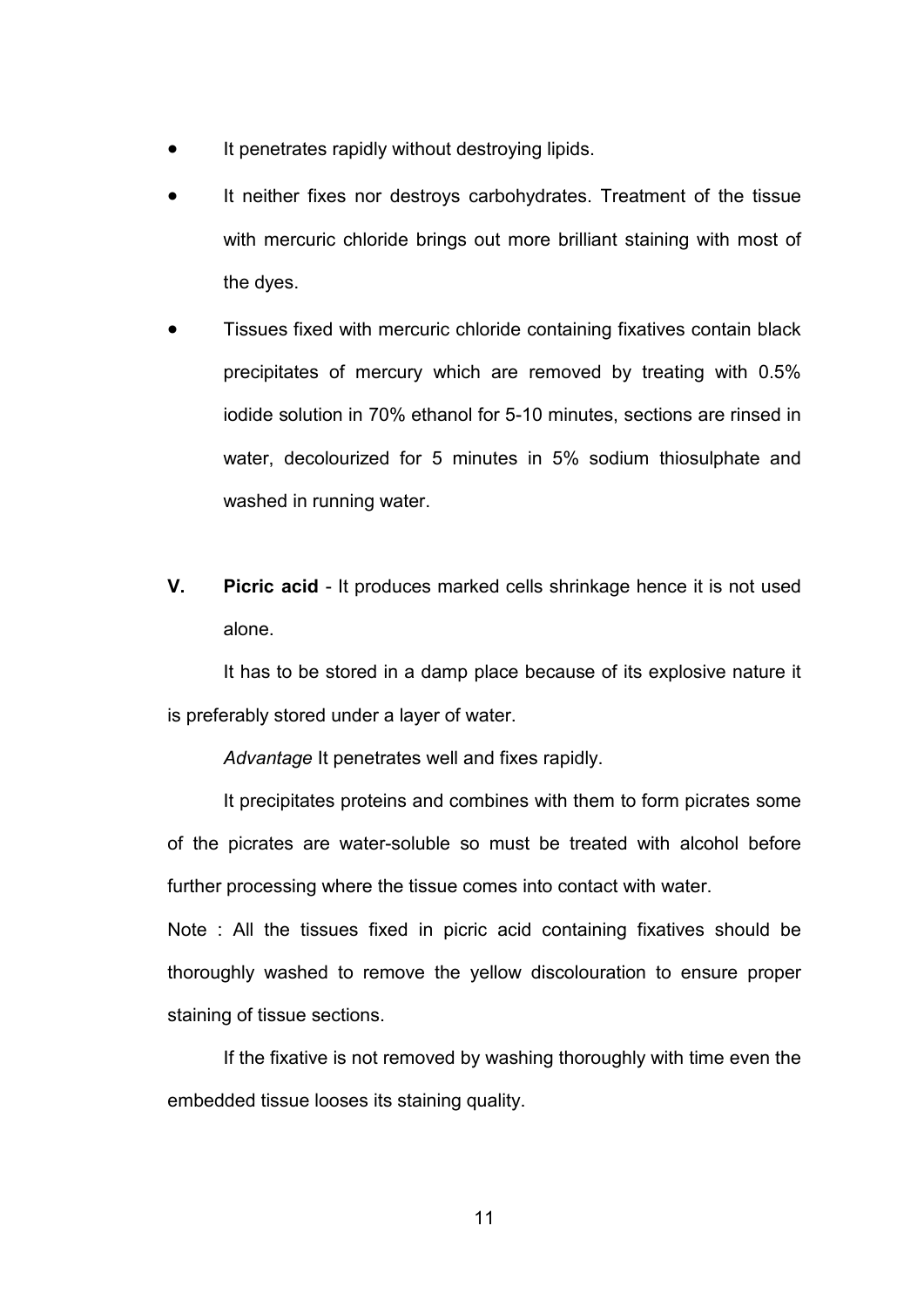- It penetrates rapidly without destroying lipids.
- It neither fixes nor destroys carbohydrates. Treatment of the tissue with mercuric chloride brings out more brilliant staining with most of the dyes.
- Tissues fixed with mercuric chloride containing fixatives contain black precipitates of mercury which are removed by treating with 0.5% iodide solution in 70% ethanol for 5-10 minutes, sections are rinsed in water, decolourized for 5 minutes in 5% sodium thiosulphate and washed in running water.

**V. Picric acid** - It produces marked cells shrinkage hence it is not used alone.

It has to be stored in a damp place because of its explosive nature it is preferably stored under a layer of water.

*Advantage* It penetrates well and fixes rapidly.

It precipitates proteins and combines with them to form picrates some of the picrates are water-soluble so must be treated with alcohol before further processing where the tissue comes into contact with water.

Note : All the tissues fixed in picric acid containing fixatives should be thoroughly washed to remove the yellow discolouration to ensure proper staining of tissue sections.

If the fixative is not removed by washing thoroughly with time even the embedded tissue looses its staining quality.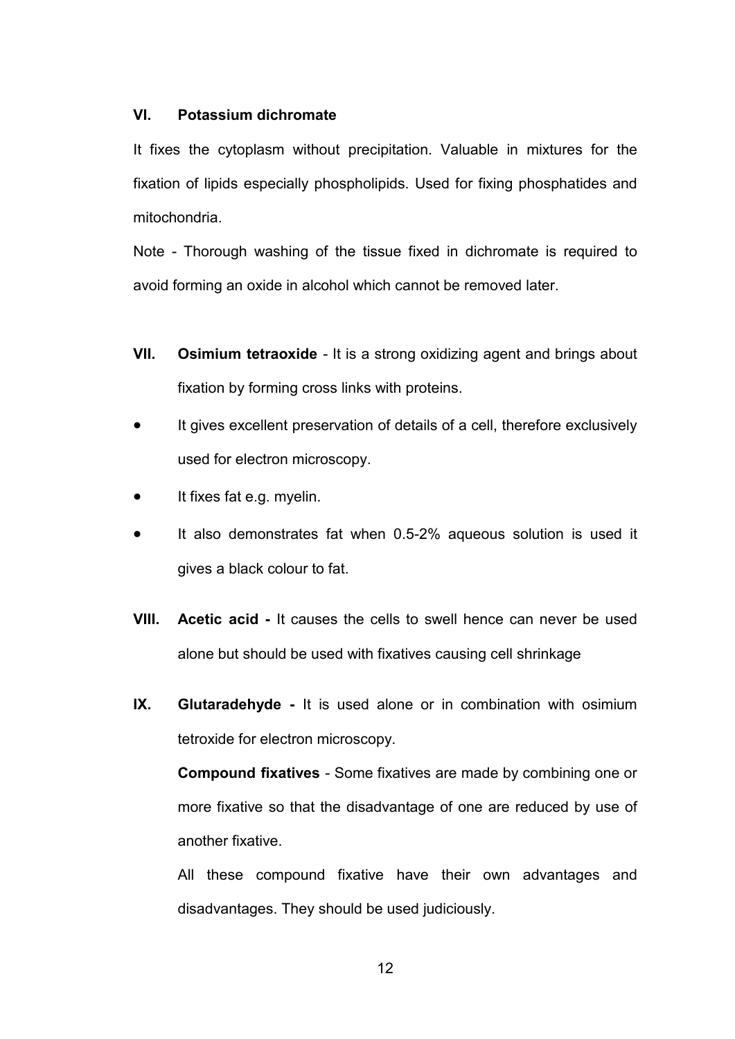**VI. Potassium dichromate**

It fixes the cytoplasm without precipitation. Valuable in mixtures for the fixation of lipids especially phospholipids. Used for fixing phosphatides and mitochondria.

Note - Thorough washing of the tissue fixed in dichromate is required to avoid forming an oxide in alcohol which cannot be removed later.

**VII. Osimium tetraoxide** - It is a strong oxidizing agent and brings about fixation by forming cross links with proteins.

- It gives excellent preservation of details of a cell, therefore exclusively used for electron microscopy.
- It fixes fat e.g. myelin.
- It also demonstrates fat when 0.5-2% aqueous solution is used it gives a black colour to fat.

**VIII. Acetic acid -** It causes the cells to swell hence can never be used alone but should be used with fixatives causing cell shrinkage

**IX. Glutaradehyde -** It is used alone or in combination with osimium tetroxide for electron microscopy.

**Compound fixatives** - Some fixatives are made by combining one or more fixative so that the disadvantage of one are reduced by use of another fixative.

All these compound fixative have their own advantages and disadvantages. They should be used judiciously.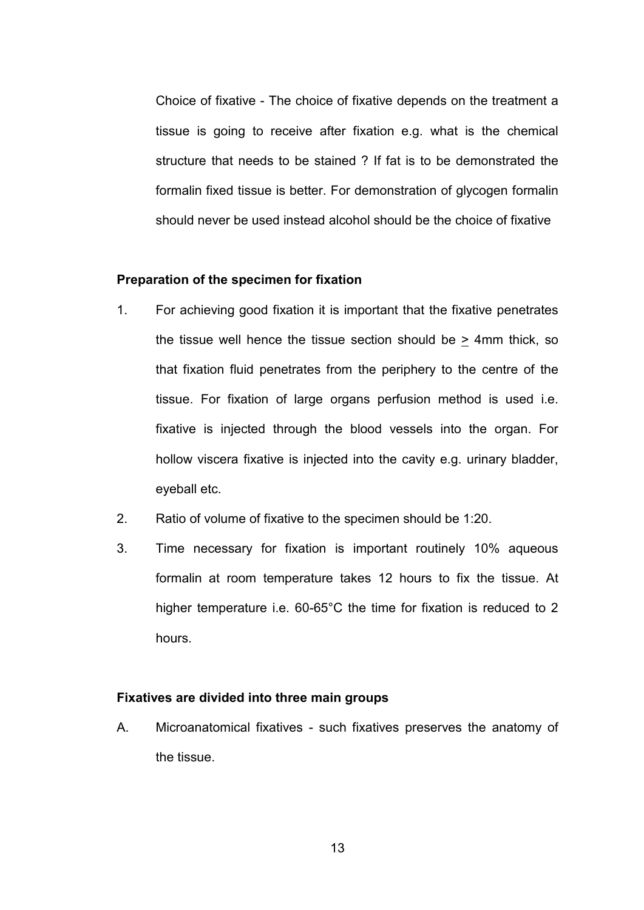Choice of fixative - The choice of fixative depends on the treatment a tissue is going to receive after fixation e.g. what is the chemical structure that needs to be stained ? If fat is to be demonstrated the formalin fixed tissue is better. For demonstration of glycogen formalin should never be used instead alcohol should be the choice of fixative

**Preparation of the specimen for fixation**

1. For achieving good fixation it is important that the fixative penetrates the tissue well hence the tissue section should be $\geq$ 4mm thick, so that fixation fluid penetrates from the periphery to the centre of the tissue. For fixation of large organs perfusion method is used i.e. fixative is injected through the blood vessels into the organ. For hollow viscera fixative is injected into the cavity e.g. urinary bladder, eyeball etc.
2. Ratio of volume of fixative to the specimen should be 1:20.
3. Time necessary for fixation is important routinely 10% aqueous formalin at room temperature takes 12 hours to fix the tissue. At higher temperature i.e. 60-65°C the time for fixation is reduced to 2 hours.

**Fixatives are divided into three main groups**

A. Microanatomical fixatives - such fixatives preserves the anatomy of the tissue.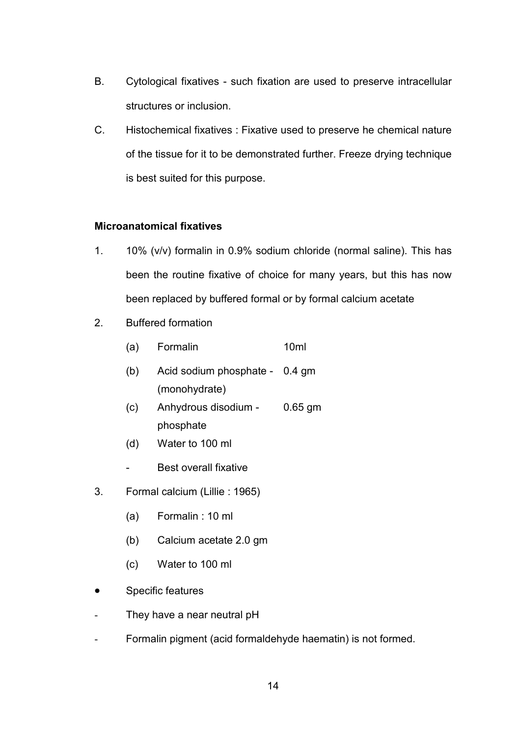B. Cytological fixatives - such fixation are used to preserve intracellular structures or inclusion.

C. Histochemical fixatives : Fixative used to preserve he chemical nature of the tissue for it to be demonstrated further. Freeze drying technique is best suited for this purpose.

**Microanatomical fixatives**

1. 10% (v/v) formalin in 0.9% sodium chloride (normal saline). This has been the routine fixative of choice for many years, but this has now been replaced by buffered formal or by formal calcium acetate

2. Buffered formation

   (a) Formalin 10ml

   (b) Acid sodium phosphate - (monohydrate) 0.4 gm

   (c) Anhydrous disodium - phosphate 0.65 gm

   (d) Water to 100 ml

   - Best overall fixative

3. Formal calcium (Lillie : 1965)

   (a) Formalin : 10 ml

   (b) Calcium acetate 2.0 gm

   (c) Water to 100 ml

- Specific features

- They have a near neutral pH
- Formalin pigment (acid formaldehyde haematin) is not formed.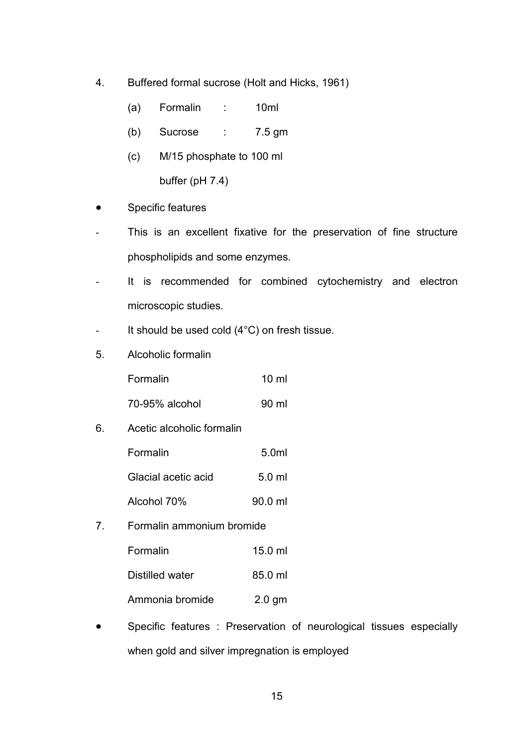4. Buffered formal sucrose (Holt and Hicks, 1961)

   (a) Formalin : 10ml

   (b) Sucrose : 7.5 gm

   (c) M/15 phosphate to 100 ml
   buffer (pH 7.4)

- Specific features

- This is an excellent fixative for the preservation of fine structure phospholipids and some enzymes.
- It is recommended for combined cytochemistry and electron microscopic studies.
- It should be used cold (4°C) on fresh tissue.

5. Alcoholic formalin

| | |
|---|---|
| Formalin | 10 ml |
| 70-95% alcohol | 90 ml |

6. Acetic alcoholic formalin

| | |
|---|---|
| Formalin | 5.0ml |
| Glacial acetic acid | 5.0 ml |
| Alcohol 70% | 90.0 ml |

7. Formalin ammonium bromide

| | |
|---|---|
| Formalin | 15.0 ml |
| Distilled water | 85.0 ml |
| Ammonia bromide | 2.0 gm |

- Specific features : Preservation of neurological tissues especially when gold and silver impregnation is employed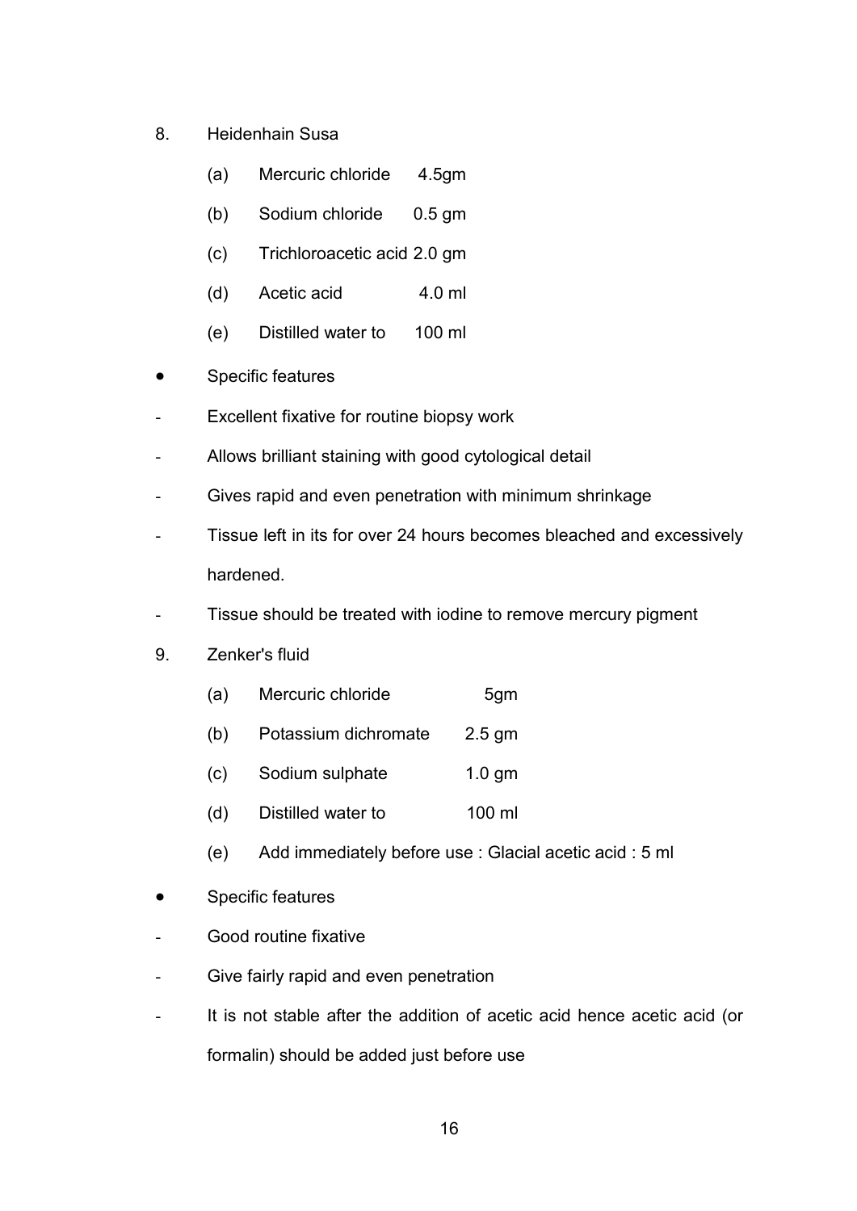8. Heidenhain Susa

    (a) Mercuric chloride 4.5gm

    (b) Sodium chloride 0.5 gm

    (c) Trichloroacetic acid 2.0 gm

    (d) Acetic acid 4.0 ml

    (e) Distilled water to 100 ml

- Specific features

- Excellent fixative for routine biopsy work
- Allows brilliant staining with good cytological detail
- Gives rapid and even penetration with minimum shrinkage
- Tissue left in its for over 24 hours becomes bleached and excessively hardened.
- Tissue should be treated with iodine to remove mercury pigment

9. Zenker's fluid

    (a) Mercuric chloride 5gm

    (b) Potassium dichromate 2.5 gm

    (c) Sodium sulphate 1.0 gm

    (d) Distilled water to 100 ml

    (e) Add immediately before use : Glacial acetic acid : 5 ml

- Specific features

- Good routine fixative
- Give fairly rapid and even penetration
- It is not stable after the addition of acetic acid hence acetic acid (or formalin) should be added just before use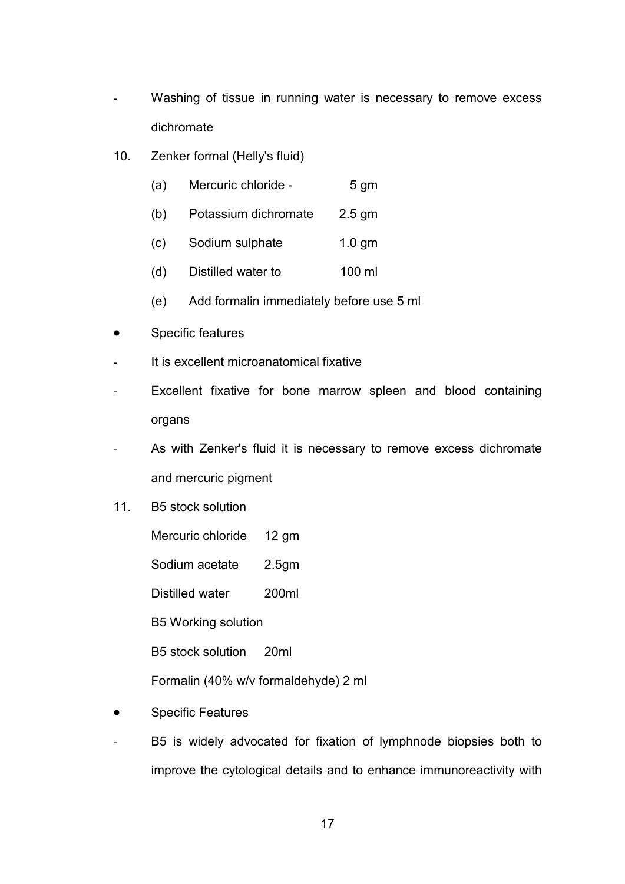- Washing of tissue in running water is necessary to remove excess dichromate

10. Zenker formal (Helly's fluid)

    (a) Mercuric chloride - 5 gm

    (b) Potassium dichromate 2.5 gm

    (c) Sodium sulphate 1.0 gm

    (d) Distilled water to 100 ml

    (e) Add formalin immediately before use 5 ml

- Specific features

- It is excellent microanatomical fixative
- Excellent fixative for bone marrow spleen and blood containing organs
- As with Zenker's fluid it is necessary to remove excess dichromate and mercuric pigment

11. B5 stock solution

    Mercuric chloride 12 gm

    Sodium acetate 2.5gm

    Distilled water 200ml

    B5 Working solution

    B5 stock solution 20ml

    Formalin (40% w/v formaldehyde) 2 ml

- Specific Features

- B5 is widely advocated for fixation of lymphnode biopsies both to improve the cytological details and to enhance immunoreactivity with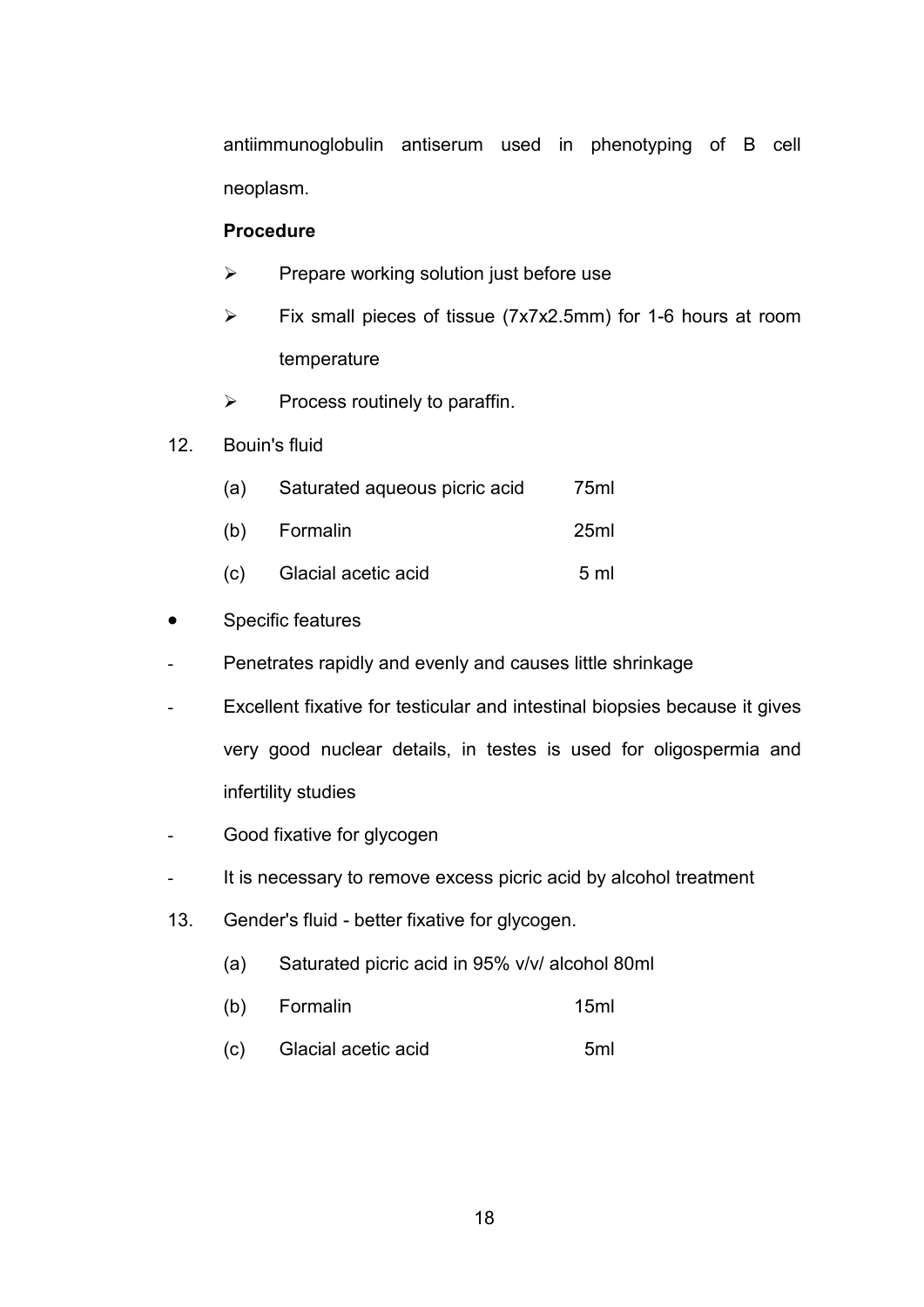antiimmunoglobulin antiserum used in phenotyping of B cell neoplasm.

**Procedure**

- Prepare working solution just before use
- Fix small pieces of tissue (7x7x2.5mm) for 1-6 hours at room temperature
- Process routinely to paraffin.

12. Bouin's fluid

    (a) Saturated aqueous picric acid 75ml

    (b) Formalin 25ml

    (c) Glacial acetic acid 5 ml

- Specific features

- Penetrates rapidly and evenly and causes little shrinkage
- Excellent fixative for testicular and intestinal biopsies because it gives very good nuclear details, in testes is used for oligospermia and infertility studies
- Good fixative for glycogen
- It is necessary to remove excess picric acid by alcohol treatment

13. Gender's fluid - better fixative for glycogen.

    (a) Saturated picric acid in 95% v/v/ alcohol 80ml

    (b) Formalin 15ml

    (c) Glacial acetic acid 5ml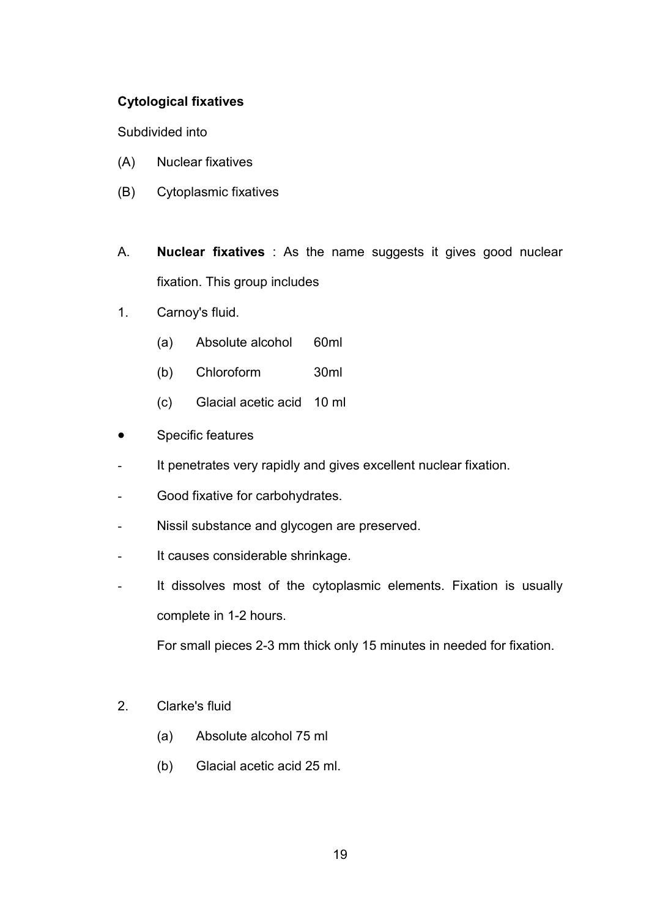**Cytological fixatives**

Subdivided into

(A) Nuclear fixatives

(B) Cytoplasmic fixatives

A. **Nuclear fixatives** : As the name suggests it gives good nuclear fixation. This group includes

1. Carnoy's fluid.
   - (a) Absolute alcohol 60ml
   - (b) Chloroform 30ml
   - (c) Glacial acetic acid 10 ml

- Specific features

- It penetrates very rapidly and gives excellent nuclear fixation.
- Good fixative for carbohydrates.
- Nissil substance and glycogen are preserved.
- It causes considerable shrinkage.
- It dissolves most of the cytoplasmic elements. Fixation is usually complete in 1-2 hours.

  For small pieces 2-3 mm thick only 15 minutes in needed for fixation.

2. Clarke's fluid
   - (a) Absolute alcohol 75 ml
   - (b) Glacial acetic acid 25 ml.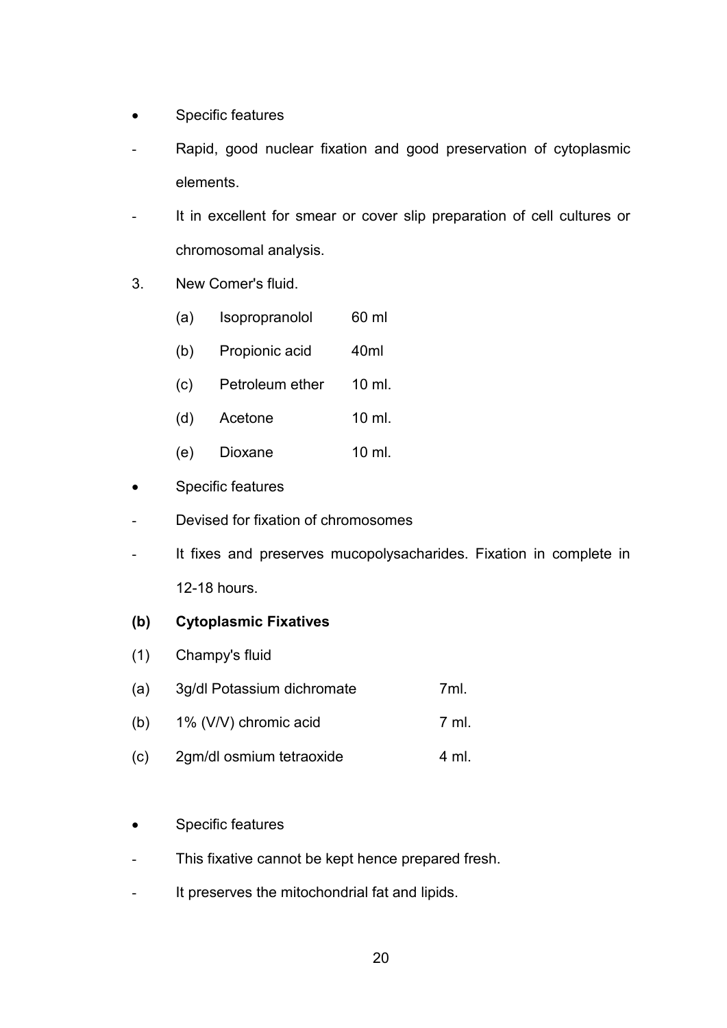- Specific features

- Rapid, good nuclear fixation and good preservation of cytoplasmic elements.
- It in excellent for smear or cover slip preparation of cell cultures or chromosomal analysis.

3. New Comer's fluid.

   (a) Isopropranolol 60 ml

   (b) Propionic acid 40ml

   (c) Petroleum ether 10 ml.

   (d) Acetone 10 ml.

   (e) Dioxane 10 ml.

- Specific features

- Devised for fixation of chromosomes
- It fixes and preserves mucopolysacharides. Fixation in complete in 12-18 hours.

**(b) Cytoplasmic Fixatives**

(1) Champy's fluid

(a) 3g/dl Potassium dichromate 7ml.

(b) 1% (V/V) chromic acid 7 ml.

(c) 2gm/dl osmium tetraoxide 4 ml.

- Specific features

- This fixative cannot be kept hence prepared fresh.
- It preserves the mitochondrial fat and lipids.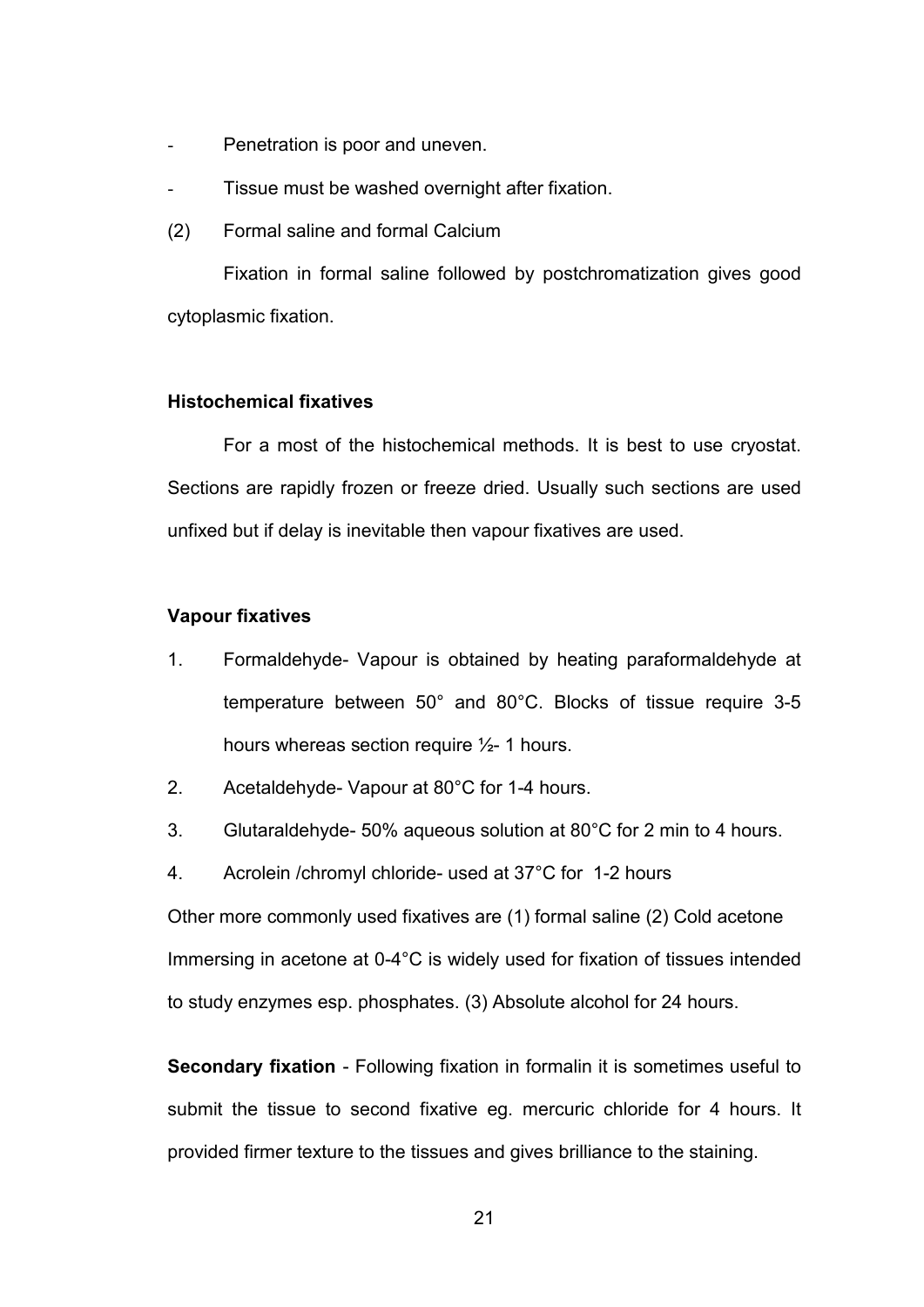- Penetration is poor and uneven.
- Tissue must be washed overnight after fixation.

(2) Formal saline and formal Calcium

Fixation in formal saline followed by postchromatization gives good cytoplasmic fixation.

**Histochemical fixatives**

For a most of the histochemical methods. It is best to use cryostat. Sections are rapidly frozen or freeze dried. Usually such sections are used unfixed but if delay is inevitable then vapour fixatives are used.

**Vapour fixatives**

1. Formaldehyde- Vapour is obtained by heating paraformaldehyde at temperature between 50° and 80°C. Blocks of tissue require 3-5 hours whereas section require ½- 1 hours.
2. Acetaldehyde- Vapour at 80°C for 1-4 hours.
3. Glutaraldehyde- 50% aqueous solution at 80°C for 2 min to 4 hours.
4. Acrolein /chromyl chloride- used at 37°C for 1-2 hours

Other more commonly used fixatives are (1) formal saline (2) Cold acetone Immersing in acetone at 0-4°C is widely used for fixation of tissues intended to study enzymes esp. phosphates. (3) Absolute alcohol for 24 hours.

**Secondary fixation** - Following fixation in formalin it is sometimes useful to submit the tissue to second fixative eg. mercuric chloride for 4 hours. It provided firmer texture to the tissues and gives brilliance to the staining.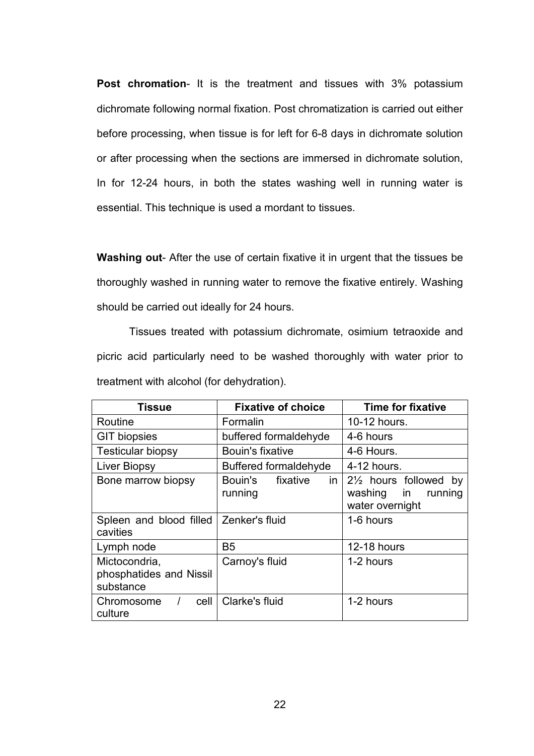**Post chromation**- It is the treatment and tissues with 3% potassium dichromate following normal fixation. Post chromatization is carried out either before processing, when tissue is for left for 6-8 days in dichromate solution or after processing when the sections are immersed in dichromate solution, In for 12-24 hours, in both the states washing well in running water is essential. This technique is used a mordant to tissues.

**Washing out**- After the use of certain fixative it in urgent that the tissues be thoroughly washed in running water to remove the fixative entirely. Washing should be carried out ideally for 24 hours.

Tissues treated with potassium dichromate, osimium tetraoxide and picric acid particularly need to be washed thoroughly with water prior to treatment with alcohol (for dehydration).

| Tissue | Fixative of choice | Time for fixative |
|---|---|---|
| Routine | Formalin | 10-12 hours. |
| GIT biopsies | buffered formaldehyde | 4-6 hours |
| Testicular biopsy | Bouin's fixative | 4-6 Hours. |
| Liver Biopsy | Buffered formaldehyde | 4-12 hours. |
| Bone marrow biopsy | Bouin's fixative in running | 2½ hours followed by washing in running water overnight |
| Spleen and blood filled cavities | Zenker's fluid | 1-6 hours |
| Lymph node | B5 | 12-18 hours |
| Mictocondria, phosphatides and Nissil substance | Carnoy's fluid | 1-2 hours |
| Chromosome / cell culture | Clarke's fluid | 1-2 hours |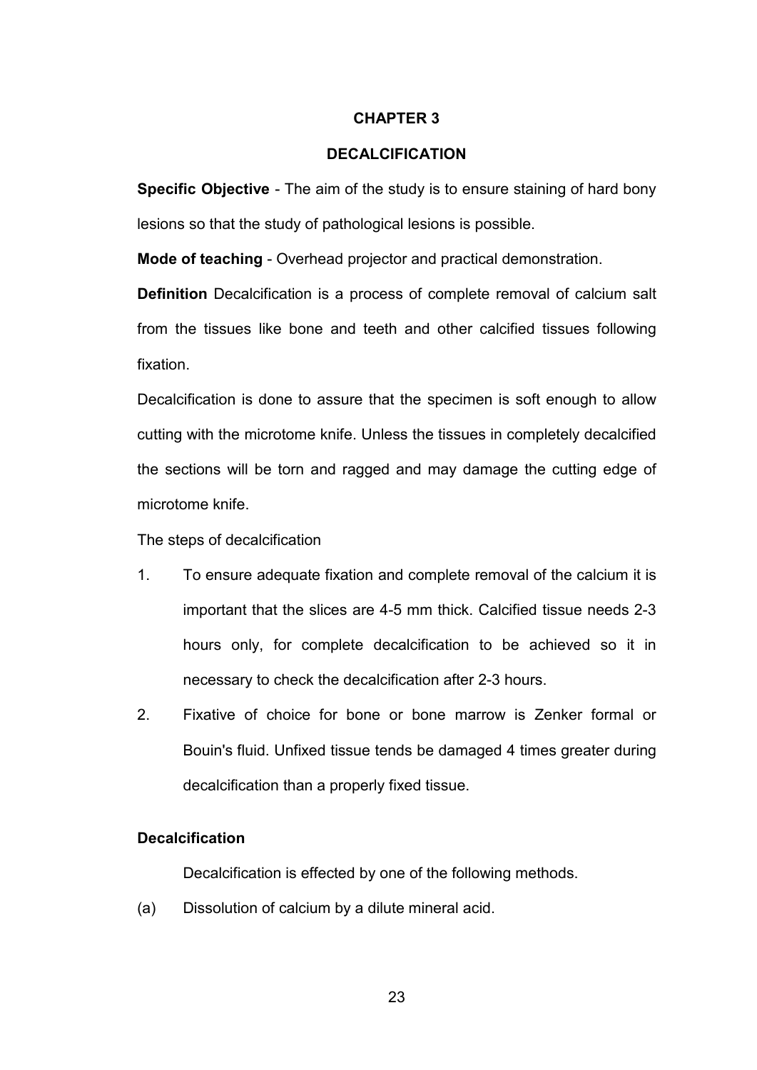# CHAPTER 3

## DECALCIFICATION

**Specific Objective** - The aim of the study is to ensure staining of hard bony lesions so that the study of pathological lesions is possible.

**Mode of teaching** - Overhead projector and practical demonstration.

**Definition** Decalcification is a process of complete removal of calcium salt from the tissues like bone and teeth and other calcified tissues following fixation.

Decalcification is done to assure that the specimen is soft enough to allow cutting with the microtome knife. Unless the tissues in completely decalcified the sections will be torn and ragged and may damage the cutting edge of microtome knife.

The steps of decalcification

1. To ensure adequate fixation and complete removal of the calcium it is important that the slices are 4-5 mm thick. Calcified tissue needs 2-3 hours only, for complete decalcification to be achieved so it in necessary to check the decalcification after 2-3 hours.
2. Fixative of choice for bone or bone marrow is Zenker formal or Bouin's fluid. Unfixed tissue tends be damaged 4 times greater during decalcification than a properly fixed tissue.

**Decalcification**

Decalcification is effected by one of the following methods.

(a) Dissolution of calcium by a dilute mineral acid.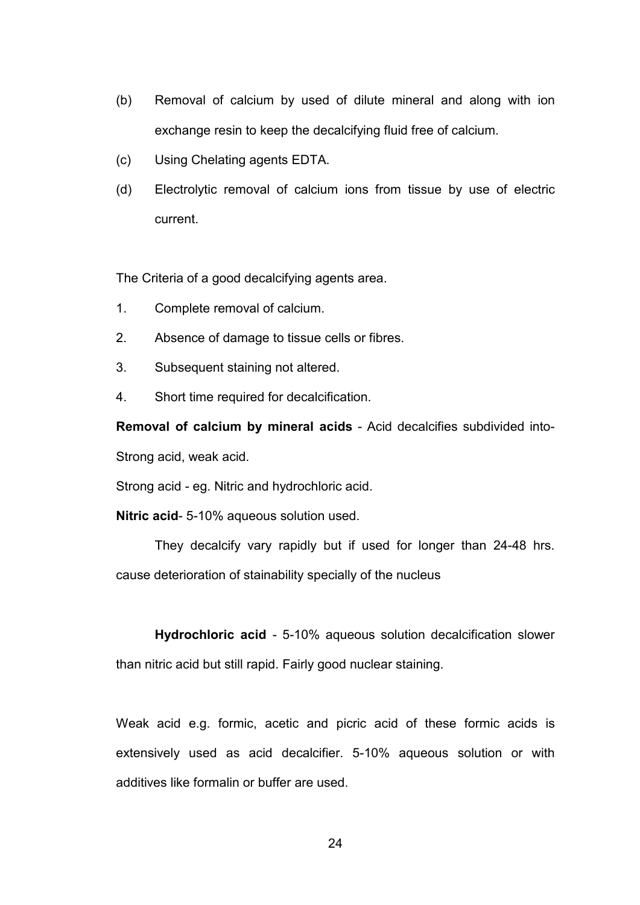(b) Removal of calcium by used of dilute mineral and along with ion exchange resin to keep the decalcifying fluid free of calcium.

(c) Using Chelating agents EDTA.

(d) Electrolytic removal of calcium ions from tissue by use of electric current.

The Criteria of a good decalcifying agents area.

1. Complete removal of calcium.
2. Absence of damage to tissue cells or fibres.
3. Subsequent staining not altered.
4. Short time required for decalcification.

**Removal of calcium by mineral acids** - Acid decalcifies subdivided into- Strong acid, weak acid.

Strong acid - eg. Nitric and hydrochloric acid.

**Nitric acid**- 5-10% aqueous solution used.

They decalcify vary rapidly but if used for longer than 24-48 hrs. cause deterioration of stainability specially of the nucleus

**Hydrochloric acid** - 5-10% aqueous solution decalcification slower than nitric acid but still rapid. Fairly good nuclear staining.

Weak acid e.g. formic, acetic and picric acid of these formic acids is extensively used as acid decalcifier. 5-10% aqueous solution or with additives like formalin or buffer are used.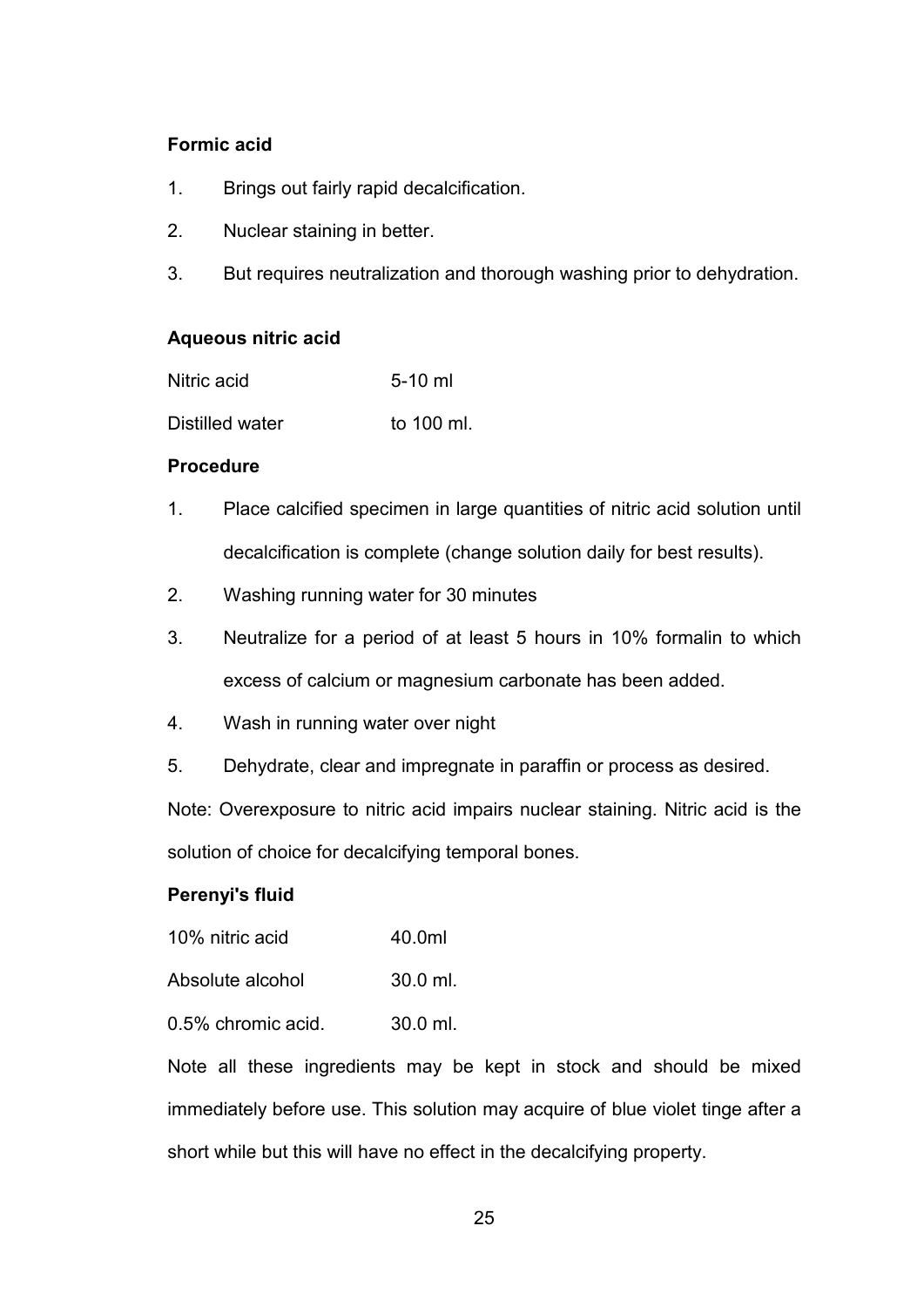**Formic acid**

1. Brings out fairly rapid decalcification.
2. Nuclear staining in better.
3. But requires neutralization and thorough washing prior to dehydration.

**Aqueous nitric acid**

| | |
|---|---|
| Nitric acid | 5-10 ml |
| Distilled water | to 100 ml. |

**Procedure**

1. Place calcified specimen in large quantities of nitric acid solution until decalcification is complete (change solution daily for best results).
2. Washing running water for 30 minutes
3. Neutralize for a period of at least 5 hours in 10% formalin to which excess of calcium or magnesium carbonate has been added.
4. Wash in running water over night
5. Dehydrate, clear and impregnate in paraffin or process as desired.

Note: Overexposure to nitric acid impairs nuclear staining. Nitric acid is the solution of choice for decalcifying temporal bones.

**Perenyi's fluid**

| | |
|---|---|
| 10% nitric acid | 40.0ml |
| Absolute alcohol | 30.0 ml. |
| 0.5% chromic acid. | 30.0 ml. |

Note all these ingredients may be kept in stock and should be mixed immediately before use. This solution may acquire of blue violet tinge after a short while but this will have no effect in the decalcifying property.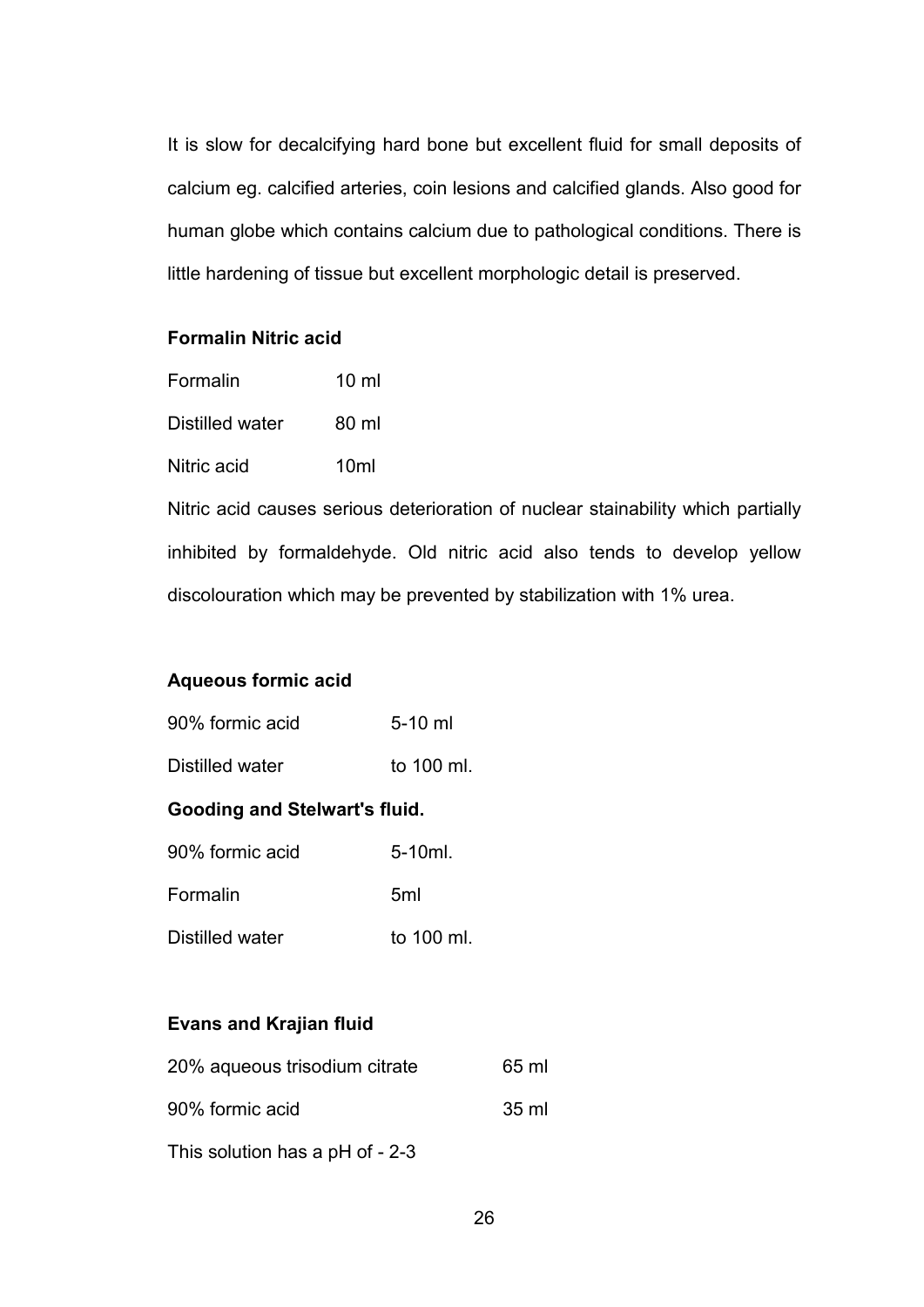It is slow for decalcifying hard bone but excellent fluid for small deposits of calcium eg. calcified arteries, coin lesions and calcified glands. Also good for human globe which contains calcium due to pathological conditions. There is little hardening of tissue but excellent morphologic detail is preserved.

**Formalin Nitric acid**

| | |
|---|---|
| Formalin | 10 ml |
| Distilled water | 80 ml |
| Nitric acid | 10ml |

Nitric acid causes serious deterioration of nuclear stainability which partially inhibited by formaldehyde. Old nitric acid also tends to develop yellow discolouration which may be prevented by stabilization with 1% urea.

**Aqueous formic acid**

| | |
|---|---|
| 90% formic acid | 5-10 ml |
| Distilled water | to 100 ml. |

**Gooding and Stelwart's fluid.**

| | |
|---|---|
| 90% formic acid | 5-10ml. |
| Formalin | 5ml |
| Distilled water | to 100 ml. |

**Evans and Krajian fluid**

| | |
|---|---|
| 20% aqueous trisodium citrate | 65 ml |
| 90% formic acid | 35 ml |

This solution has a pH of - 2-3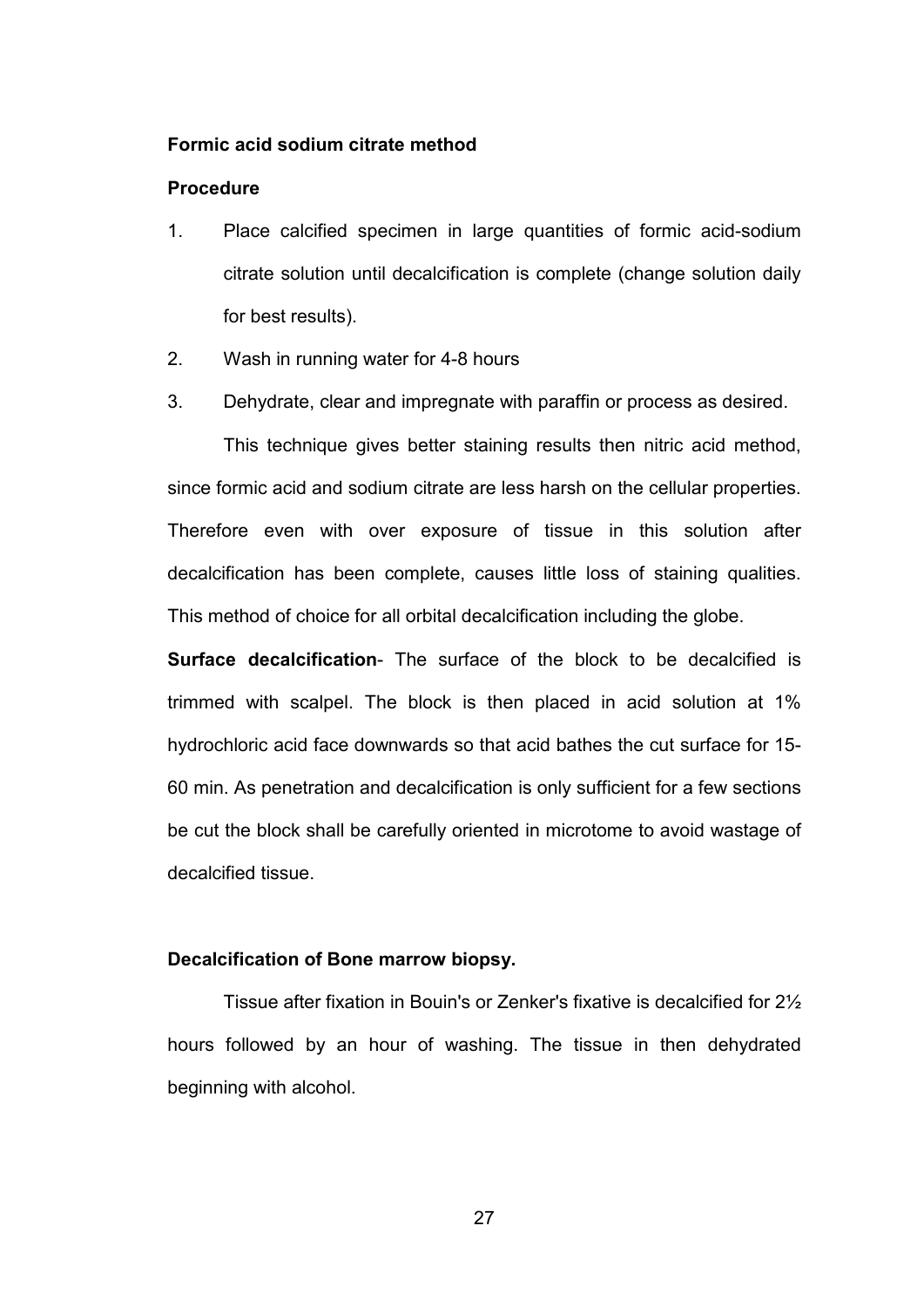**Formic acid sodium citrate method**

**Procedure**

1. Place calcified specimen in large quantities of formic acid-sodium citrate solution until decalcification is complete (change solution daily for best results).
2. Wash in running water for 4-8 hours
3. Dehydrate, clear and impregnate with paraffin or process as desired.

This technique gives better staining results then nitric acid method, since formic acid and sodium citrate are less harsh on the cellular properties. Therefore even with over exposure of tissue in this solution after decalcification has been complete, causes little loss of staining qualities. This method of choice for all orbital decalcification including the globe.

**Surface decalcification**- The surface of the block to be decalcified is trimmed with scalpel. The block is then placed in acid solution at 1% hydrochloric acid face downwards so that acid bathes the cut surface for 15-60 min. As penetration and decalcification is only sufficient for a few sections be cut the block shall be carefully oriented in microtome to avoid wastage of decalcified tissue.

**Decalcification of Bone marrow biopsy.**

Tissue after fixation in Bouin's or Zenker's fixative is decalcified for 2½ hours followed by an hour of washing. The tissue in then dehydrated beginning with alcohol.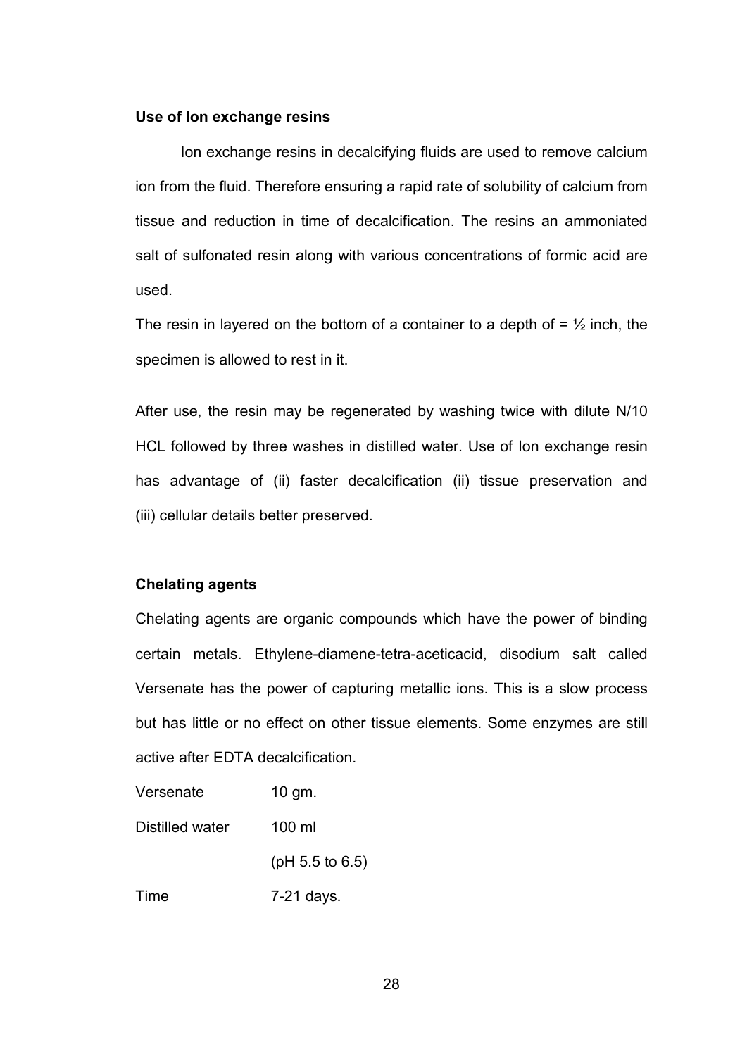**Use of Ion exchange resins**

Ion exchange resins in decalcifying fluids are used to remove calcium ion from the fluid. Therefore ensuring a rapid rate of solubility of calcium from tissue and reduction in time of decalcification. The resins an ammoniated salt of sulfonated resin along with various concentrations of formic acid are used.

The resin in layered on the bottom of a container to a depth of = ½ inch, the specimen is allowed to rest in it.

After use, the resin may be regenerated by washing twice with dilute N/10 HCL followed by three washes in distilled water. Use of Ion exchange resin has advantage of (ii) faster decalcification (ii) tissue preservation and (iii) cellular details better preserved.

**Chelating agents**

Chelating agents are organic compounds which have the power of binding certain metals. Ethylene-diamene-tetra-aceticacid, disodium salt called Versenate has the power of capturing metallic ions. This is a slow process but has little or no effect on other tissue elements. Some enzymes are still active after EDTA decalcification.

| | |
|---|---|
| Versenate | 10 gm. |
| Distilled water | 100 ml |
| | (pH 5.5 to 6.5) |
| Time | 7-21 days. |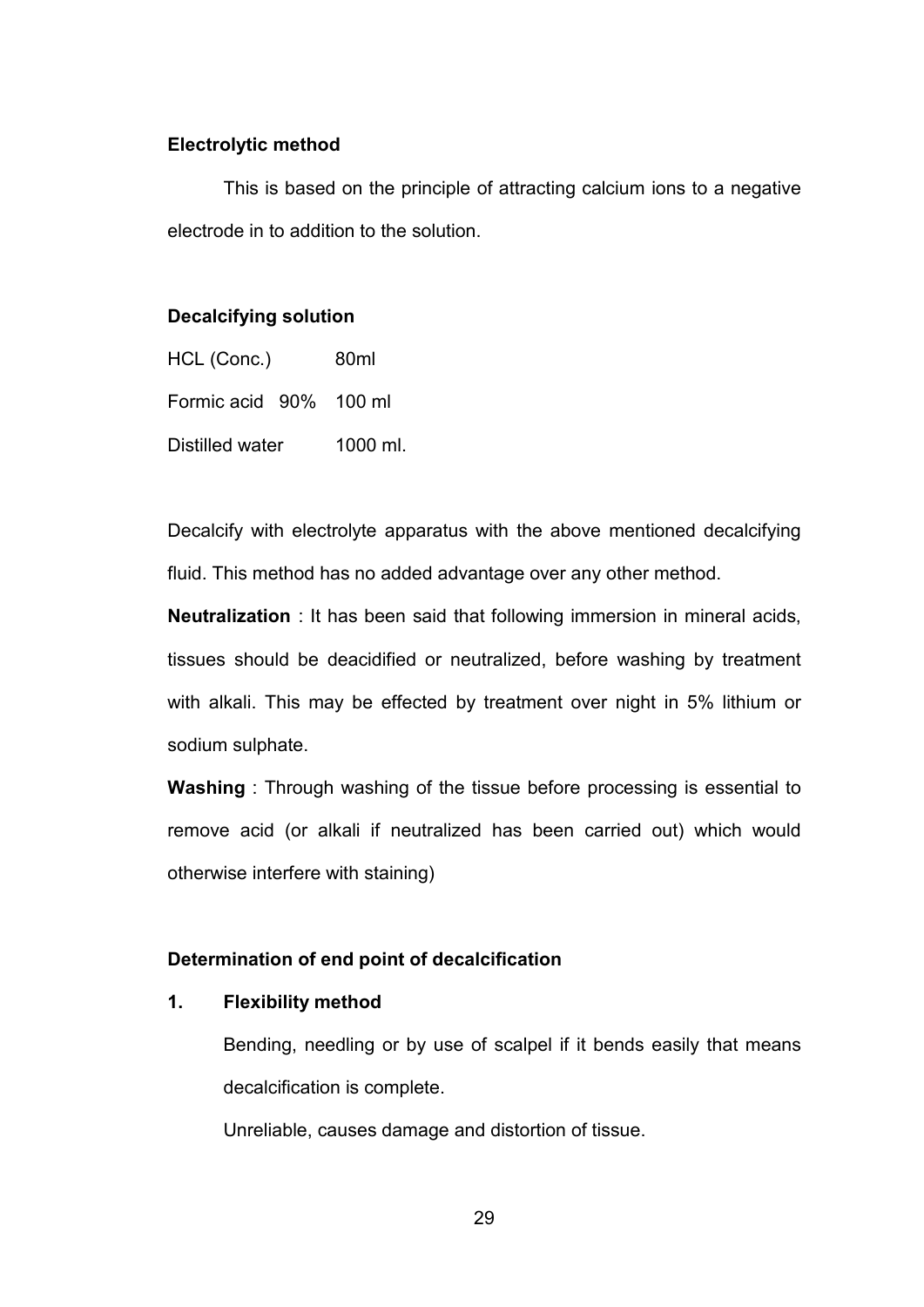**Electrolytic method**

This is based on the principle of attracting calcium ions to a negative electrode in to addition to the solution.

**Decalcifying solution**

| | |
|---|---|
| HCL (Conc.) | 80ml |
| Formic acid 90% | 100 ml |
| Distilled water | 1000 ml. |

Decalcify with electrolyte apparatus with the above mentioned decalcifying fluid. This method has no added advantage over any other method.

**Neutralization** : It has been said that following immersion in mineral acids, tissues should be deacidified or neutralized, before washing by treatment with alkali. This may be effected by treatment over night in 5% lithium or sodium sulphate.

**Washing** : Through washing of the tissue before processing is essential to remove acid (or alkali if neutralized has been carried out) which would otherwise interfere with staining)

**Determination of end point of decalcification**

1. **Flexibility method**

   Bending, needling or by use of scalpel if it bends easily that means decalcification is complete.

   Unreliable, causes damage and distortion of tissue.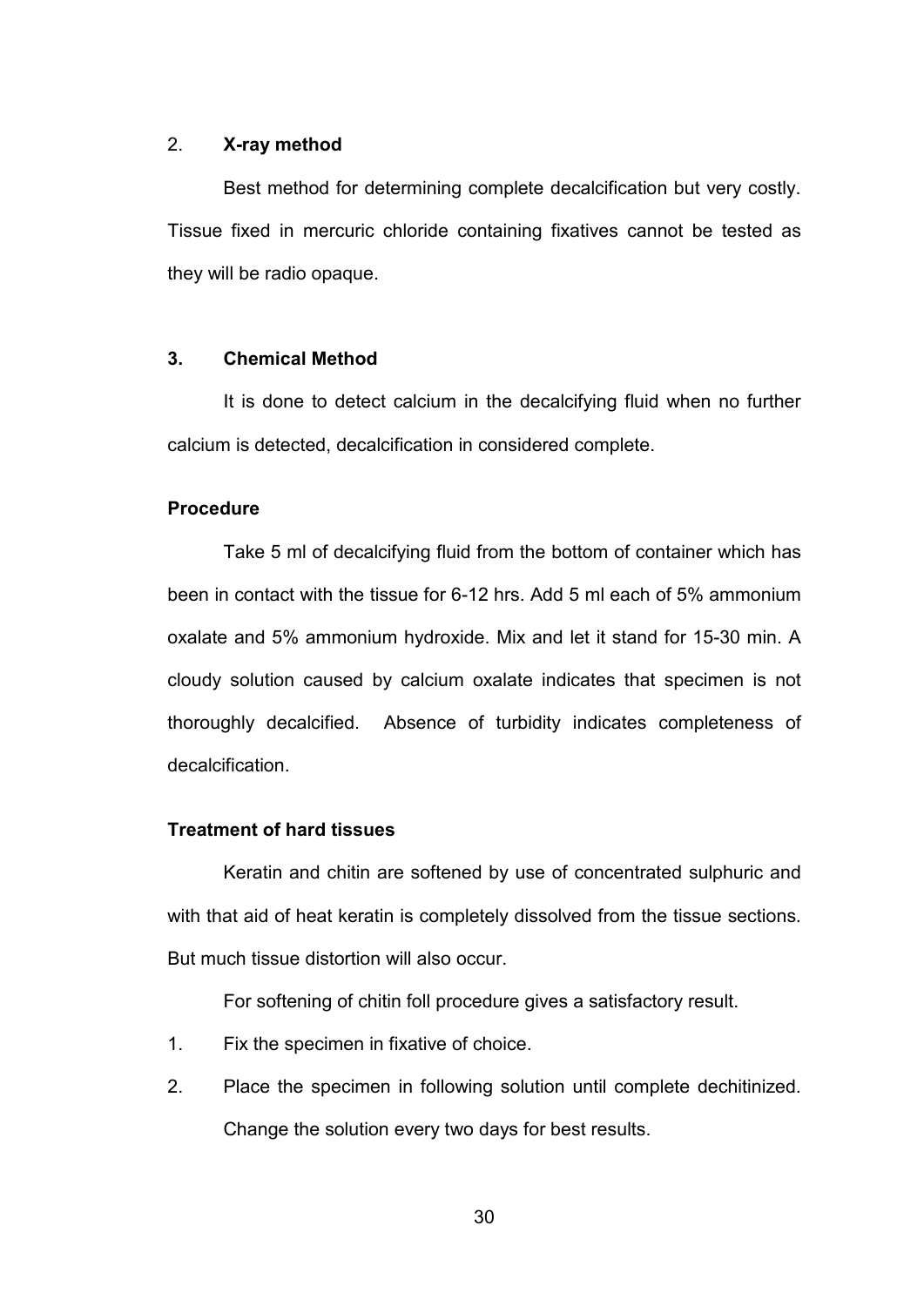2. **X-ray method**

Best method for determining complete decalcification but very costly. Tissue fixed in mercuric chloride containing fixatives cannot be tested as they will be radio opaque.

**3. Chemical Method**

It is done to detect calcium in the decalcifying fluid when no further calcium is detected, decalcification in considered complete.

**Procedure**

Take 5 ml of decalcifying fluid from the bottom of container which has been in contact with the tissue for 6-12 hrs. Add 5 ml each of 5% ammonium oxalate and 5% ammonium hydroxide. Mix and let it stand for 15-30 min. A cloudy solution caused by calcium oxalate indicates that specimen is not thoroughly decalcified. Absence of turbidity indicates completeness of decalcification.

**Treatment of hard tissues**

Keratin and chitin are softened by use of concentrated sulphuric and with that aid of heat keratin is completely dissolved from the tissue sections. But much tissue distortion will also occur.

For softening of chitin foll procedure gives a satisfactory result.

1. Fix the specimen in fixative of choice.
2. Place the specimen in following solution until complete dechitinized. Change the solution every two days for best results.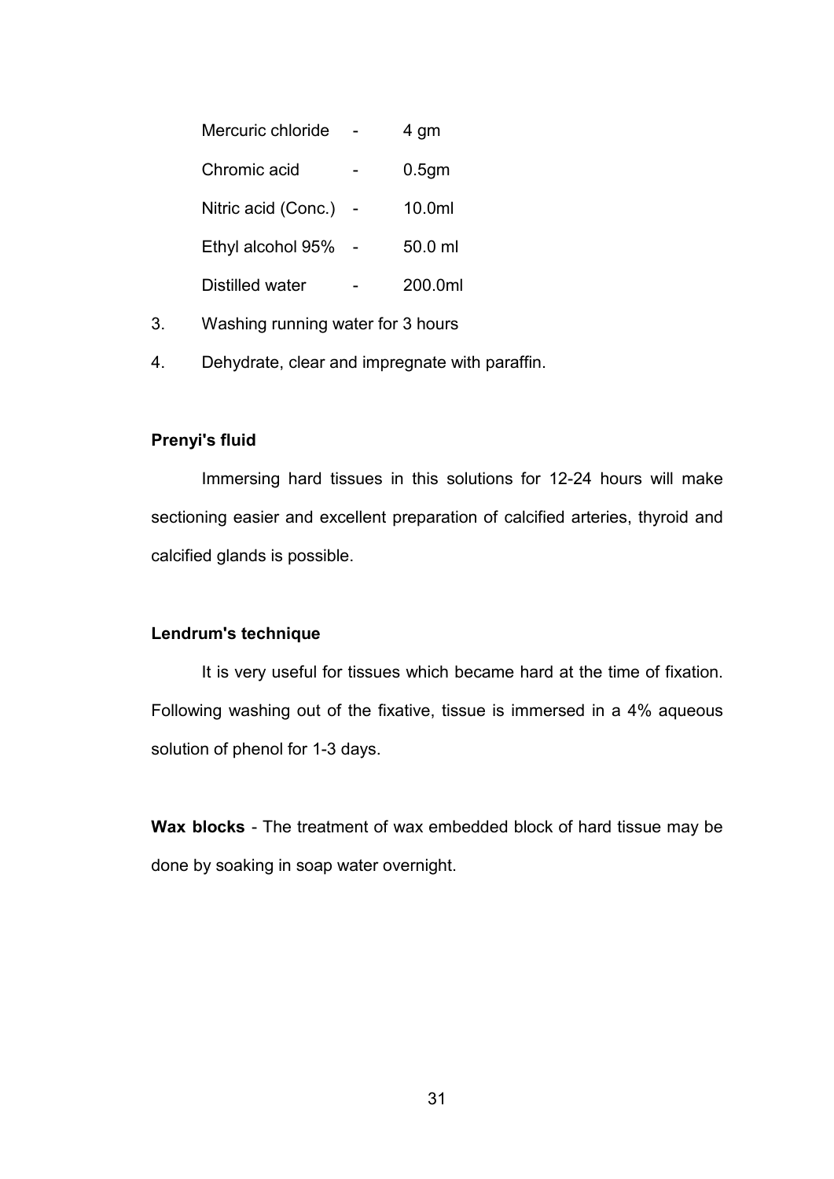| | | |
|---|---|---|
| Mercuric chloride | - | 4 gm |
| Chromic acid | - | 0.5gm |
| Nitric acid (Conc.) | - | 10.0ml |
| Ethyl alcohol 95% | - | 50.0 ml |
| Distilled water | - | 200.0ml |

3. Washing running water for 3 hours
4. Dehydrate, clear and impregnate with paraffin.

**Prenyi's fluid**

Immersing hard tissues in this solutions for 12-24 hours will make sectioning easier and excellent preparation of calcified arteries, thyroid and calcified glands is possible.

**Lendrum's technique**

It is very useful for tissues which became hard at the time of fixation. Following washing out of the fixative, tissue is immersed in a 4% aqueous solution of phenol for 1-3 days.

**Wax blocks** - The treatment of wax embedded block of hard tissue may be done by soaking in soap water overnight.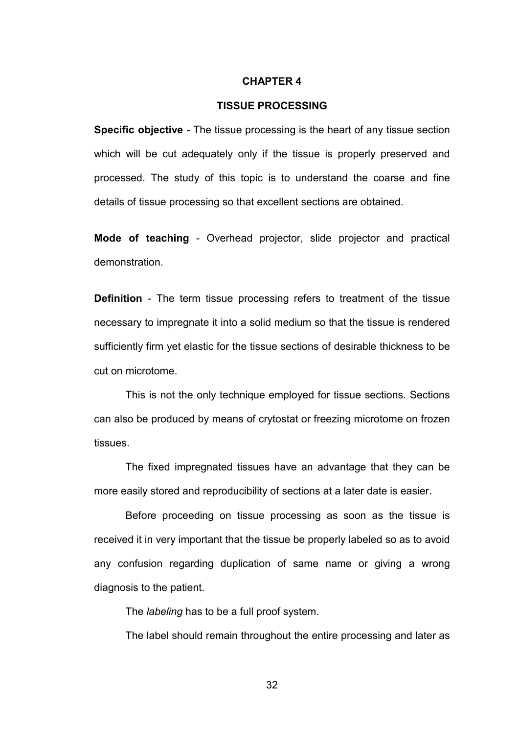# CHAPTER 4

## TISSUE PROCESSING

**Specific objective** - The tissue processing is the heart of any tissue section which will be cut adequately only if the tissue is properly preserved and processed. The study of this topic is to understand the coarse and fine details of tissue processing so that excellent sections are obtained.

**Mode of teaching** - Overhead projector, slide projector and practical demonstration.

**Definition** - The term tissue processing refers to treatment of the tissue necessary to impregnate it into a solid medium so that the tissue is rendered sufficiently firm yet elastic for the tissue sections of desirable thickness to be cut on microtome.

This is not the only technique employed for tissue sections. Sections can also be produced by means of crytostat or freezing microtome on frozen tissues.

The fixed impregnated tissues have an advantage that they can be more easily stored and reproducibility of sections at a later date is easier.

Before proceeding on tissue processing as soon as the tissue is received it in very important that the tissue be properly labeled so as to avoid any confusion regarding duplication of same name or giving a wrong diagnosis to the patient.

The *labeling* has to be a full proof system.

The label should remain throughout the entire processing and later as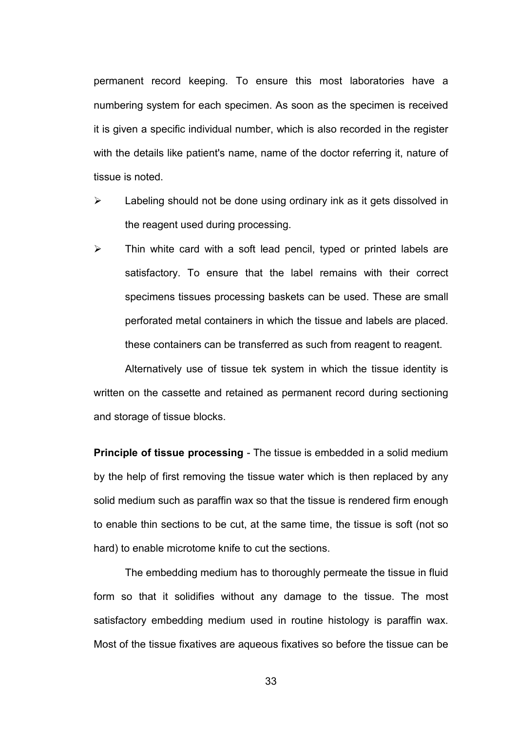permanent record keeping. To ensure this most laboratories have a numbering system for each specimen. As soon as the specimen is received it is given a specific individual number, which is also recorded in the register with the details like patient's name, name of the doctor referring it, nature of tissue is noted.

- Labeling should not be done using ordinary ink as it gets dissolved in the reagent used during processing.
- Thin white card with a soft lead pencil, typed or printed labels are satisfactory. To ensure that the label remains with their correct specimens tissues processing baskets can be used. These are small perforated metal containers in which the tissue and labels are placed. these containers can be transferred as such from reagent to reagent.

Alternatively use of tissue tek system in which the tissue identity is written on the cassette and retained as permanent record during sectioning and storage of tissue blocks.

**Principle of tissue processing** - The tissue is embedded in a solid medium by the help of first removing the tissue water which is then replaced by any solid medium such as paraffin wax so that the tissue is rendered firm enough to enable thin sections to be cut, at the same time, the tissue is soft (not so hard) to enable microtome knife to cut the sections.

The embedding medium has to thoroughly permeate the tissue in fluid form so that it solidifies without any damage to the tissue. The most satisfactory embedding medium used in routine histology is paraffin wax. Most of the tissue fixatives are aqueous fixatives so before the tissue can be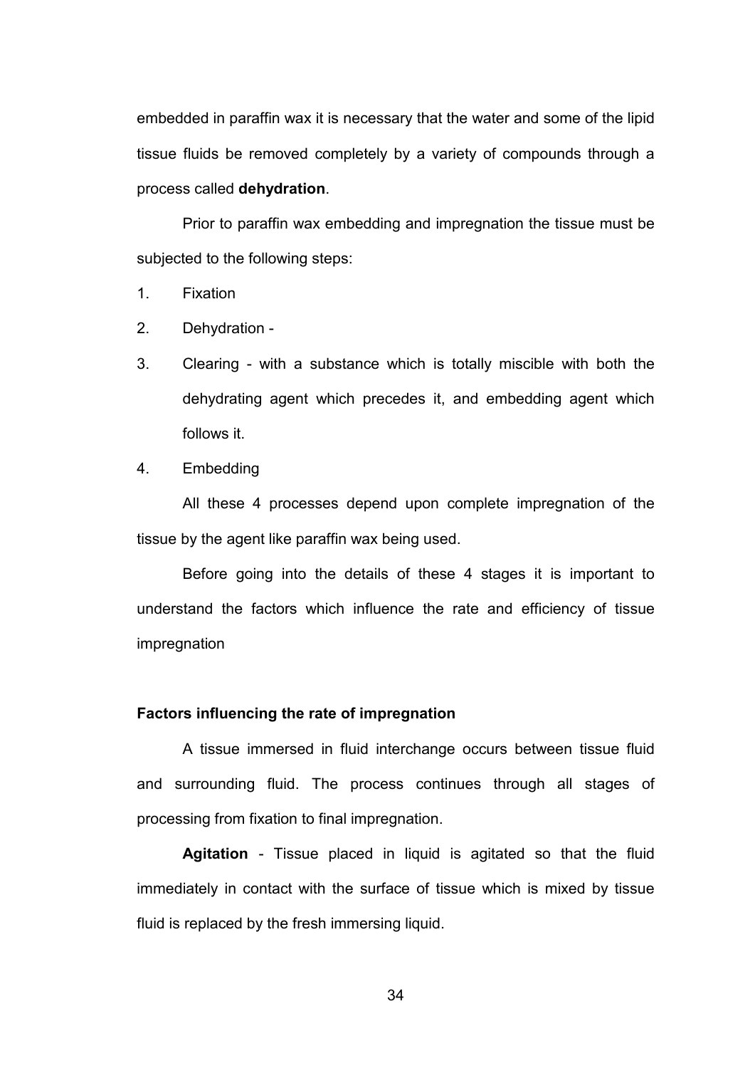embedded in paraffin wax it is necessary that the water and some of the lipid tissue fluids be removed completely by a variety of compounds through a process called **dehydration**.

Prior to paraffin wax embedding and impregnation the tissue must be subjected to the following steps:

1. Fixation
2. Dehydration -
3. Clearing - with a substance which is totally miscible with both the dehydrating agent which precedes it, and embedding agent which follows it.
4. Embedding

All these 4 processes depend upon complete impregnation of the tissue by the agent like paraffin wax being used.

Before going into the details of these 4 stages it is important to understand the factors which influence the rate and efficiency of tissue impregnation

**Factors influencing the rate of impregnation**

A tissue immersed in fluid interchange occurs between tissue fluid and surrounding fluid. The process continues through all stages of processing from fixation to final impregnation.

**Agitation** - Tissue placed in liquid is agitated so that the fluid immediately in contact with the surface of tissue which is mixed by tissue fluid is replaced by the fresh immersing liquid.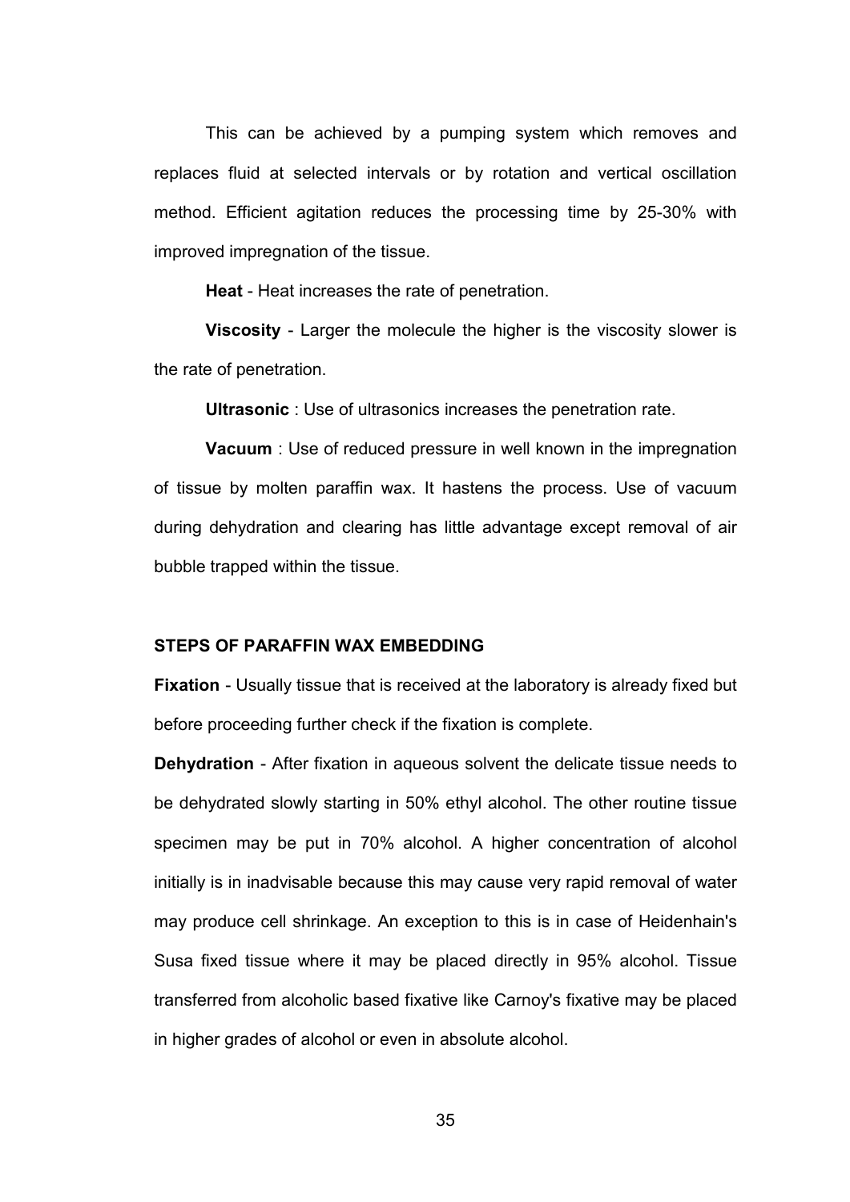This can be achieved by a pumping system which removes and replaces fluid at selected intervals or by rotation and vertical oscillation method. Efficient agitation reduces the processing time by 25-30% with improved impregnation of the tissue.

**Heat** - Heat increases the rate of penetration.

**Viscosity** - Larger the molecule the higher is the viscosity slower is the rate of penetration.

**Ultrasonic** : Use of ultrasonics increases the penetration rate.

**Vacuum** : Use of reduced pressure in well known in the impregnation of tissue by molten paraffin wax. It hastens the process. Use of vacuum during dehydration and clearing has little advantage except removal of air bubble trapped within the tissue.

### STEPS OF PARAFFIN WAX EMBEDDING

**Fixation** - Usually tissue that is received at the laboratory is already fixed but before proceeding further check if the fixation is complete.

**Dehydration** - After fixation in aqueous solvent the delicate tissue needs to be dehydrated slowly starting in 50% ethyl alcohol. The other routine tissue specimen may be put in 70% alcohol. A higher concentration of alcohol initially is in inadvisable because this may cause very rapid removal of water may produce cell shrinkage. An exception to this is in case of Heidenhain's Susa fixed tissue where it may be placed directly in 95% alcohol. Tissue transferred from alcoholic based fixative like Carnoy's fixative may be placed in higher grades of alcohol or even in absolute alcohol.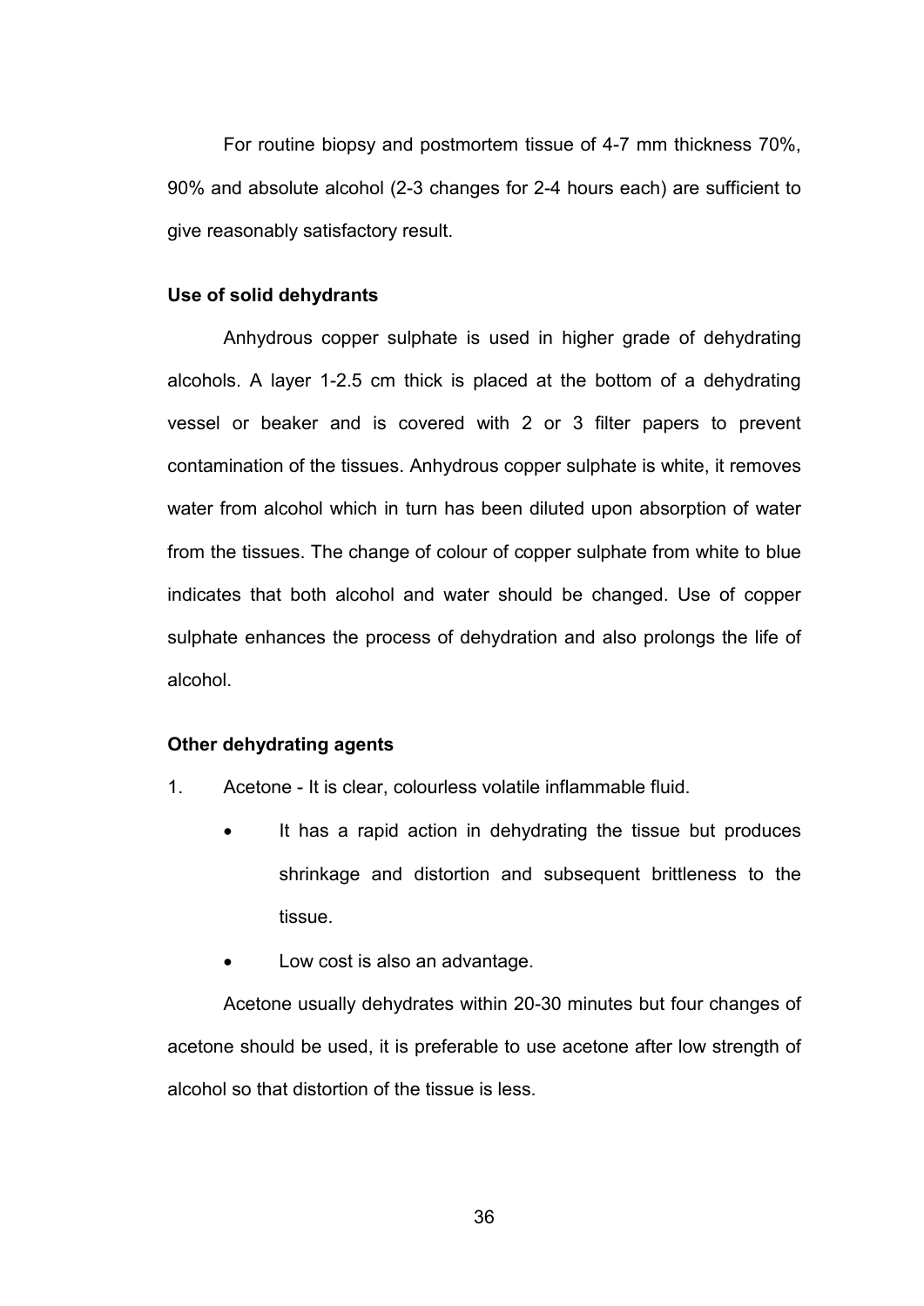For routine biopsy and postmortem tissue of 4-7 mm thickness 70%, 90% and absolute alcohol (2-3 changes for 2-4 hours each) are sufficient to give reasonably satisfactory result.

**Use of solid dehydrants**

Anhydrous copper sulphate is used in higher grade of dehydrating alcohols. A layer 1-2.5 cm thick is placed at the bottom of a dehydrating vessel or beaker and is covered with 2 or 3 filter papers to prevent contamination of the tissues. Anhydrous copper sulphate is white, it removes water from alcohol which in turn has been diluted upon absorption of water from the tissues. The change of colour of copper sulphate from white to blue indicates that both alcohol and water should be changed. Use of copper sulphate enhances the process of dehydration and also prolongs the life of alcohol.

**Other dehydrating agents**

1. Acetone - It is clear, colourless volatile inflammable fluid.
    - It has a rapid action in dehydrating the tissue but produces shrinkage and distortion and subsequent brittleness to the tissue.
    - Low cost is also an advantage.

Acetone usually dehydrates within 20-30 minutes but four changes of acetone should be used, it is preferable to use acetone after low strength of alcohol so that distortion of the tissue is less.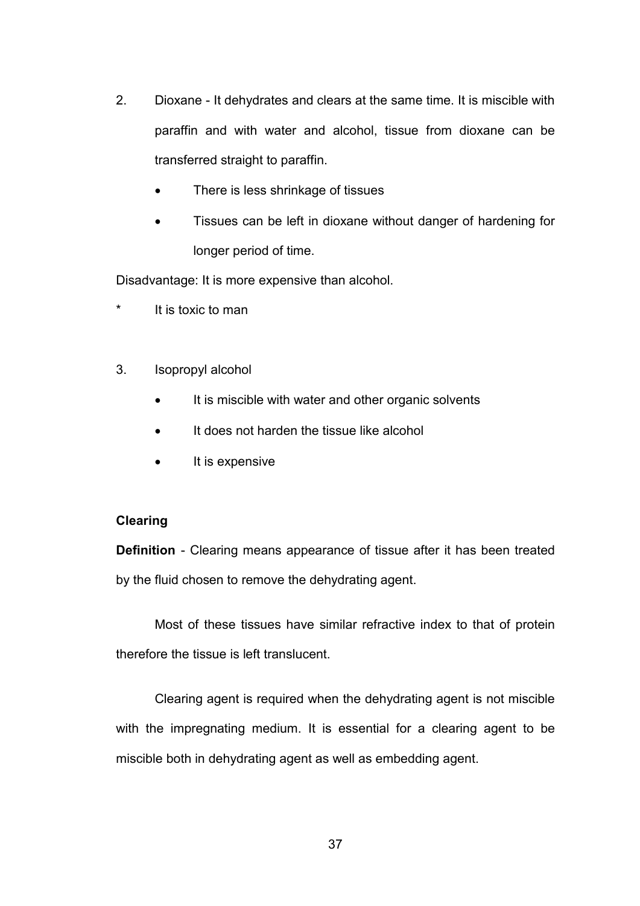2. Dioxane - It dehydrates and clears at the same time. It is miscible with paraffin and with water and alcohol, tissue from dioxane can be transferred straight to paraffin.

    - There is less shrinkage of tissues
    - Tissues can be left in dioxane without danger of hardening for longer period of time.

Disadvantage: It is more expensive than alcohol.

* It is toxic to man

3. Isopropyl alcohol

    - It is miscible with water and other organic solvents
    - It does not harden the tissue like alcohol
    - It is expensive

**Clearing**

**Definition** - Clearing means appearance of tissue after it has been treated by the fluid chosen to remove the dehydrating agent.

Most of these tissues have similar refractive index to that of protein therefore the tissue is left translucent.

Clearing agent is required when the dehydrating agent is not miscible with the impregnating medium. It is essential for a clearing agent to be miscible both in dehydrating agent as well as embedding agent.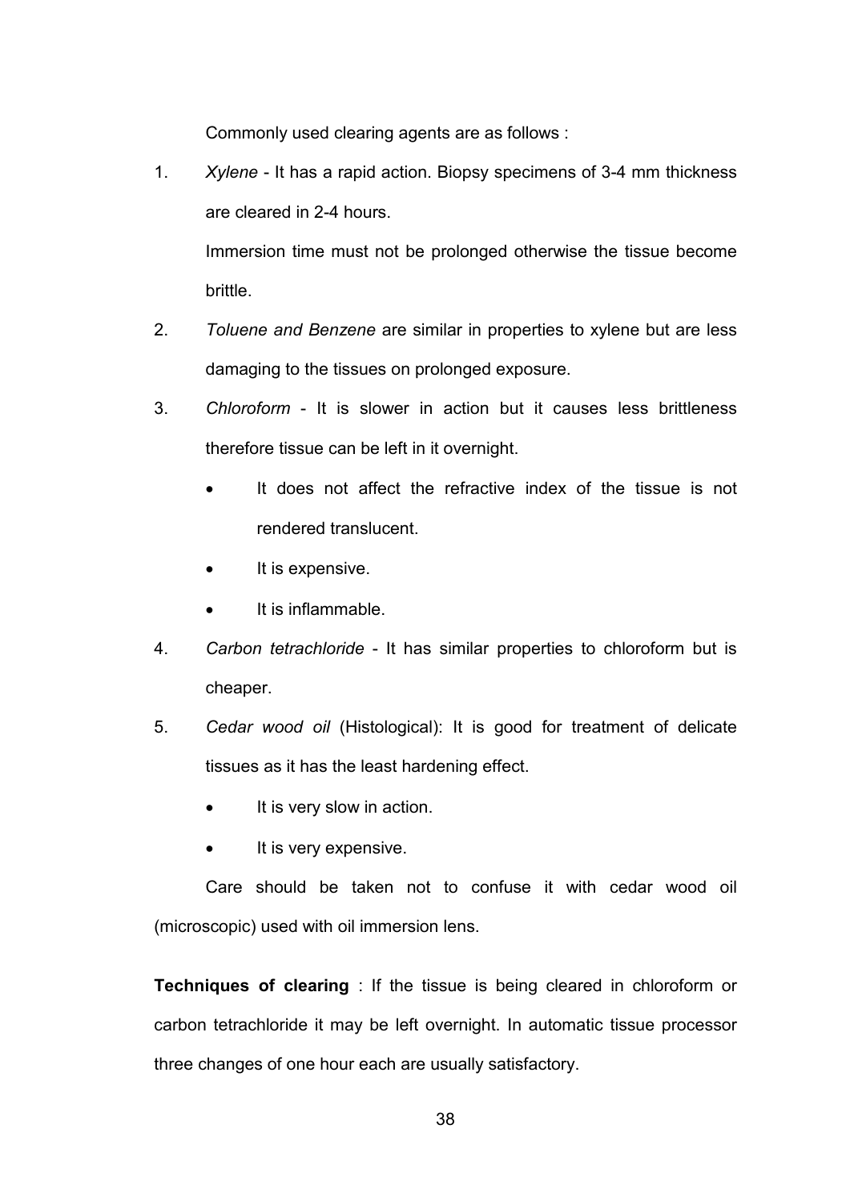Commonly used clearing agents are as follows :

1. *Xylene* - It has a rapid action. Biopsy specimens of 3-4 mm thickness are cleared in 2-4 hours.

   Immersion time must not be prolonged otherwise the tissue become brittle.

2. *Toluene and Benzene* are similar in properties to xylene but are less damaging to the tissues on prolonged exposure.

3. *Chloroform* - It is slower in action but it causes less brittleness therefore tissue can be left in it overnight.

   - It does not affect the refractive index of the tissue is not rendered translucent.
   - It is expensive.
   - It is inflammable.

4. *Carbon tetrachloride* - It has similar properties to chloroform but is cheaper.

5. *Cedar wood oil* (Histological): It is good for treatment of delicate tissues as it has the least hardening effect.

   - It is very slow in action.
   - It is very expensive.

   Care should be taken not to confuse it with cedar wood oil (microscopic) used with oil immersion lens.

**Techniques of clearing** : If the tissue is being cleared in chloroform or carbon tetrachloride it may be left overnight. In automatic tissue processor three changes of one hour each are usually satisfactory.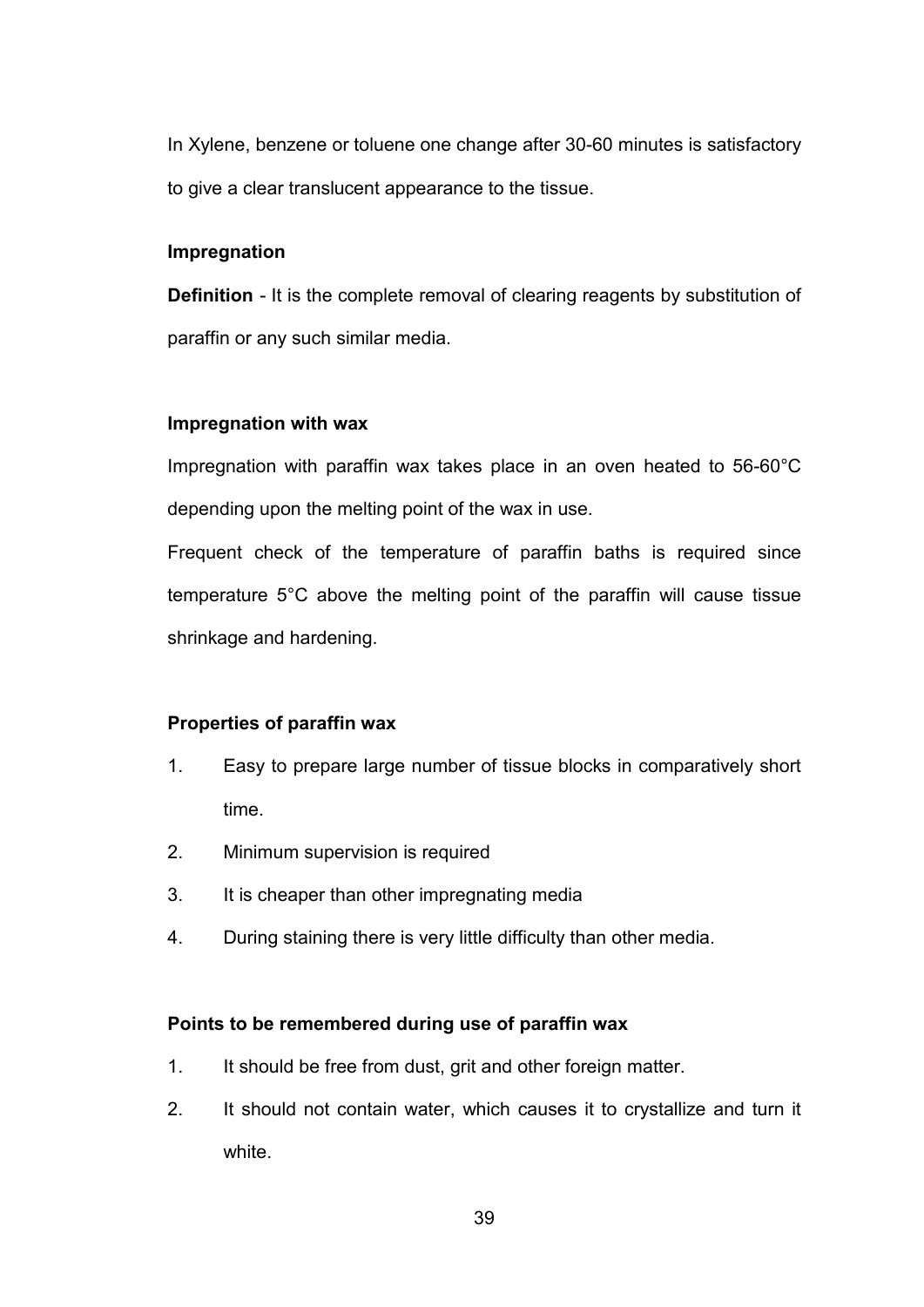In Xylene, benzene or toluene one change after 30-60 minutes is satisfactory to give a clear translucent appearance to the tissue.

**Impregnation**

**Definition** - It is the complete removal of clearing reagents by substitution of paraffin or any such similar media.

**Impregnation with wax**

Impregnation with paraffin wax takes place in an oven heated to 56-60°C depending upon the melting point of the wax in use.

Frequent check of the temperature of paraffin baths is required since temperature 5°C above the melting point of the paraffin will cause tissue shrinkage and hardening.

**Properties of paraffin wax**

1. Easy to prepare large number of tissue blocks in comparatively short time.
2. Minimum supervision is required
3. It is cheaper than other impregnating media
4. During staining there is very little difficulty than other media.

**Points to be remembered during use of paraffin wax**

1. It should be free from dust, grit and other foreign matter.
2. It should not contain water, which causes it to crystallize and turn it white.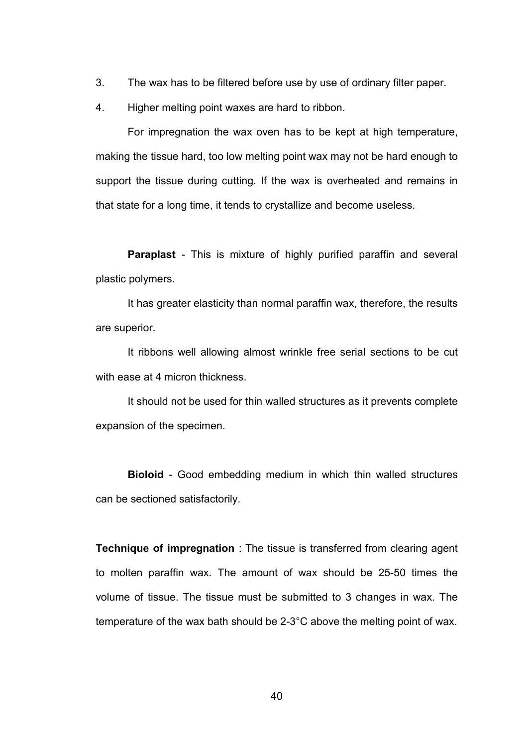3. The wax has to be filtered before use by use of ordinary filter paper.
4. Higher melting point waxes are hard to ribbon.

For impregnation the wax oven has to be kept at high temperature, making the tissue hard, too low melting point wax may not be hard enough to support the tissue during cutting. If the wax is overheated and remains in that state for a long time, it tends to crystallize and become useless.

**Paraplast** - This is mixture of highly purified paraffin and several plastic polymers.

It has greater elasticity than normal paraffin wax, therefore, the results are superior.

It ribbons well allowing almost wrinkle free serial sections to be cut with ease at 4 micron thickness.

It should not be used for thin walled structures as it prevents complete expansion of the specimen.

**Bioloid** - Good embedding medium in which thin walled structures can be sectioned satisfactorily.

**Technique of impregnation** : The tissue is transferred from clearing agent to molten paraffin wax. The amount of wax should be 25-50 times the volume of tissue. The tissue must be submitted to 3 changes in wax. The temperature of the wax bath should be 2-3°C above the melting point of wax.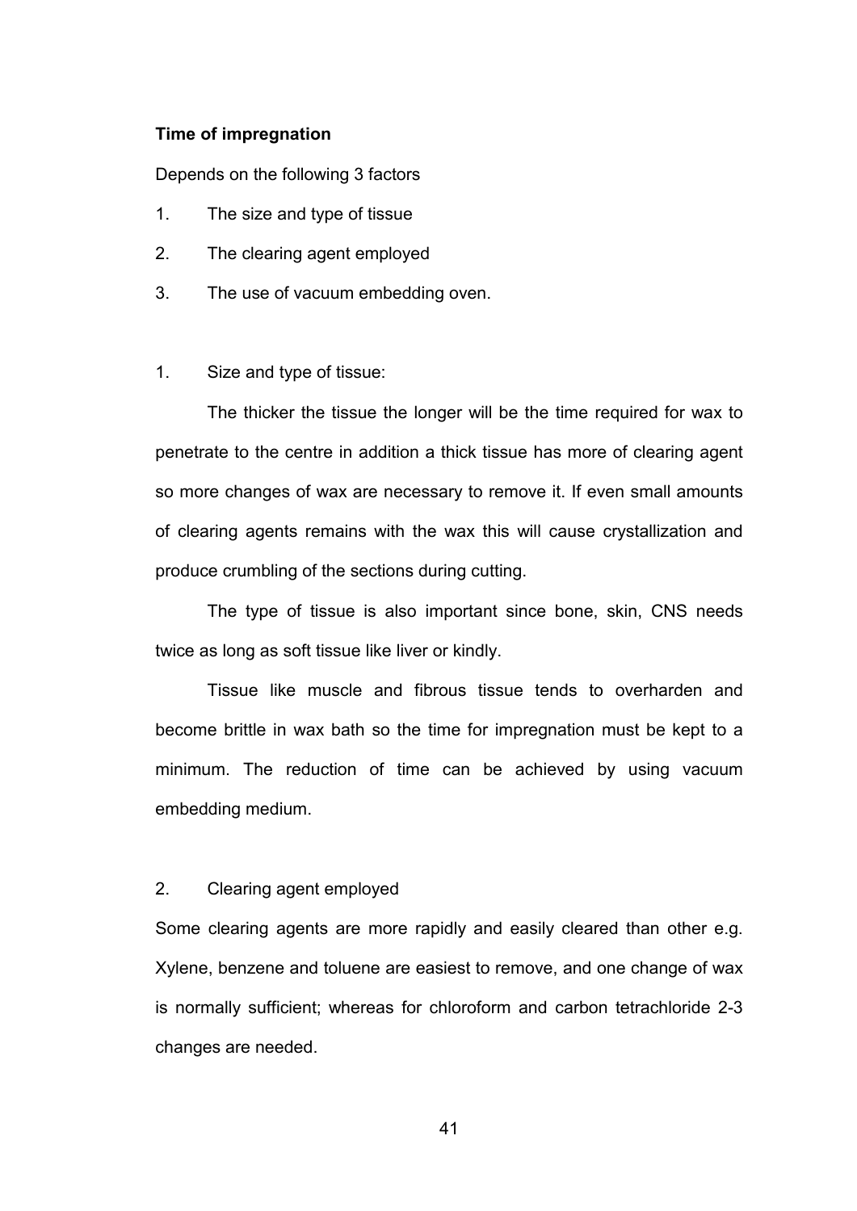**Time of impregnation**

Depends on the following 3 factors

1. The size and type of tissue
2. The clearing agent employed
3. The use of vacuum embedding oven.

1. Size and type of tissue:

The thicker the tissue the longer will be the time required for wax to penetrate to the centre in addition a thick tissue has more of clearing agent so more changes of wax are necessary to remove it. If even small amounts of clearing agents remains with the wax this will cause crystallization and produce crumbling of the sections during cutting.

The type of tissue is also important since bone, skin, CNS needs twice as long as soft tissue like liver or kindly.

Tissue like muscle and fibrous tissue tends to overharden and become brittle in wax bath so the time for impregnation must be kept to a minimum. The reduction of time can be achieved by using vacuum embedding medium.

2. Clearing agent employed

Some clearing agents are more rapidly and easily cleared than other e.g. Xylene, benzene and toluene are easiest to remove, and one change of wax is normally sufficient; whereas for chloroform and carbon tetrachloride 2-3 changes are needed.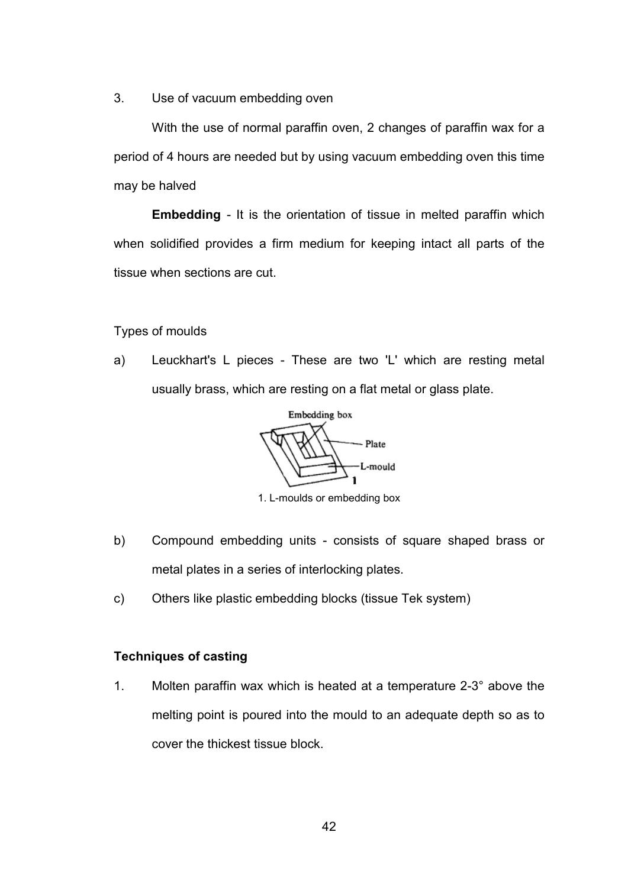3. Use of vacuum embedding oven

With the use of normal paraffin oven, 2 changes of paraffin wax for a period of 4 hours are needed but by using vacuum embedding oven this time may be halved

**Embedding** - It is the orientation of tissue in melted paraffin which when solidified provides a firm medium for keeping intact all parts of the tissue when sections are cut.

Types of moulds

a) Leuckhart's L pieces - These are two 'L' which are resting metal usually brass, which are resting on a flat metal or glass plate.

1. L-moulds or embedding box

b) Compound embedding units - consists of square shaped brass or metal plates in a series of interlocking plates.

c) Others like plastic embedding blocks (tissue Tek system)

**Techniques of casting**

1. Molten paraffin wax which is heated at a temperature 2-3° above the melting point is poured into the mould to an adequate depth so as to cover the thickest tissue block.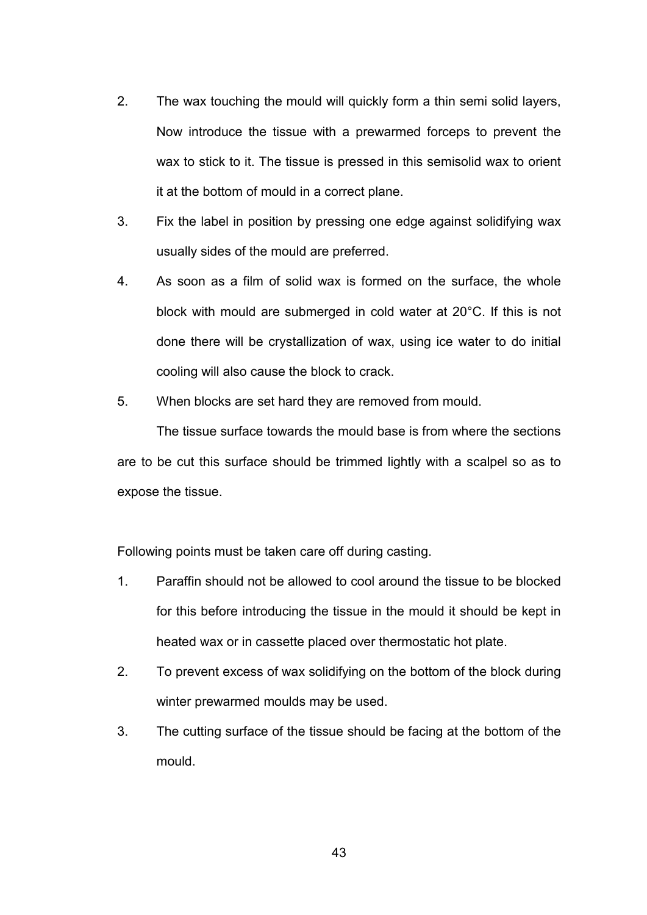2. The wax touching the mould will quickly form a thin semi solid layers, Now introduce the tissue with a prewarmed forceps to prevent the wax to stick to it. The tissue is pressed in this semisolid wax to orient it at the bottom of mould in a correct plane.
3. Fix the label in position by pressing one edge against solidifying wax usually sides of the mould are preferred.
4. As soon as a film of solid wax is formed on the surface, the whole block with mould are submerged in cold water at 20°C. If this is not done there will be crystallization of wax, using ice water to do initial cooling will also cause the block to crack.
5. When blocks are set hard they are removed from mould.

The tissue surface towards the mould base is from where the sections are to be cut this surface should be trimmed lightly with a scalpel so as to expose the tissue.

Following points must be taken care off during casting.

1. Paraffin should not be allowed to cool around the tissue to be blocked for this before introducing the tissue in the mould it should be kept in heated wax or in cassette placed over thermostatic hot plate.
2. To prevent excess of wax solidifying on the bottom of the block during winter prewarmed moulds may be used.
3. The cutting surface of the tissue should be facing at the bottom of the mould.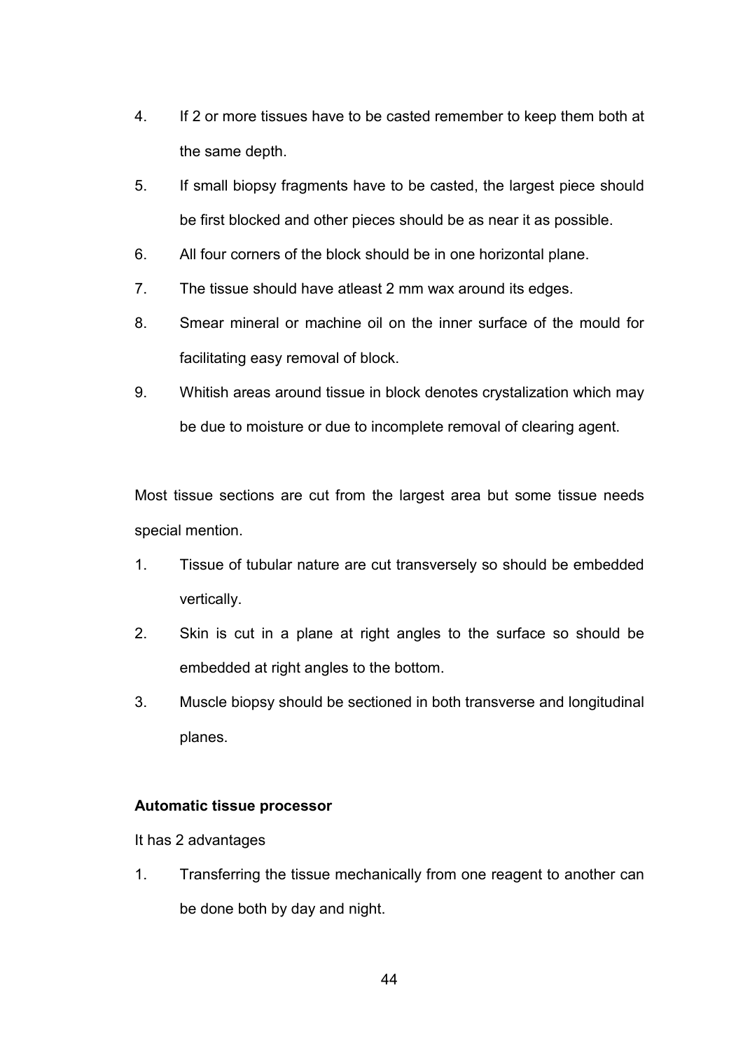4. If 2 or more tissues have to be casted remember to keep them both at the same depth.
5. If small biopsy fragments have to be casted, the largest piece should be first blocked and other pieces should be as near it as possible.
6. All four corners of the block should be in one horizontal plane.
7. The tissue should have atleast 2 mm wax around its edges.
8. Smear mineral or machine oil on the inner surface of the mould for facilitating easy removal of block.
9. Whitish areas around tissue in block denotes crystalization which may be due to moisture or due to incomplete removal of clearing agent.

Most tissue sections are cut from the largest area but some tissue needs special mention.

1. Tissue of tubular nature are cut transversely so should be embedded vertically.
2. Skin is cut in a plane at right angles to the surface so should be embedded at right angles to the bottom.
3. Muscle biopsy should be sectioned in both transverse and longitudinal planes.

**Automatic tissue processor**

It has 2 advantages

1. Transferring the tissue mechanically from one reagent to another can be done both by day and night.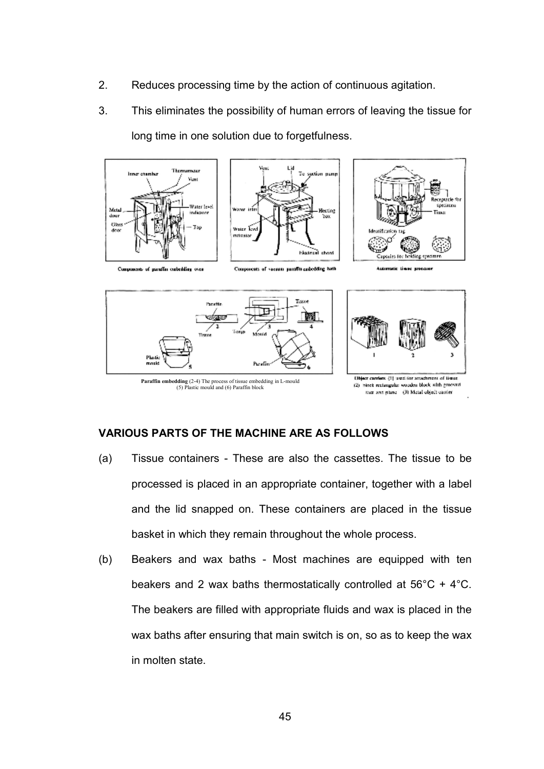2. Reduces processing time by the action of continuous agitation.
3. This eliminates the possibility of human errors of leaving the tissue for long time in one solution due to forgetfulness.

Components of paraffin embedding oven

Components of vacuum paraffin embedding bath

Automatic tissue processor

**Paraffin embedding** (2-4) The process of tissue embedding in L-mould (5) Plastic mould and (6) Paraffin block

Object carriers (1) used for attachment of tissue (2) block rectangular wooden block with grooved face and plane (3) Metal object carrier

## VARIOUS PARTS OF THE MACHINE ARE AS FOLLOWS

(a) Tissue containers - These are also the cassettes. The tissue to be processed is placed in an appropriate container, together with a label and the lid snapped on. These containers are placed in the tissue basket in which they remain throughout the whole process.

(b) Beakers and wax baths - Most machines are equipped with ten beakers and 2 wax baths thermostatically controlled at 56°C + 4°C. The beakers are filled with appropriate fluids and wax is placed in the wax baths after ensuring that main switch is on, so as to keep the wax in molten state.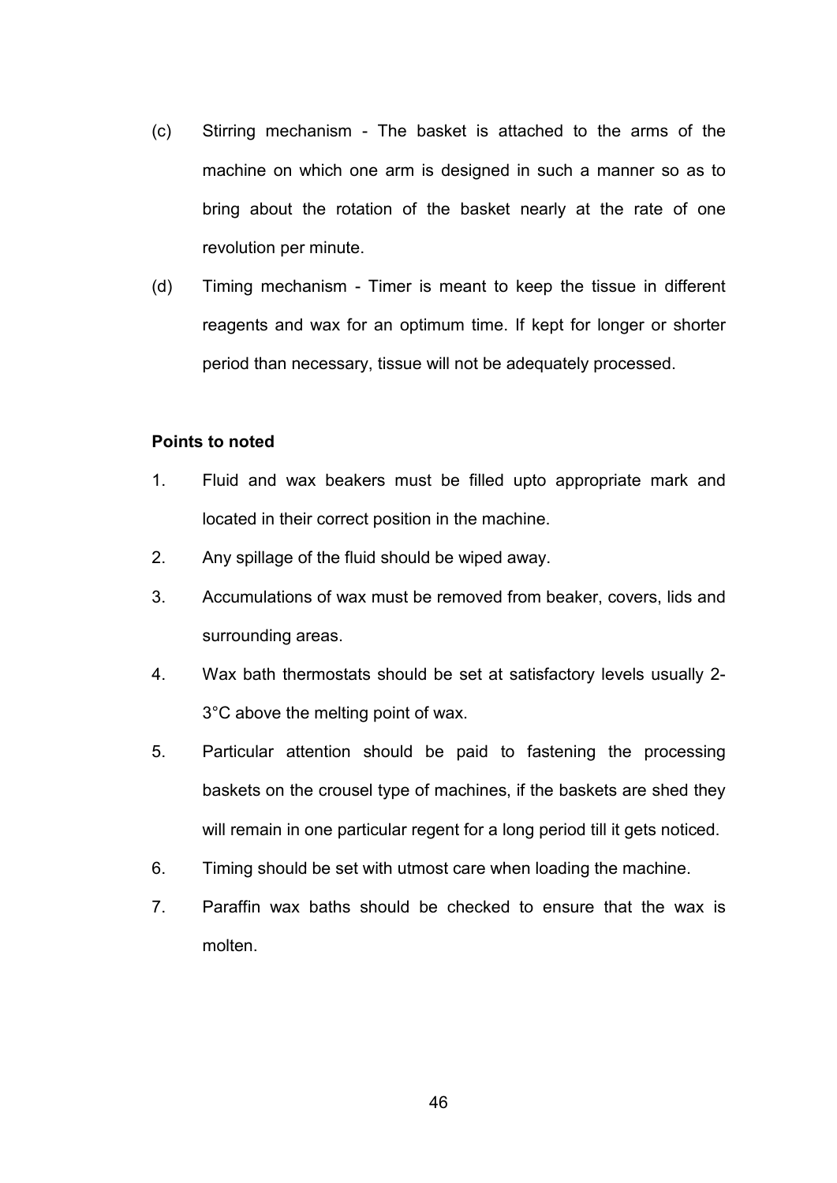(c) Stirring mechanism - The basket is attached to the arms of the machine on which one arm is designed in such a manner so as to bring about the rotation of the basket nearly at the rate of one revolution per minute.

(d) Timing mechanism - Timer is meant to keep the tissue in different reagents and wax for an optimum time. If kept for longer or shorter period than necessary, tissue will not be adequately processed.

**Points to noted**

1. Fluid and wax beakers must be filled upto appropriate mark and located in their correct position in the machine.
2. Any spillage of the fluid should be wiped away.
3. Accumulations of wax must be removed from beaker, covers, lids and surrounding areas.
4. Wax bath thermostats should be set at satisfactory levels usually 2-3°C above the melting point of wax.
5. Particular attention should be paid to fastening the processing baskets on the crousel type of machines, if the baskets are shed they will remain in one particular regent for a long period till it gets noticed.
6. Timing should be set with utmost care when loading the machine.
7. Paraffin wax baths should be checked to ensure that the wax is molten.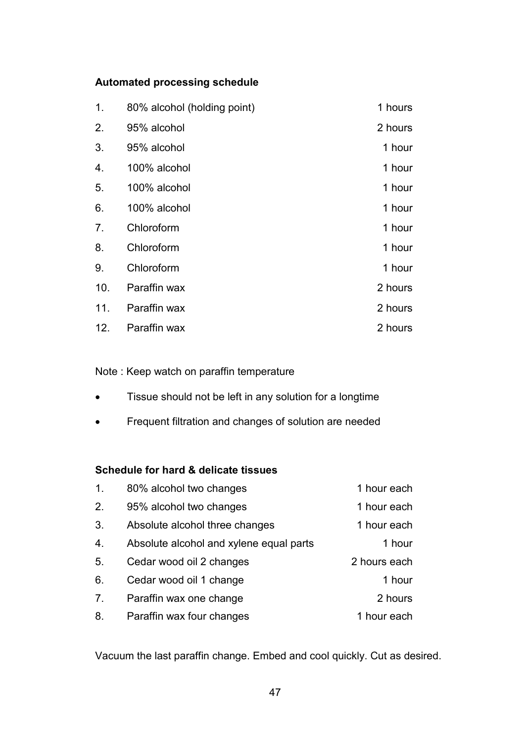**Automated processing schedule**

| | | |
|---|---|---|
| 1. | 80% alcohol (holding point) | 1 hours |
| 2. | 95% alcohol | 2 hours |
| 3. | 95% alcohol | 1 hour |
| 4. | 100% alcohol | 1 hour |
| 5. | 100% alcohol | 1 hour |
| 6. | 100% alcohol | 1 hour |
| 7. | Chloroform | 1 hour |
| 8. | Chloroform | 1 hour |
| 9. | Chloroform | 1 hour |
| 10. | Paraffin wax | 2 hours |
| 11. | Paraffin wax | 2 hours |
| 12. | Paraffin wax | 2 hours |

Note : Keep watch on paraffin temperature

- Tissue should not be left in any solution for a longtime
- Frequent filtration and changes of solution are needed

**Schedule for hard & delicate tissues**

| | | |
|---|---|---|
| 1. | 80% alcohol two changes | 1 hour each |
| 2. | 95% alcohol two changes | 1 hour each |
| 3. | Absolute alcohol three changes | 1 hour each |
| 4. | Absolute alcohol and xylene equal parts | 1 hour |
| 5. | Cedar wood oil 2 changes | 2 hours each |
| 6. | Cedar wood oil 1 change | 1 hour |
| 7. | Paraffin wax one change | 2 hours |
| 8. | Paraffin wax four changes | 1 hour each |

Vacuum the last paraffin change. Embed and cool quickly. Cut as desired.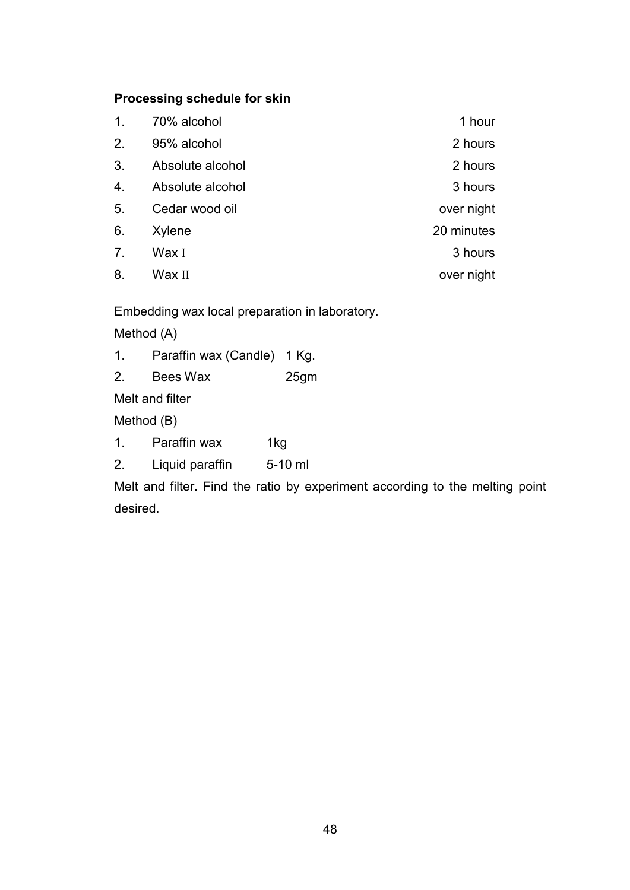**Processing schedule for skin**

| | | |
|---|---|---|
| 1. | 70% alcohol | 1 hour |
| 2. | 95% alcohol | 2 hours |
| 3. | Absolute alcohol | 2 hours |
| 4. | Absolute alcohol | 3 hours |
| 5. | Cedar wood oil | over night |
| 6. | Xylene | 20 minutes |
| 7. | Wax I | 3 hours |
| 8. | Wax II | over night |

Embedding wax local preparation in laboratory.

Method (A)

1. Paraffin wax (Candle) 1 Kg.
2. Bees Wax 25gm

Melt and filter

Method (B)

1. Paraffin wax 1kg
2. Liquid paraffin 5-10 ml

Melt and filter. Find the ratio by experiment according to the melting point desired.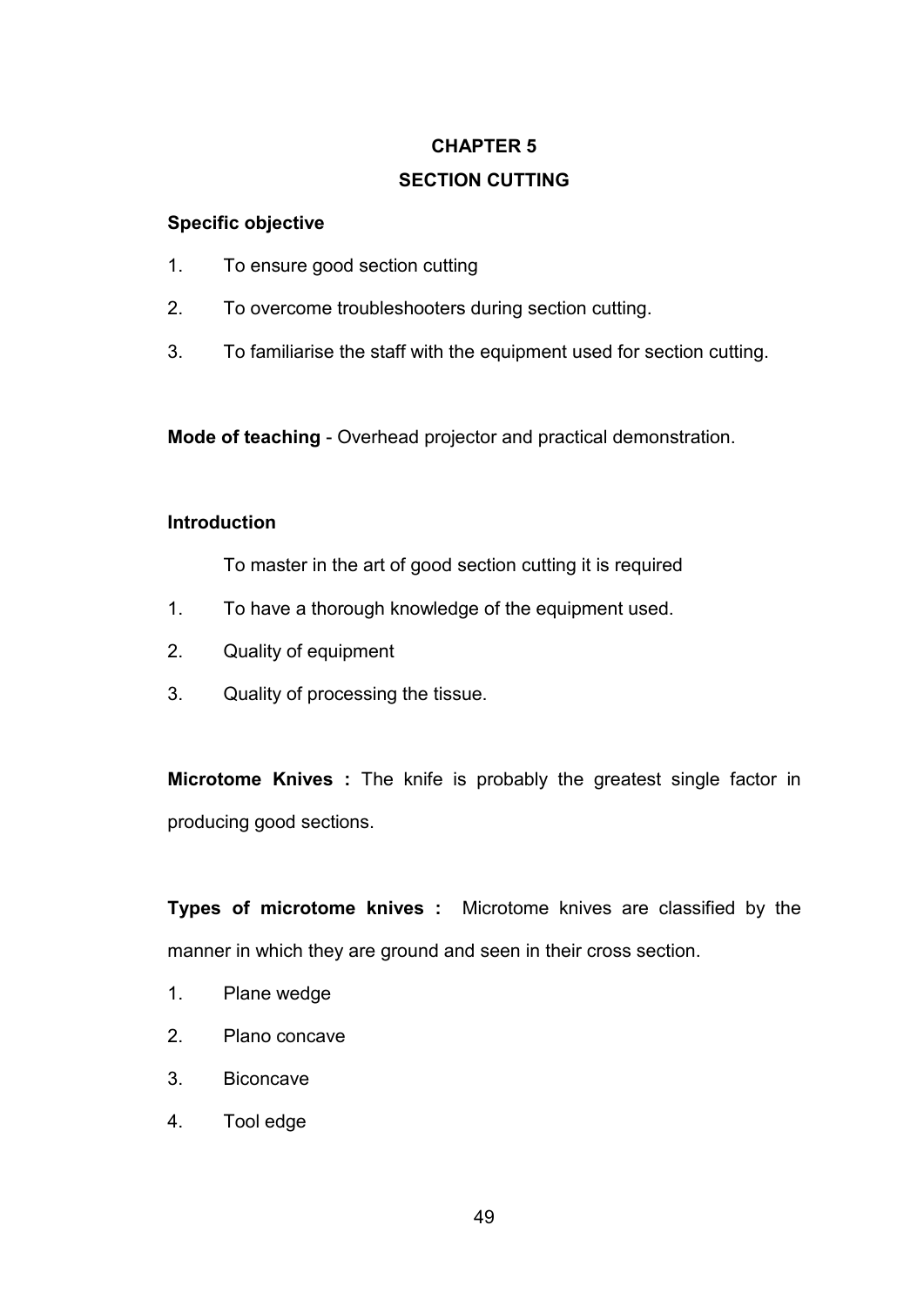# CHAPTER 5

## SECTION CUTTING

**Specific objective**

1. To ensure good section cutting
2. To overcome troubleshooters during section cutting.
3. To familiarise the staff with the equipment used for section cutting.

**Mode of teaching** - Overhead projector and practical demonstration.

**Introduction**

To master in the art of good section cutting it is required

1. To have a thorough knowledge of the equipment used.
2. Quality of equipment
3. Quality of processing the tissue.

**Microtome Knives :** The knife is probably the greatest single factor in producing good sections.

**Types of microtome knives :** Microtome knives are classified by the manner in which they are ground and seen in their cross section.

1. Plane wedge
2. Plano concave
3. Biconcave
4. Tool edge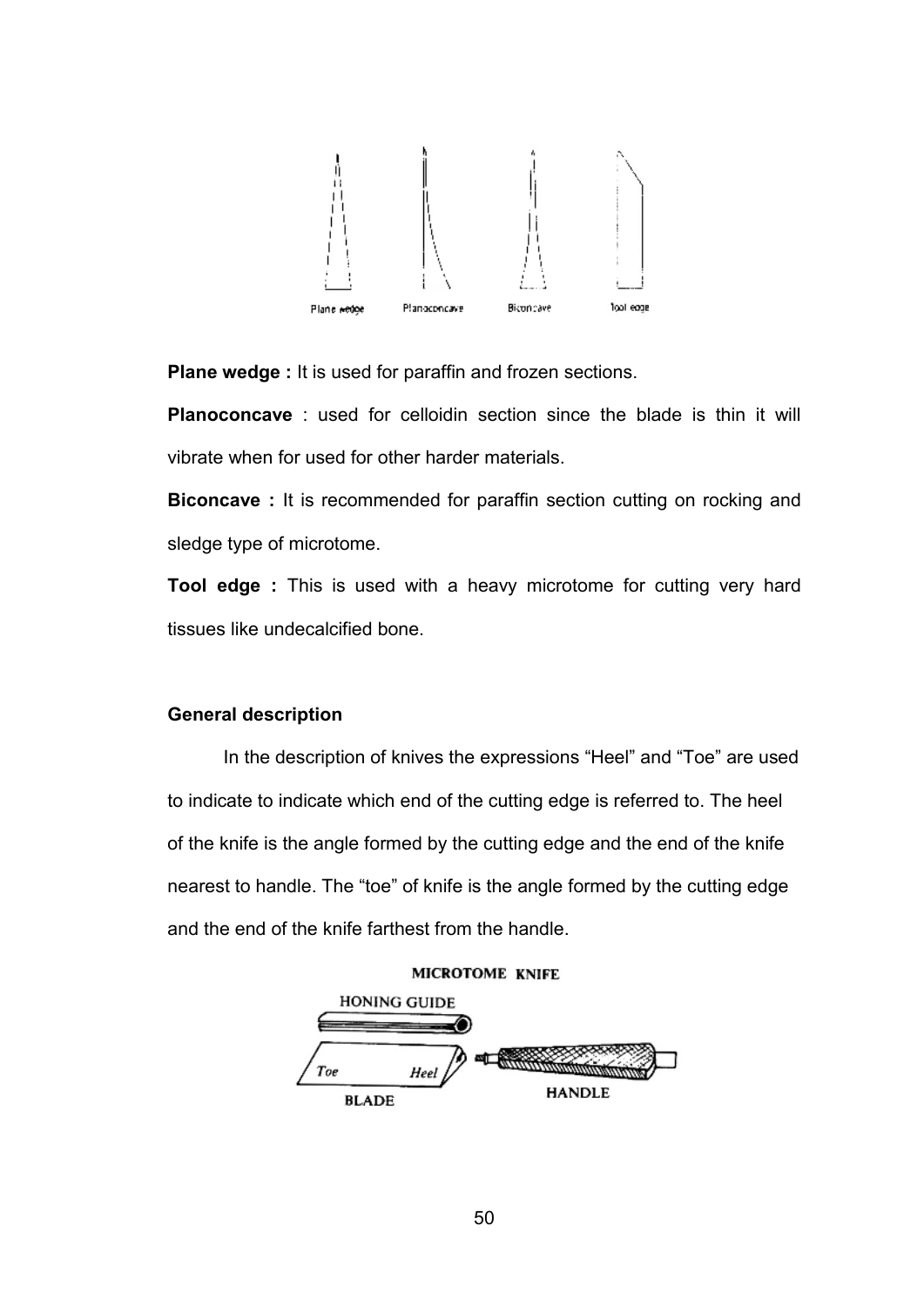**Plane wedge :** It is used for paraffin and frozen sections.

**Planoconcave** : used for celloidin section since the blade is thin it will vibrate when for used for other harder materials.

**Biconcave :** It is recommended for paraffin section cutting on rocking and sledge type of microtome.

**Tool edge :** This is used with a heavy microtome for cutting very hard tissues like undecalcified bone.

**General description**

In the description of knives the expressions "Heel" and "Toe" are used to indicate to indicate which end of the cutting edge is referred to. The heel of the knife is the angle formed by the cutting edge and the end of the knife nearest to handle. The "toe" of knife is the angle formed by the cutting edge and the end of the knife farthest from the handle.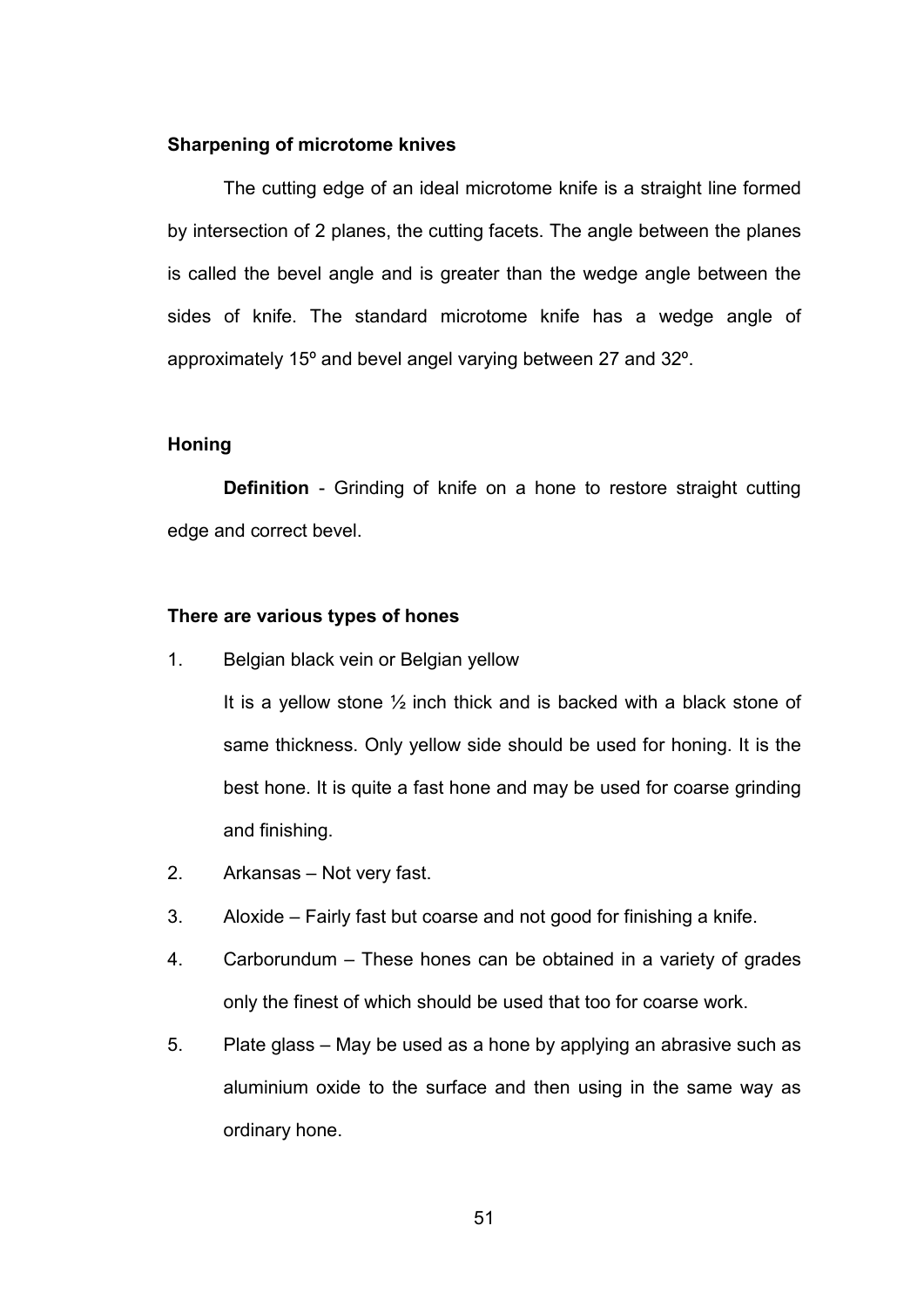**Sharpening of microtome knives**

The cutting edge of an ideal microtome knife is a straight line formed by intersection of 2 planes, the cutting facets. The angle between the planes is called the bevel angle and is greater than the wedge angle between the sides of knife. The standard microtome knife has a wedge angle of approximately 15º and bevel angel varying between 27 and 32º.

**Honing**

**Definition** - Grinding of knife on a hone to restore straight cutting edge and correct bevel.

**There are various types of hones**

1. Belgian black vein or Belgian yellow

   It is a yellow stone ½ inch thick and is backed with a black stone of same thickness. Only yellow side should be used for honing. It is the best hone. It is quite a fast hone and may be used for coarse grinding and finishing.

2. Arkansas – Not very fast.
3. Aloxide – Fairly fast but coarse and not good for finishing a knife.
4. Carborundum – These hones can be obtained in a variety of grades only the finest of which should be used that too for coarse work.
5. Plate glass – May be used as a hone by applying an abrasive such as aluminium oxide to the surface and then using in the same way as ordinary hone.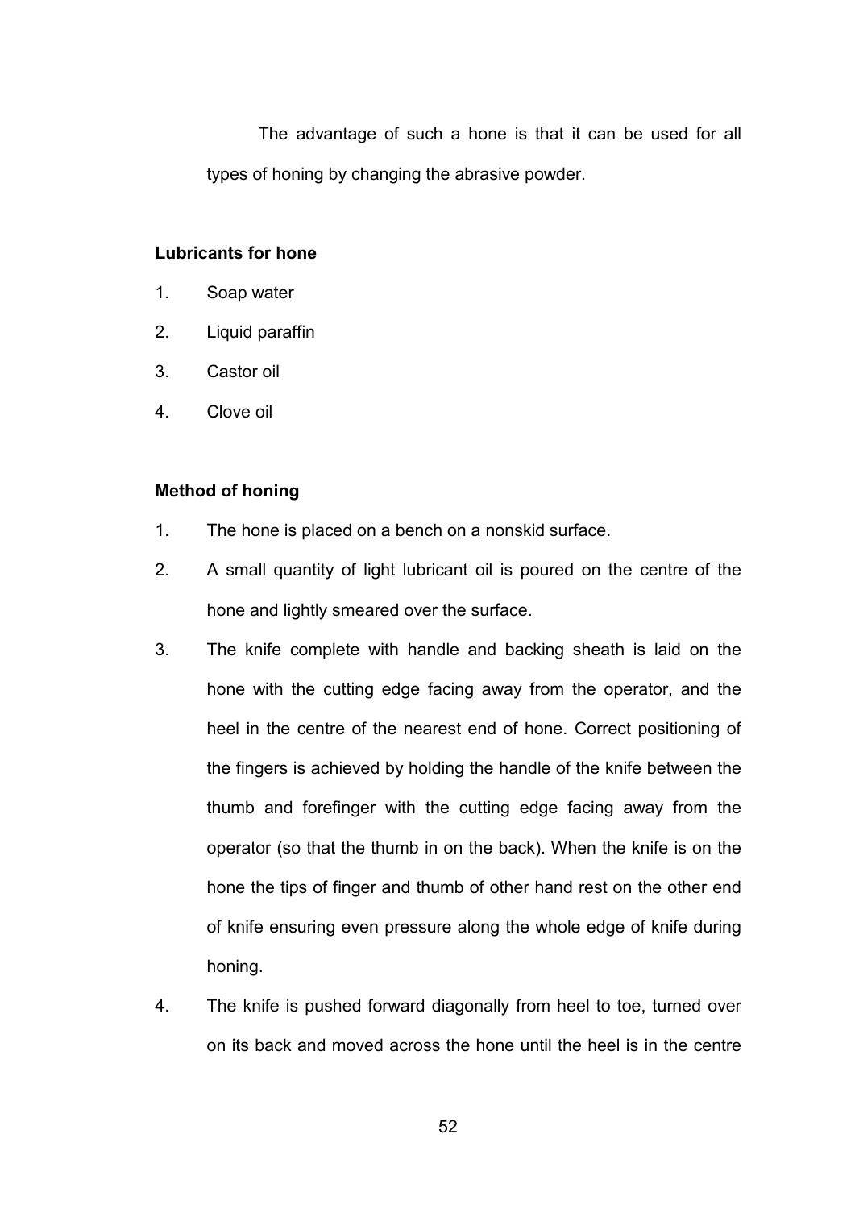The advantage of such a hone is that it can be used for all types of honing by changing the abrasive powder.

**Lubricants for hone**

1. Soap water
2. Liquid paraffin
3. Castor oil
4. Clove oil

**Method of honing**

1. The hone is placed on a bench on a nonskid surface.
2. A small quantity of light lubricant oil is poured on the centre of the hone and lightly smeared over the surface.
3. The knife complete with handle and backing sheath is laid on the hone with the cutting edge facing away from the operator, and the heel in the centre of the nearest end of hone. Correct positioning of the fingers is achieved by holding the handle of the knife between the thumb and forefinger with the cutting edge facing away from the operator (so that the thumb in on the back). When the knife is on the hone the tips of finger and thumb of other hand rest on the other end of knife ensuring even pressure along the whole edge of knife during honing.
4. The knife is pushed forward diagonally from heel to toe, turned over on its back and moved across the hone until the heel is in the centre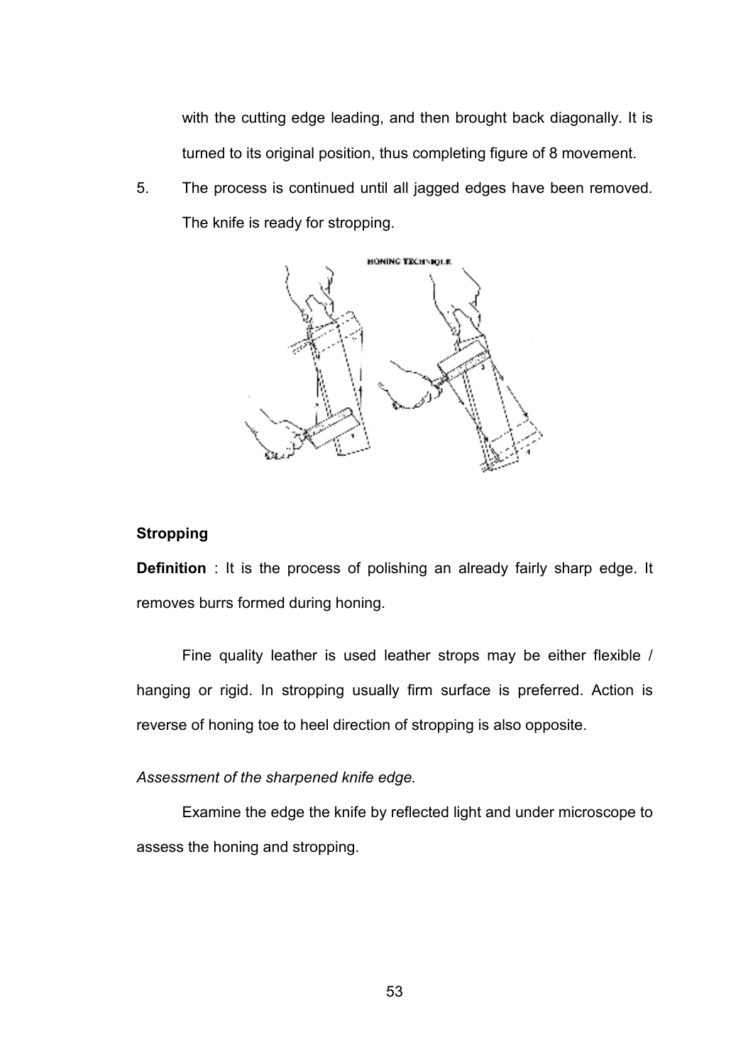with the cutting edge leading, and then brought back diagonally. It is turned to its original position, thus completing figure of 8 movement.

5. The process is continued until all jagged edges have been removed. The knife is ready for stropping.

HONING TECHNIQUE

### Stropping

**Definition** : It is the process of polishing an already fairly sharp edge. It removes burrs formed during honing.

Fine quality leather is used leather strops may be either flexible / hanging or rigid. In stropping usually firm surface is preferred. Action is reverse of honing toe to heel direction of stropping is also opposite.

*Assessment of the sharpened knife edge.*

Examine the edge the knife by reflected light and under microscope to assess the honing and stropping.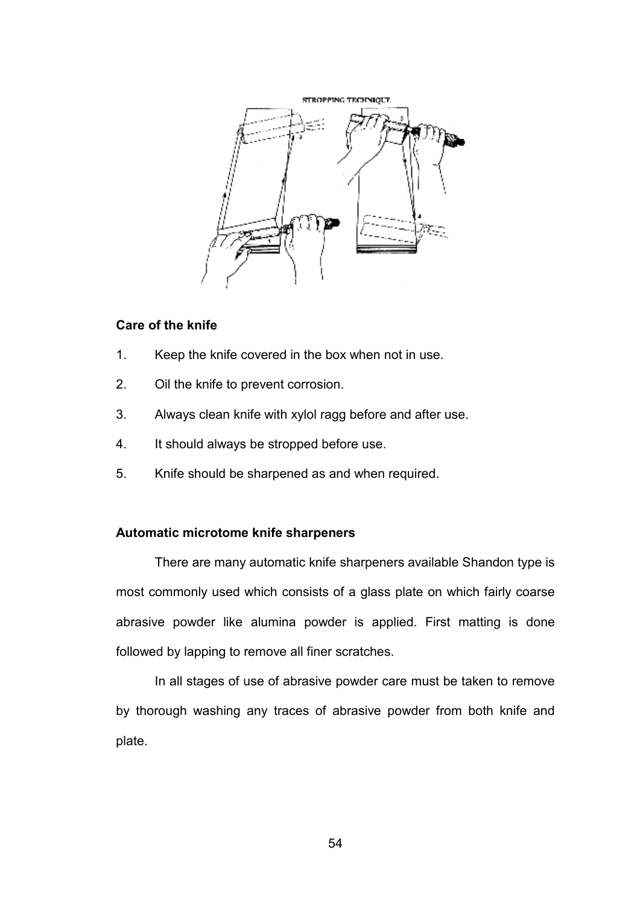## Care of the knife

1. Keep the knife covered in the box when not in use.
2. Oil the knife to prevent corrosion.
3. Always clean knife with xylol ragg before and after use.
4. It should always be stropped before use.
5. Knife should be sharpened as and when required.

## Automatic microtome knife sharpeners

There are many automatic knife sharpeners available Shandon type is most commonly used which consists of a glass plate on which fairly coarse abrasive powder like alumina powder is applied. First matting is done followed by lapping to remove all finer scratches.

In all stages of use of abrasive powder care must be taken to remove by thorough washing any traces of abrasive powder from both knife and plate.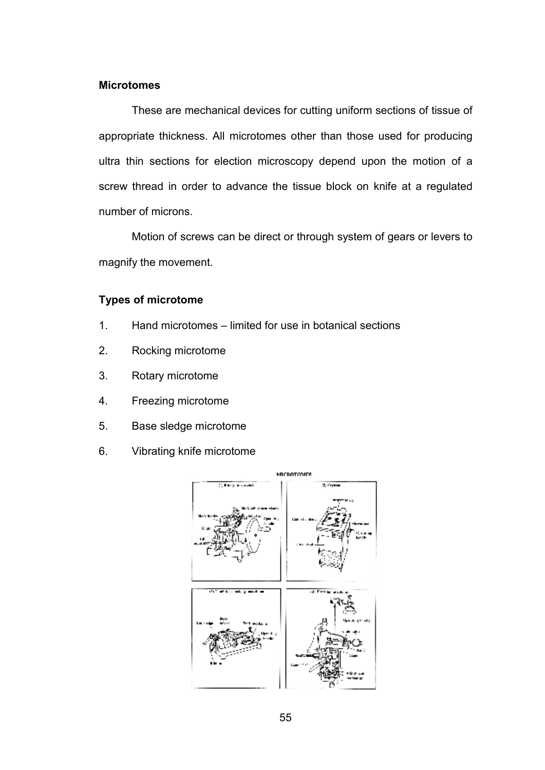**Microtomes**

These are mechanical devices for cutting uniform sections of tissue of appropriate thickness. All microtomes other than those used for producing ultra thin sections for election microscopy depend upon the motion of a screw thread in order to advance the tissue block on knife at a regulated number of microns.

Motion of screws can be direct or through system of gears or levers to magnify the movement.

**Types of microtome**

1. Hand microtomes – limited for use in botanical sections
2. Rocking microtome
3. Rotary microtome
4. Freezing microtome
5. Base sledge microtome
6. Vibrating knife microtome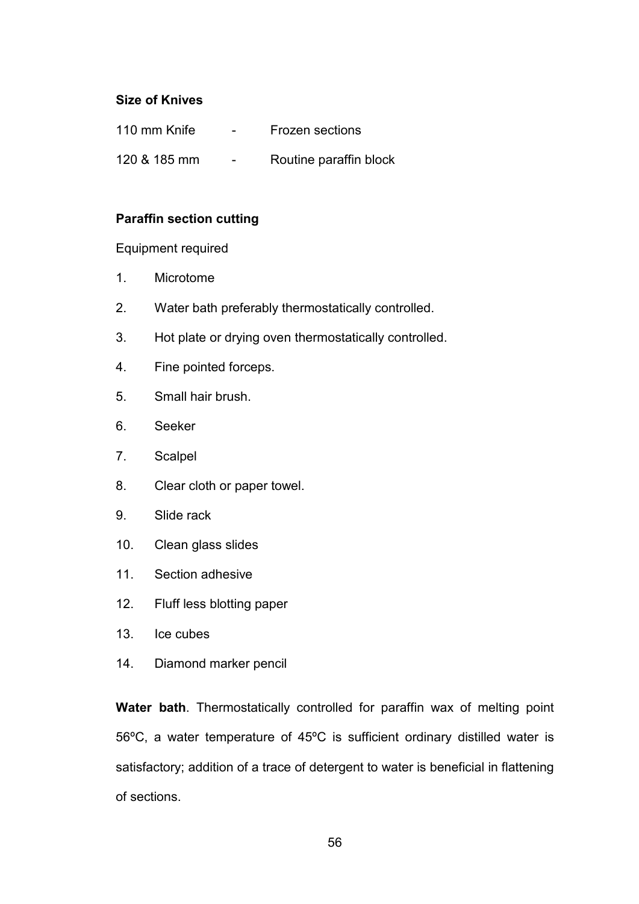**Size of Knives**

| | | |
|---|---|---|
| 110 mm Knife | - | Frozen sections |
| 120 & 185 mm | - | Routine paraffin block |

**Paraffin section cutting**

Equipment required

1. Microtome
2. Water bath preferably thermostatically controlled.
3. Hot plate or drying oven thermostatically controlled.
4. Fine pointed forceps.
5. Small hair brush.
6. Seeker
7. Scalpel
8. Clear cloth or paper towel.
9. Slide rack
10. Clean glass slides
11. Section adhesive
12. Fluff less blotting paper
13. Ice cubes
14. Diamond marker pencil

**Water bath**. Thermostatically controlled for paraffin wax of melting point 56ºC, a water temperature of 45ºC is sufficient ordinary distilled water is satisfactory; addition of a trace of detergent to water is beneficial in flattening of sections.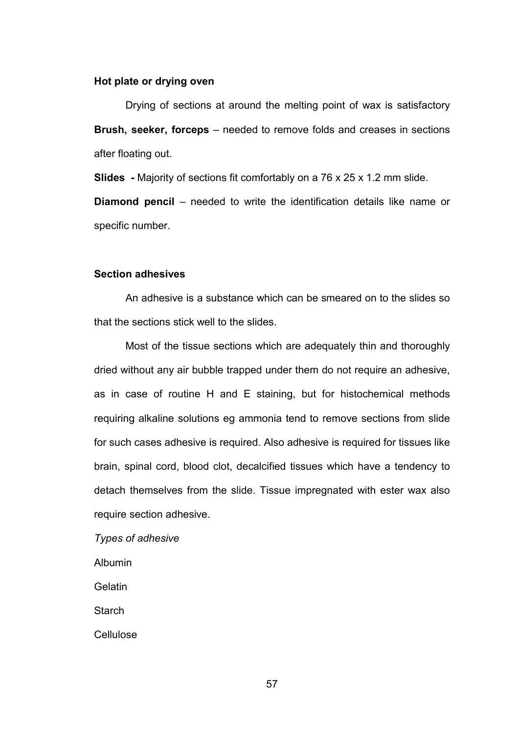**Hot plate or drying oven**

Drying of sections at around the melting point of wax is satisfactory

**Brush, seeker, forceps** – needed to remove folds and creases in sections after floating out.

**Slides -** Majority of sections fit comfortably on a 76 x 25 x 1.2 mm slide.

**Diamond pencil** – needed to write the identification details like name or specific number.

**Section adhesives**

An adhesive is a substance which can be smeared on to the slides so that the sections stick well to the slides.

Most of the tissue sections which are adequately thin and thoroughly dried without any air bubble trapped under them do not require an adhesive, as in case of routine H and E staining, but for histochemical methods requiring alkaline solutions eg ammonia tend to remove sections from slide for such cases adhesive is required. Also adhesive is required for tissues like brain, spinal cord, blood clot, decalcified tissues which have a tendency to detach themselves from the slide. Tissue impregnated with ester wax also require section adhesive.

*Types of adhesive*

Albumin

Gelatin

Starch

Cellulose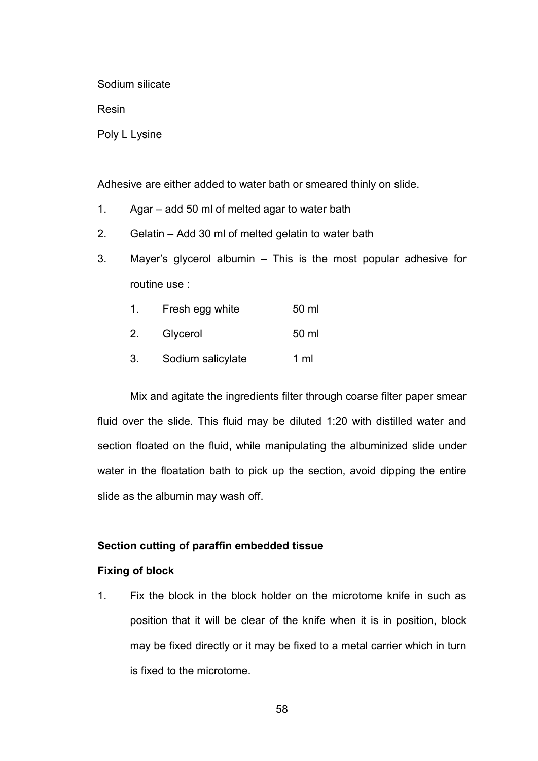Sodium silicate

Resin

Poly L Lysine

Adhesive are either added to water bath or smeared thinly on slide.

1. Agar – add 50 ml of melted agar to water bath
2. Gelatin – Add 30 ml of melted gelatin to water bath
3. Mayer's glycerol albumin – This is the most popular adhesive for routine use :

| | | |
|---|---|---|
| 1. | Fresh egg white | 50 ml |
| 2. | Glycerol | 50 ml |
| 3. | Sodium salicylate | 1 ml |

Mix and agitate the ingredients filter through coarse filter paper smear fluid over the slide. This fluid may be diluted 1:20 with distilled water and section floated on the fluid, while manipulating the albuminized slide under water in the floatation bath to pick up the section, avoid dipping the entire slide as the albumin may wash off.

**Section cutting of paraffin embedded tissue**

**Fixing of block**

1. Fix the block in the block holder on the microtome knife in such as position that it will be clear of the knife when it is in position, block may be fixed directly or it may be fixed to a metal carrier which in turn is fixed to the microtome.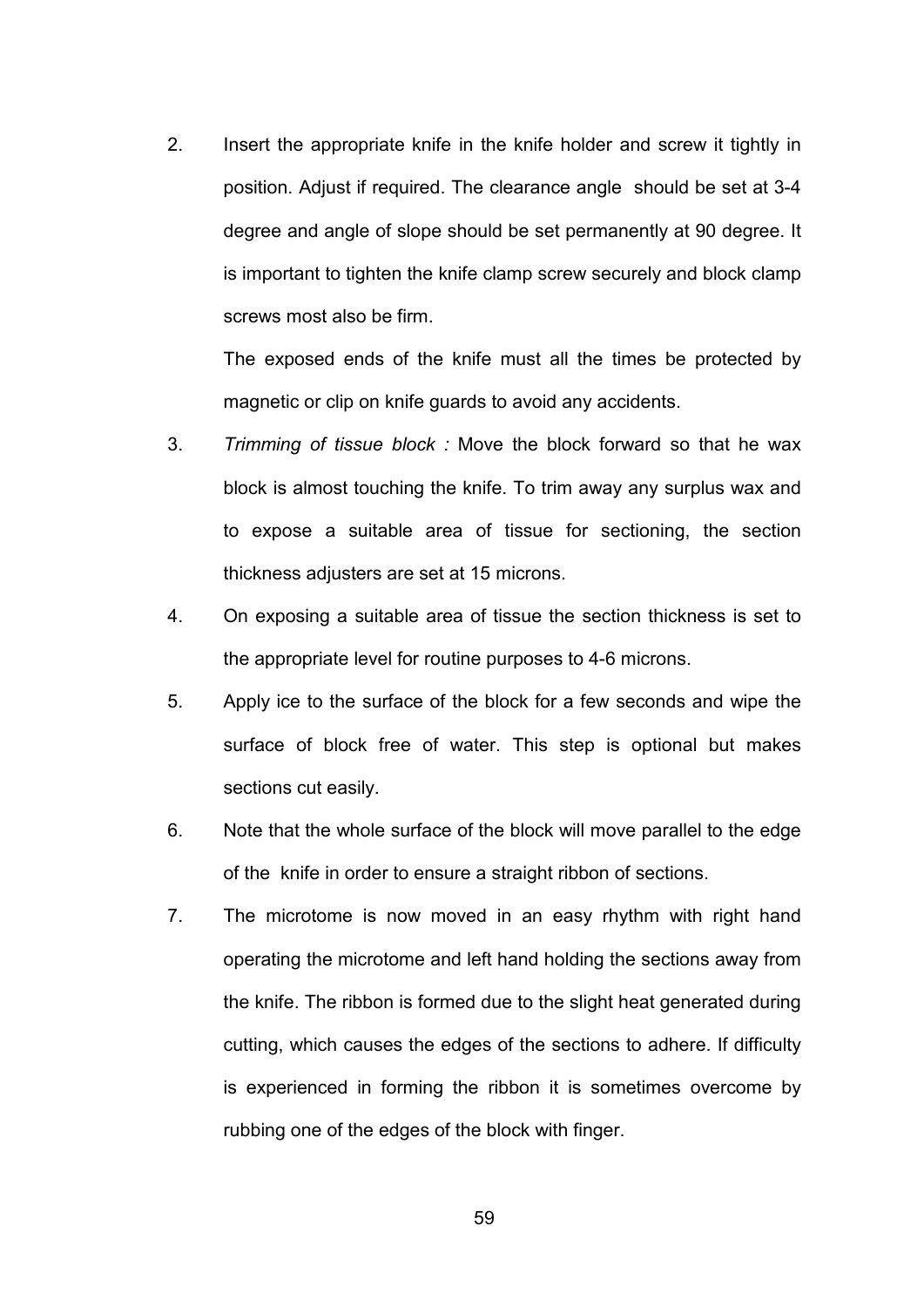2. Insert the appropriate knife in the knife holder and screw it tightly in position. Adjust if required. The clearance angle should be set at 3-4 degree and angle of slope should be set permanently at 90 degree. It is important to tighten the knife clamp screw securely and block clamp screws most also be firm.

   The exposed ends of the knife must all the times be protected by magnetic or clip on knife guards to avoid any accidents.

3. *Trimming of tissue block :* Move the block forward so that he wax block is almost touching the knife. To trim away any surplus wax and to expose a suitable area of tissue for sectioning, the section thickness adjusters are set at 15 microns.

4. On exposing a suitable area of tissue the section thickness is set to the appropriate level for routine purposes to 4-6 microns.

5. Apply ice to the surface of the block for a few seconds and wipe the surface of block free of water. This step is optional but makes sections cut easily.

6. Note that the whole surface of the block will move parallel to the edge of the knife in order to ensure a straight ribbon of sections.

7. The microtome is now moved in an easy rhythm with right hand operating the microtome and left hand holding the sections away from the knife. The ribbon is formed due to the slight heat generated during cutting, which causes the edges of the sections to adhere. If difficulty is experienced in forming the ribbon it is sometimes overcome by rubbing one of the edges of the block with finger.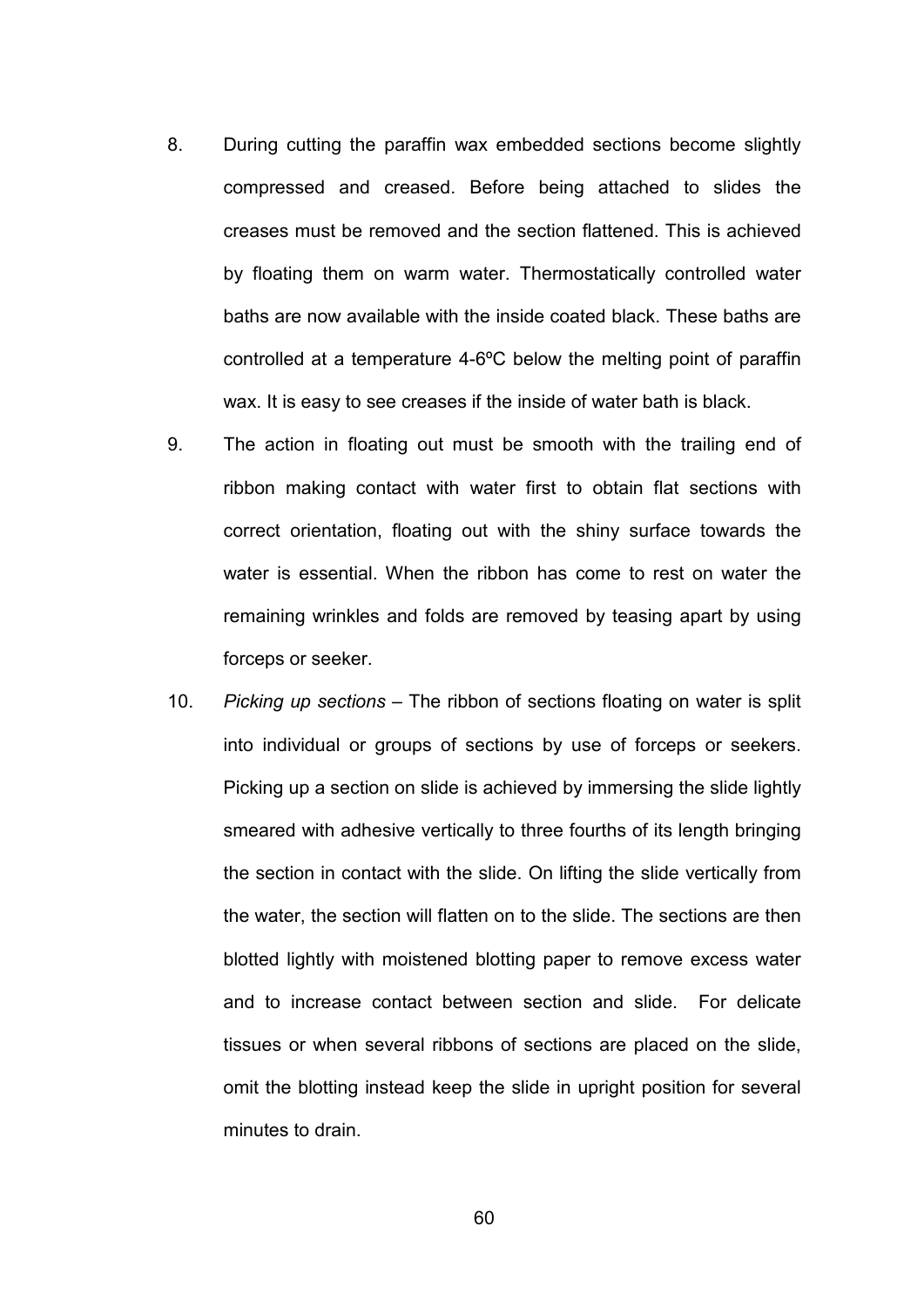8. During cutting the paraffin wax embedded sections become slightly compressed and creased. Before being attached to slides the creases must be removed and the section flattened. This is achieved by floating them on warm water. Thermostatically controlled water baths are now available with the inside coated black. These baths are controlled at a temperature 4-6ºC below the melting point of paraffin wax. It is easy to see creases if the inside of water bath is black.

9. The action in floating out must be smooth with the trailing end of ribbon making contact with water first to obtain flat sections with correct orientation, floating out with the shiny surface towards the water is essential. When the ribbon has come to rest on water the remaining wrinkles and folds are removed by teasing apart by using forceps or seeker.

10. *Picking up sections* – The ribbon of sections floating on water is split into individual or groups of sections by use of forceps or seekers. Picking up a section on slide is achieved by immersing the slide lightly smeared with adhesive vertically to three fourths of its length bringing the section in contact with the slide. On lifting the slide vertically from the water, the section will flatten on to the slide. The sections are then blotted lightly with moistened blotting paper to remove excess water and to increase contact between section and slide. For delicate tissues or when several ribbons of sections are placed on the slide, omit the blotting instead keep the slide in upright position for several minutes to drain.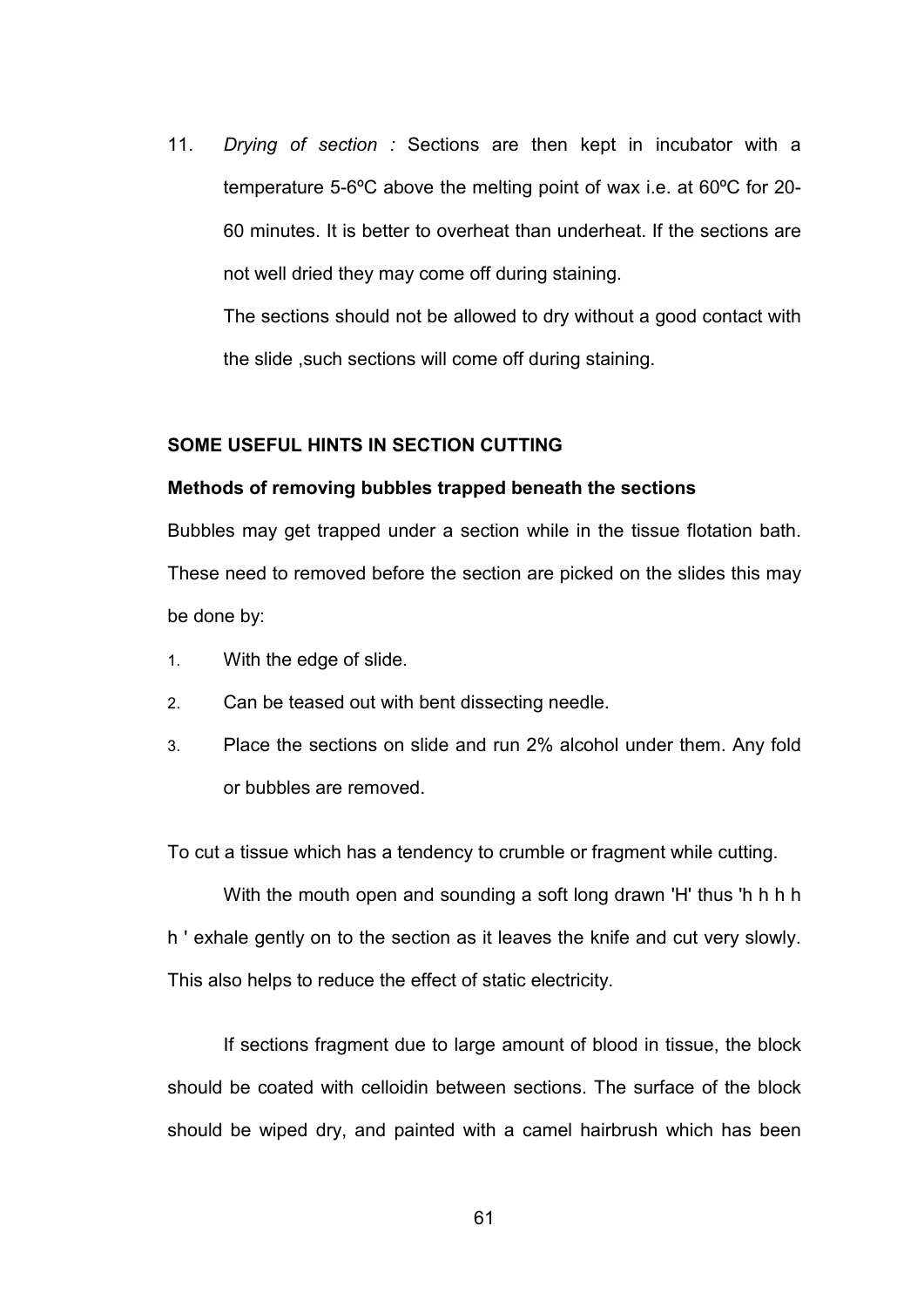11. *Drying of section :* Sections are then kept in incubator with a temperature 5-6ºC above the melting point of wax i.e. at 60ºC for 20-60 minutes. It is better to overheat than underheat. If the sections are not well dried they may come off during staining.

    The sections should not be allowed to dry without a good contact with the slide ,such sections will come off during staining.

**SOME USEFUL HINTS IN SECTION CUTTING**

**Methods of removing bubbles trapped beneath the sections**

Bubbles may get trapped under a section while in the tissue flotation bath. These need to removed before the section are picked on the slides this may be done by:

1. With the edge of slide.
2. Can be teased out with bent dissecting needle.
3. Place the sections on slide and run 2% alcohol under them. Any fold or bubbles are removed.

To cut a tissue which has a tendency to crumble or fragment while cutting.

With the mouth open and sounding a soft long drawn 'H' thus 'h h h h h ' exhale gently on to the section as it leaves the knife and cut very slowly. This also helps to reduce the effect of static electricity.

If sections fragment due to large amount of blood in tissue, the block should be coated with celloidin between sections. The surface of the block should be wiped dry, and painted with a camel hairbrush which has been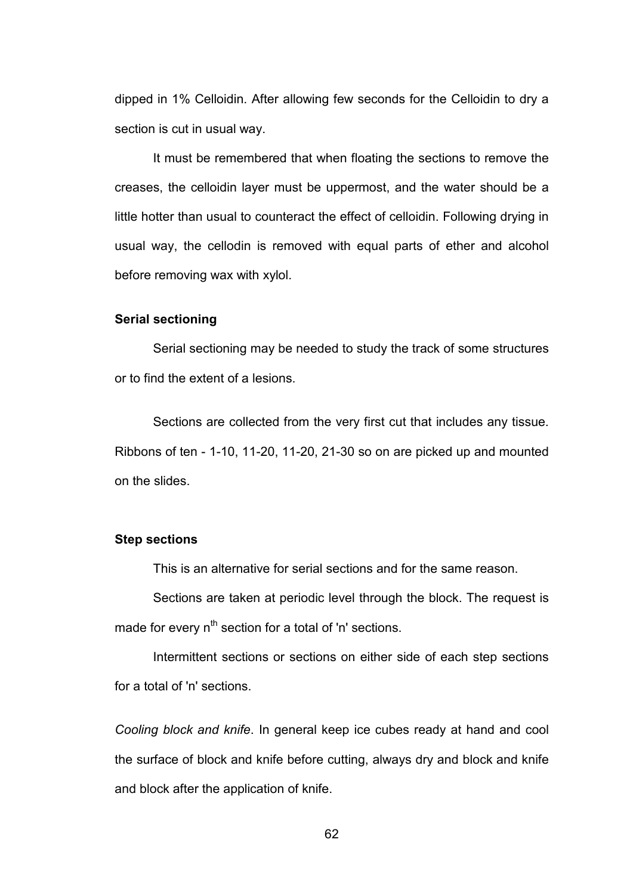dipped in 1% Celloidin. After allowing few seconds for the Celloidin to dry a section is cut in usual way.

It must be remembered that when floating the sections to remove the creases, the celloidin layer must be uppermost, and the water should be a little hotter than usual to counteract the effect of celloidin. Following drying in usual way, the cellodin is removed with equal parts of ether and alcohol before removing wax with xylol.

**Serial sectioning**

Serial sectioning may be needed to study the track of some structures or to find the extent of a lesions.

Sections are collected from the very first cut that includes any tissue. Ribbons of ten - 1-10, 11-20, 11-20, 21-30 so on are picked up and mounted on the slides.

**Step sections**

This is an alternative for serial sections and for the same reason.

Sections are taken at periodic level through the block. The request is made for every $n^{th}$ section for a total of 'n' sections.

Intermittent sections or sections on either side of each step sections for a total of 'n' sections.

*Cooling block and knife*. In general keep ice cubes ready at hand and cool the surface of block and knife before cutting, always dry and block and knife and block after the application of knife.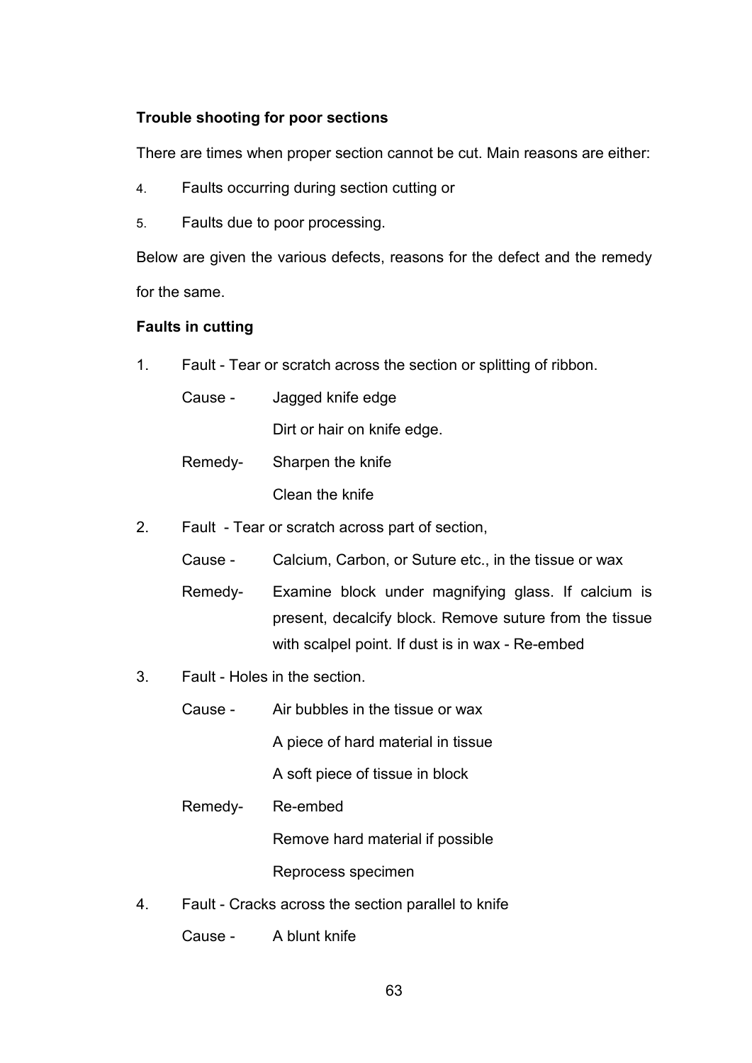**Trouble shooting for poor sections**

There are times when proper section cannot be cut. Main reasons are either:

4. Faults occurring during section cutting or
5. Faults due to poor processing.

Below are given the various defects, reasons for the defect and the remedy for the same.

**Faults in cutting**

1. Fault - Tear or scratch across the section or splitting of ribbon.

   Cause - Jagged knife edge
   
   Dirt or hair on knife edge.

   Remedy- Sharpen the knife
   
   Clean the knife

2. Fault - Tear or scratch across part of section,

   Cause - Calcium, Carbon, or Suture etc., in the tissue or wax

   Remedy- Examine block under magnifying glass. If calcium is present, decalcify block. Remove suture from the tissue with scalpel point. If dust is in wax - Re-embed

3. Fault - Holes in the section.

   Cause - Air bubbles in the tissue or wax
   
   A piece of hard material in tissue
   
   A soft piece of tissue in block

   Remedy- Re-embed
   
   Remove hard material if possible
   
   Reprocess specimen

4. Fault - Cracks across the section parallel to knife

   Cause - A blunt knife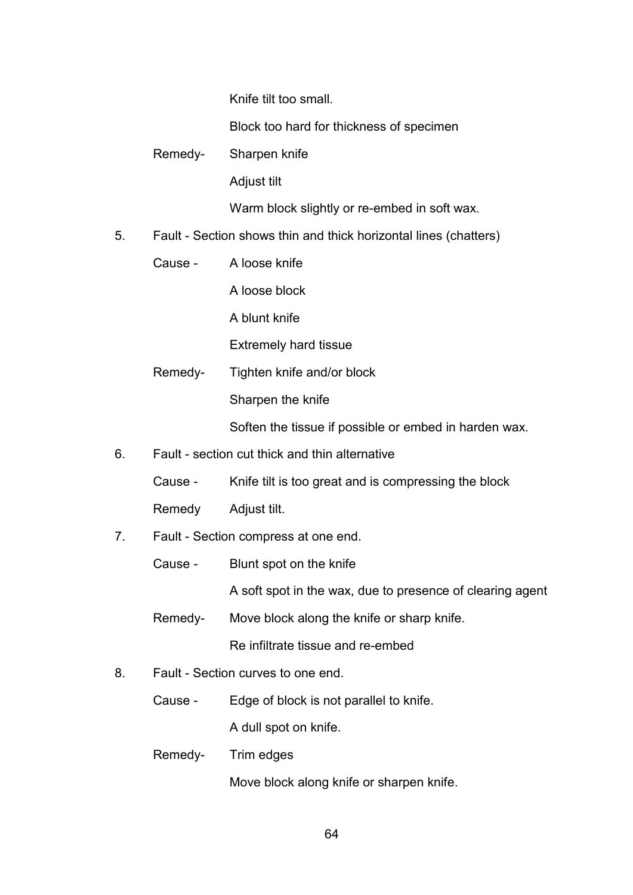Knife tilt too small.

Block too hard for thickness of specimen

Remedy- Sharpen knife

Adjust tilt

Warm block slightly or re-embed in soft wax.

5. Fault - Section shows thin and thick horizontal lines (chatters)

   Cause - A loose knife

   A loose block

   A blunt knife

   Extremely hard tissue

   Remedy- Tighten knife and/or block

   Sharpen the knife

   Soften the tissue if possible or embed in harden wax.

6. Fault - section cut thick and thin alternative

   Cause - Knife tilt is too great and is compressing the block

   Remedy Adjust tilt.

7. Fault - Section compress at one end.

   Cause - Blunt spot on the knife

   A soft spot in the wax, due to presence of clearing agent

   Remedy- Move block along the knife or sharp knife.

   Re infiltrate tissue and re-embed

8. Fault - Section curves to one end.

   Cause - Edge of block is not parallel to knife.

   A dull spot on knife.

   Remedy- Trim edges

   Move block along knife or sharpen knife.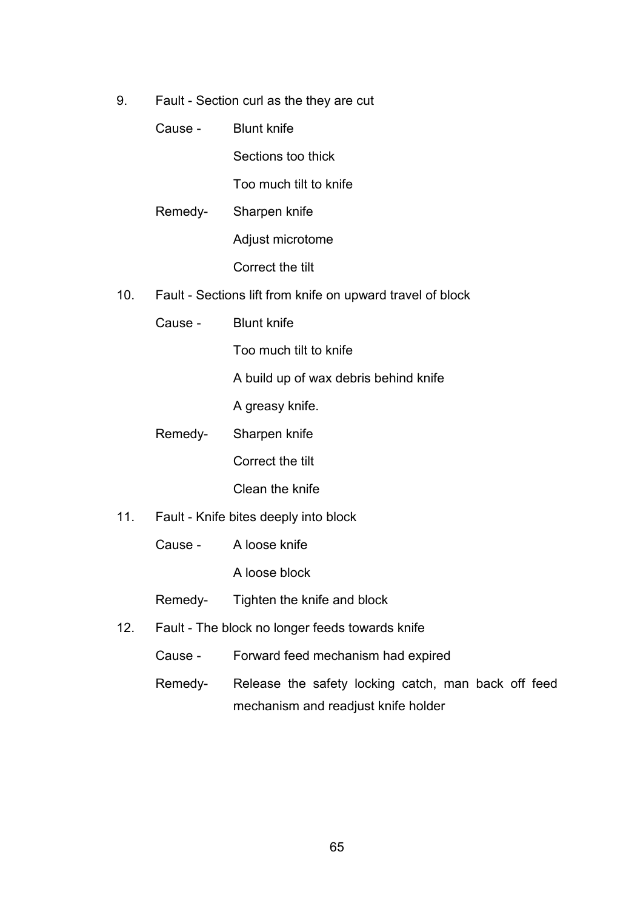9. Fault - Section curl as the they are cut

   Cause - Blunt knife

   Sections too thick

   Too much tilt to knife

   Remedy- Sharpen knife

   Adjust microtome

   Correct the tilt

10. Fault - Sections lift from knife on upward travel of block

    Cause - Blunt knife

    Too much tilt to knife

    A build up of wax debris behind knife

    A greasy knife.

    Remedy- Sharpen knife

    Correct the tilt

    Clean the knife

11. Fault - Knife bites deeply into block

    Cause - A loose knife

    A loose block

    Remedy- Tighten the knife and block

12. Fault - The block no longer feeds towards knife

    Cause - Forward feed mechanism had expired

    Remedy- Release the safety locking catch, man back off feed mechanism and readjust knife holder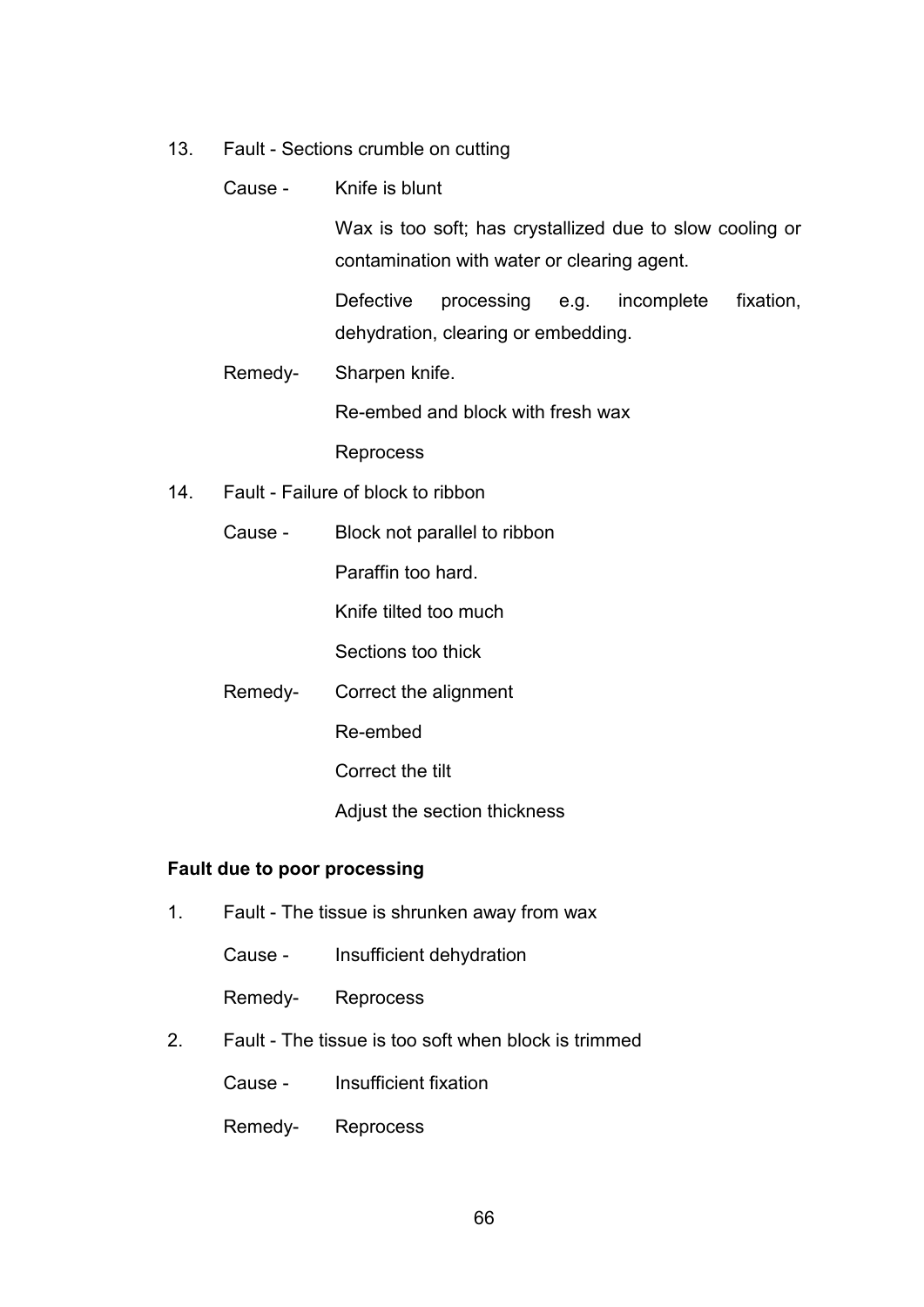13. Fault - Sections crumble on cutting

    Cause - Knife is blunt

    Wax is too soft; has crystallized due to slow cooling or contamination with water or clearing agent.

    Defective processing e.g. incomplete fixation, dehydration, clearing or embedding.

    Remedy- Sharpen knife.

    Re-embed and block with fresh wax

    Reprocess

14. Fault - Failure of block to ribbon

    Cause - Block not parallel to ribbon

    Paraffin too hard.

    Knife tilted too much

    Sections too thick

    Remedy- Correct the alignment

    Re-embed

    Correct the tilt

    Adjust the section thickness

**Fault due to poor processing**

1. Fault - The tissue is shrunken away from wax

    Cause - Insufficient dehydration

    Remedy- Reprocess

2. Fault - The tissue is too soft when block is trimmed

    Cause - Insufficient fixation

    Remedy- Reprocess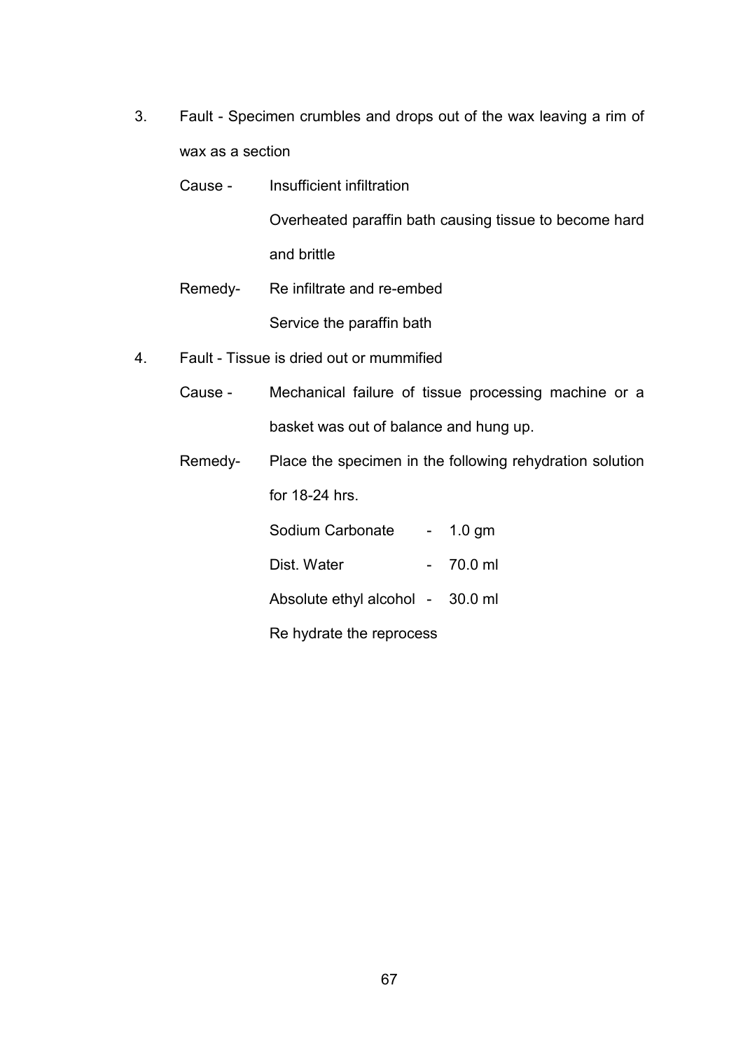3. Fault - Specimen crumbles and drops out of the wax leaving a rim of wax as a section

   Cause - Insufficient infiltration

   Overheated paraffin bath causing tissue to become hard and brittle

   Remedy- Re infiltrate and re-embed

   Service the paraffin bath

4. Fault - Tissue is dried out or mummified

   Cause - Mechanical failure of tissue processing machine or a basket was out of balance and hung up.

   Remedy- Place the specimen in the following rehydration solution for 18-24 hrs.

   | | | |
   |---|---|---|
   | Sodium Carbonate | - | 1.0 gm |
   | Dist. Water | - | 70.0 ml |
   | Absolute ethyl alcohol | - | 30.0 ml |

   Re hydrate the reprocess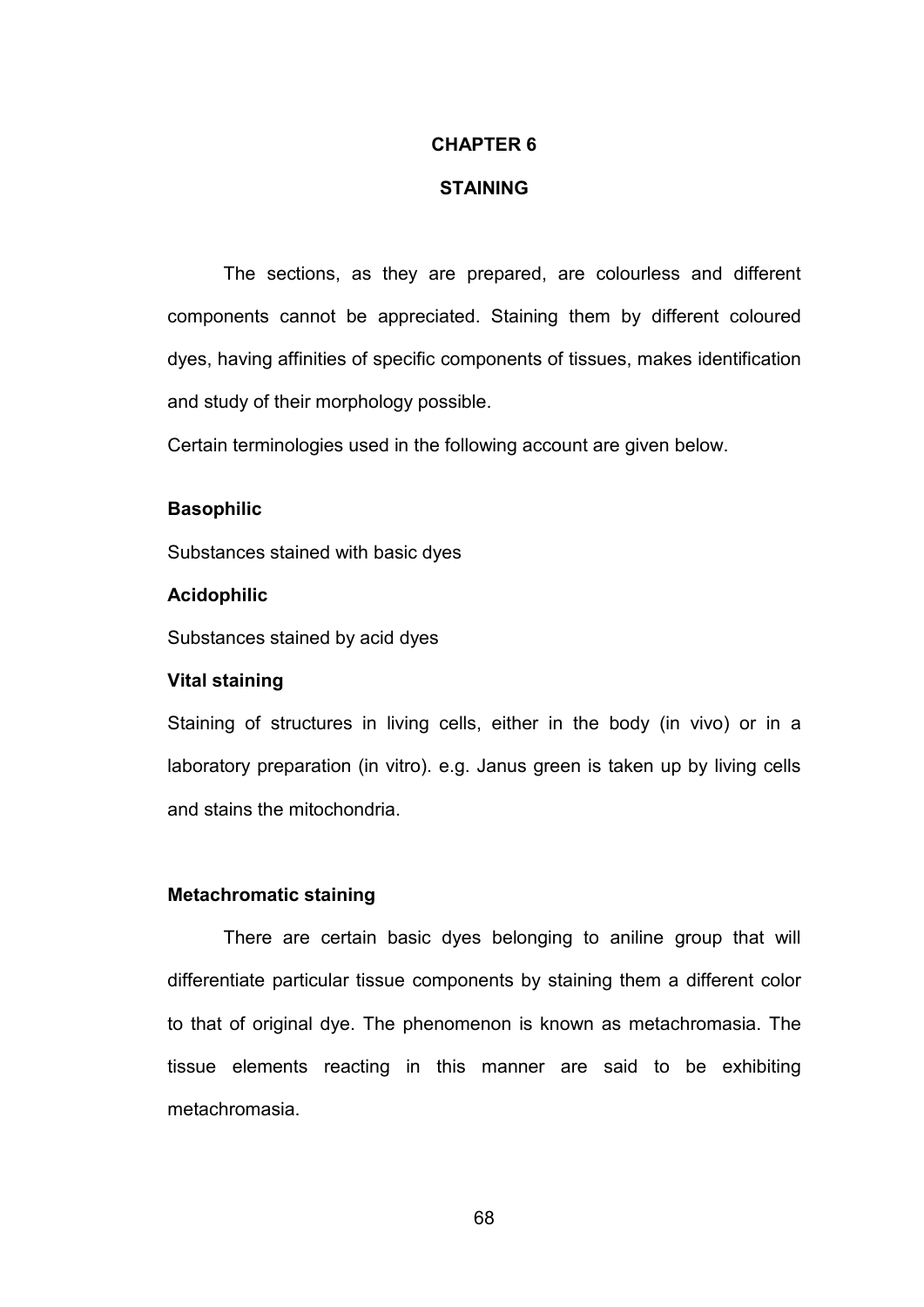# CHAPTER 6

## STAINING

The sections, as they are prepared, are colourless and different components cannot be appreciated. Staining them by different coloured dyes, having affinities of specific components of tissues, makes identification and study of their morphology possible.

Certain terminologies used in the following account are given below.

**Basophilic**

Substances stained with basic dyes

**Acidophilic**

Substances stained by acid dyes

**Vital staining**

Staining of structures in living cells, either in the body (in vivo) or in a laboratory preparation (in vitro). e.g. Janus green is taken up by living cells and stains the mitochondria.

**Metachromatic staining**

There are certain basic dyes belonging to aniline group that will differentiate particular tissue components by staining them a different color to that of original dye. The phenomenon is known as metachromasia. The tissue elements reacting in this manner are said to be exhibiting metachromasia.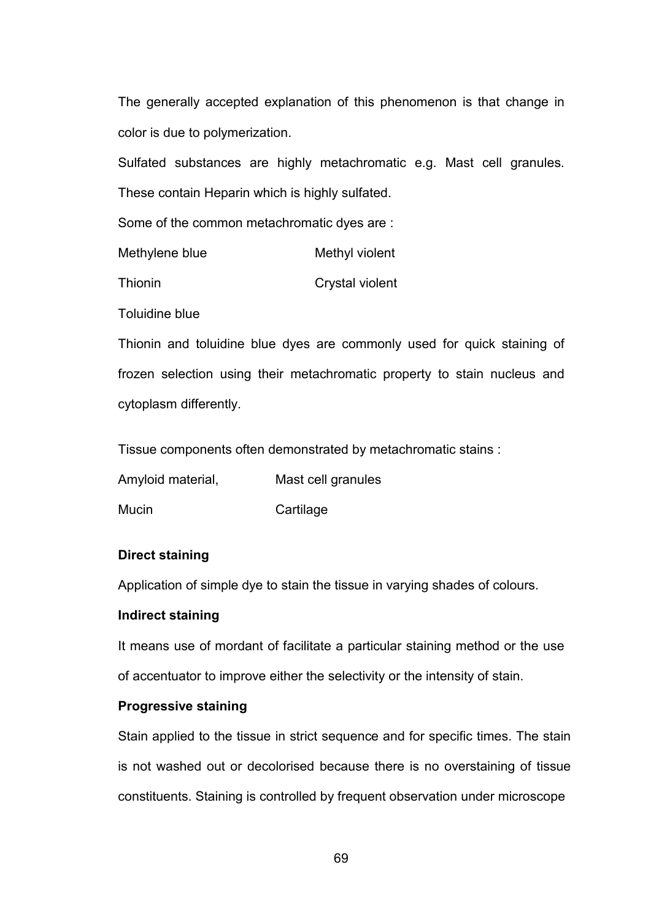The generally accepted explanation of this phenomenon is that change in color is due to polymerization.

Sulfated substances are highly metachromatic e.g. Mast cell granules. These contain Heparin which is highly sulfated.

Some of the common metachromatic dyes are :

| | |
|---|---|
| Methylene blue | Methyl violent |
| Thionin | Crystal violent |
| Toluidine blue | |

Thionin and toluidine blue dyes are commonly used for quick staining of frozen selection using their metachromatic property to stain nucleus and cytoplasm differently.

Tissue components often demonstrated by metachromatic stains :

| | |
|---|---|
| Amyloid material, | Mast cell granules |
| Mucin | Cartilage |

**Direct staining**

Application of simple dye to stain the tissue in varying shades of colours.

**Indirect staining**

It means use of mordant of facilitate a particular staining method or the use of accentuator to improve either the selectivity or the intensity of stain.

**Progressive staining**

Stain applied to the tissue in strict sequence and for specific times. The stain is not washed out or decolorised because there is no overstaining of tissue constituents. Staining is controlled by frequent observation under microscope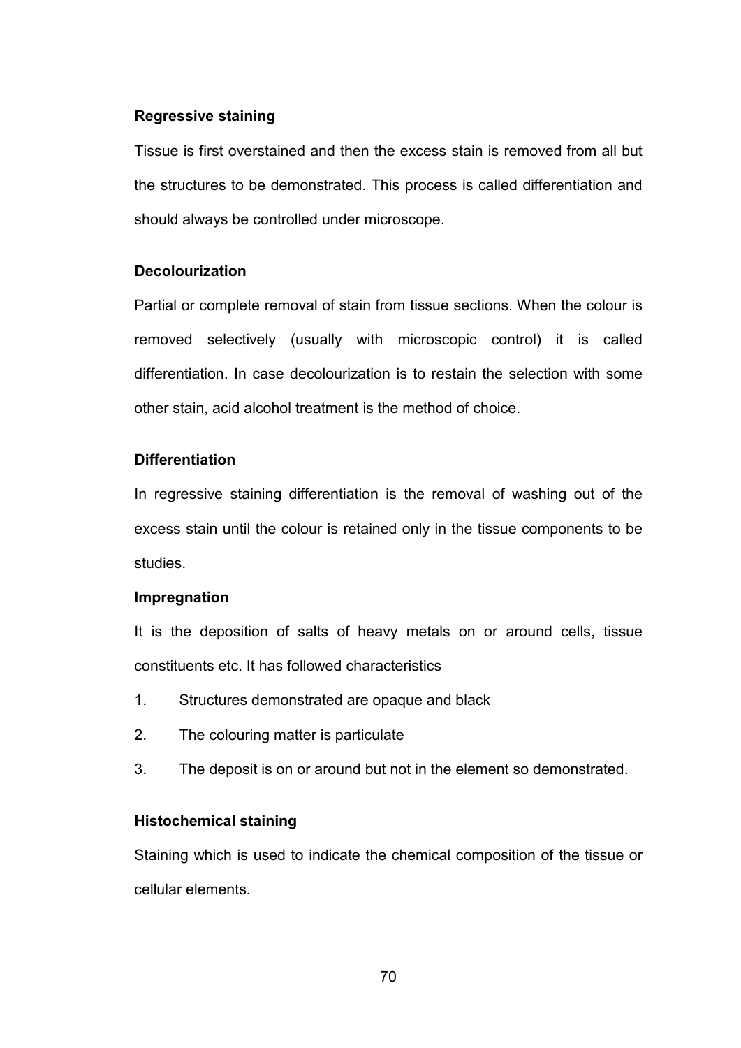**Regressive staining**

Tissue is first overstained and then the excess stain is removed from all but the structures to be demonstrated. This process is called differentiation and should always be controlled under microscope.

**Decolourization**

Partial or complete removal of stain from tissue sections. When the colour is removed selectively (usually with microscopic control) it is called differentiation. In case decolourization is to restain the selection with some other stain, acid alcohol treatment is the method of choice.

**Differentiation**

In regressive staining differentiation is the removal of washing out of the excess stain until the colour is retained only in the tissue components to be studies.

**Impregnation**

It is the deposition of salts of heavy metals on or around cells, tissue constituents etc. It has followed characteristics

1. Structures demonstrated are opaque and black
2. The colouring matter is particulate
3. The deposit is on or around but not in the element so demonstrated.

**Histochemical staining**

Staining which is used to indicate the chemical composition of the tissue or cellular elements.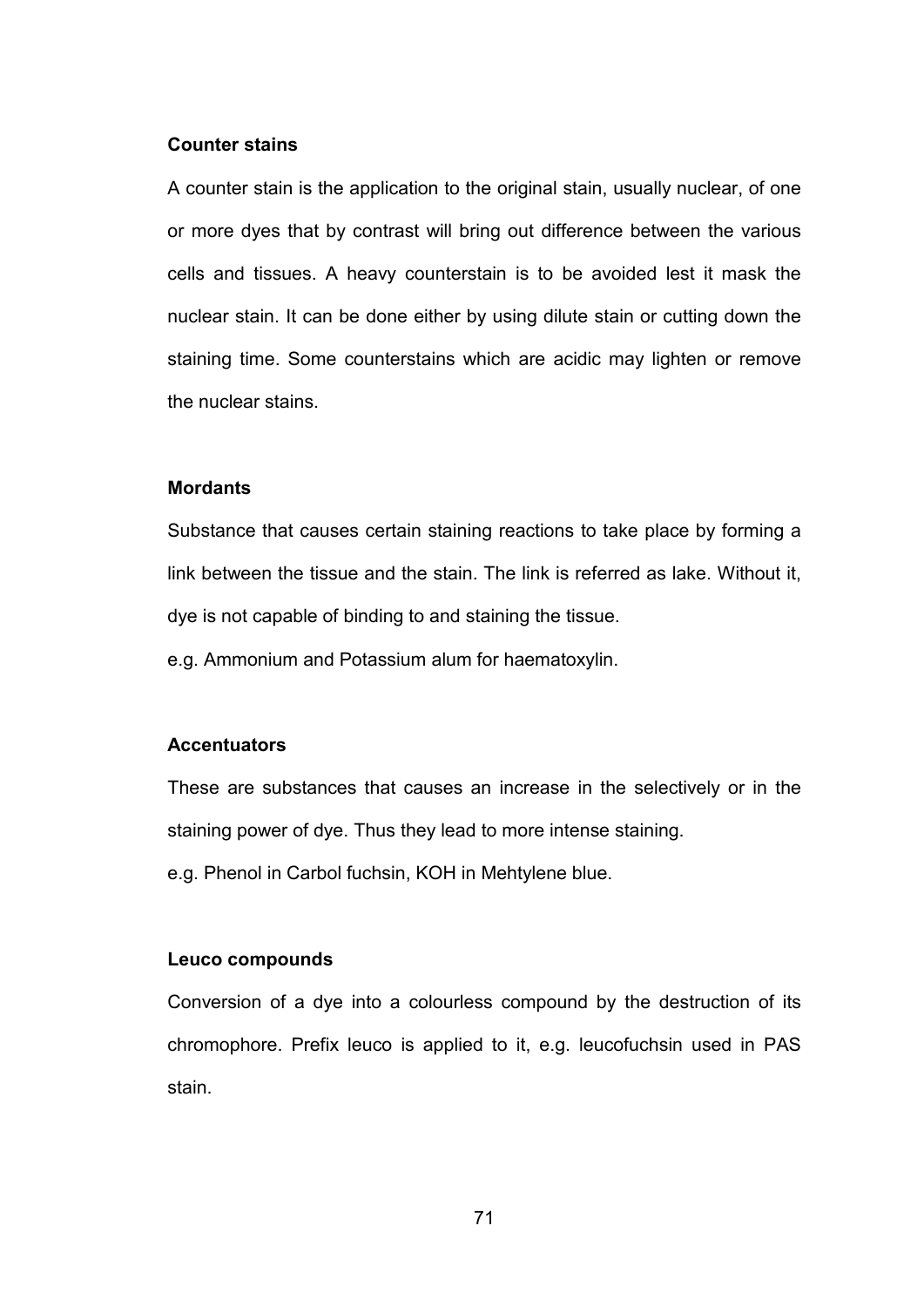**Counter stains**

A counter stain is the application to the original stain, usually nuclear, of one or more dyes that by contrast will bring out difference between the various cells and tissues. A heavy counterstain is to be avoided lest it mask the nuclear stain. It can be done either by using dilute stain or cutting down the staining time. Some counterstains which are acidic may lighten or remove the nuclear stains.

**Mordants**

Substance that causes certain staining reactions to take place by forming a link between the tissue and the stain. The link is referred as lake. Without it, dye is not capable of binding to and staining the tissue.

e.g. Ammonium and Potassium alum for haematoxylin.

**Accentuators**

These are substances that causes an increase in the selectively or in the staining power of dye. Thus they lead to more intense staining.

e.g. Phenol in Carbol fuchsin, KOH in Mehtylene blue.

**Leuco compounds**

Conversion of a dye into a colourless compound by the destruction of its chromophore. Prefix leuco is applied to it, e.g. leucofuchsin used in PAS stain.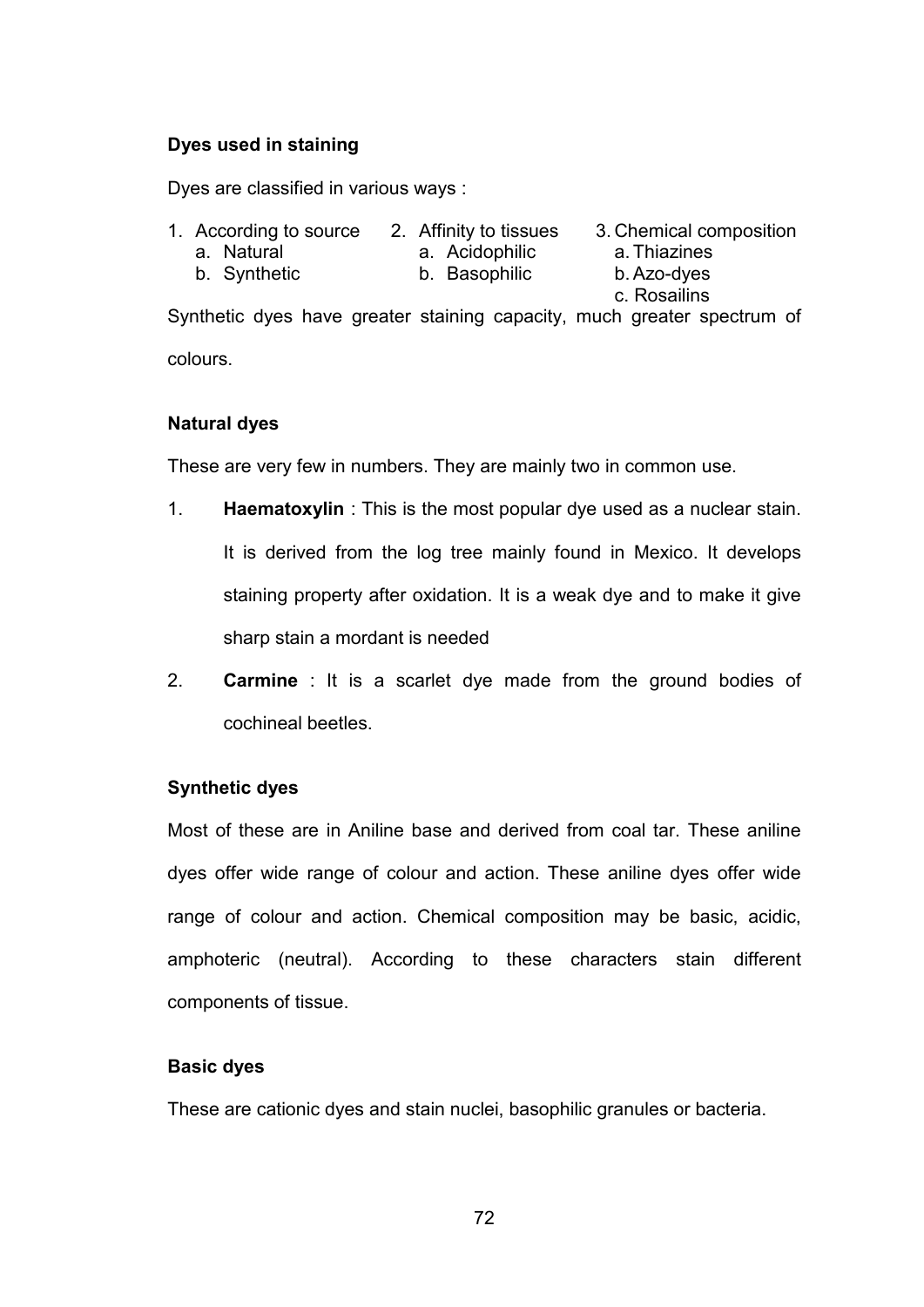**Dyes used in staining**

Dyes are classified in various ways :

1. According to source
   a. Natural
   b. Synthetic
2. Affinity to tissues
   a. Acidophilic
   b. Basophilic
3. Chemical composition
   a. Thiazines
   b. Azo-dyes
   c. Rosailins

Synthetic dyes have greater staining capacity, much greater spectrum of colours.

**Natural dyes**

These are very few in numbers. They are mainly two in common use.

1. **Haematoxylin** : This is the most popular dye used as a nuclear stain. It is derived from the log tree mainly found in Mexico. It develops staining property after oxidation. It is a weak dye and to make it give sharp stain a mordant is needed
2. **Carmine** : It is a scarlet dye made from the ground bodies of cochineal beetles.

**Synthetic dyes**

Most of these are in Aniline base and derived from coal tar. These aniline dyes offer wide range of colour and action. These aniline dyes offer wide range of colour and action. Chemical composition may be basic, acidic, amphoteric (neutral). According to these characters stain different components of tissue.

**Basic dyes**

These are cationic dyes and stain nuclei, basophilic granules or bacteria.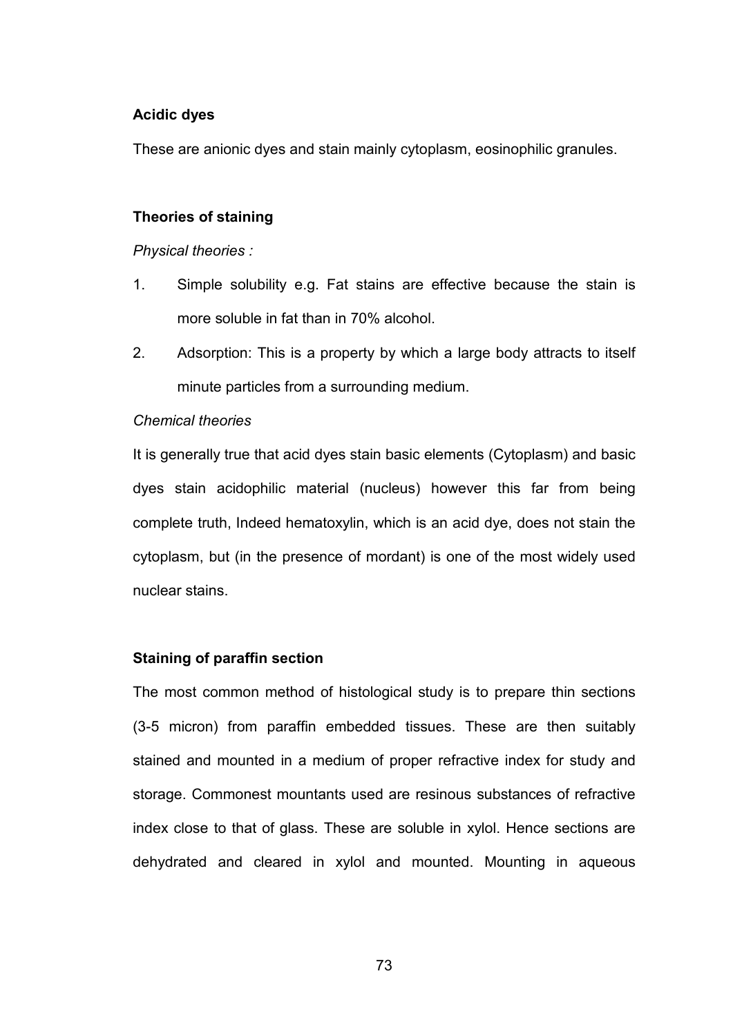**Acidic dyes**

These are anionic dyes and stain mainly cytoplasm, eosinophilic granules.

**Theories of staining**

*Physical theories :*

1. Simple solubility e.g. Fat stains are effective because the stain is more soluble in fat than in 70% alcohol.
2. Adsorption: This is a property by which a large body attracts to itself minute particles from a surrounding medium.

*Chemical theories*

It is generally true that acid dyes stain basic elements (Cytoplasm) and basic dyes stain acidophilic material (nucleus) however this far from being complete truth, Indeed hematoxylin, which is an acid dye, does not stain the cytoplasm, but (in the presence of mordant) is one of the most widely used nuclear stains.

**Staining of paraffin section**

The most common method of histological study is to prepare thin sections (3-5 micron) from paraffin embedded tissues. These are then suitably stained and mounted in a medium of proper refractive index for study and storage. Commonest mountants used are resinous substances of refractive index close to that of glass. These are soluble in xylol. Hence sections are dehydrated and cleared in xylol and mounted. Mounting in aqueous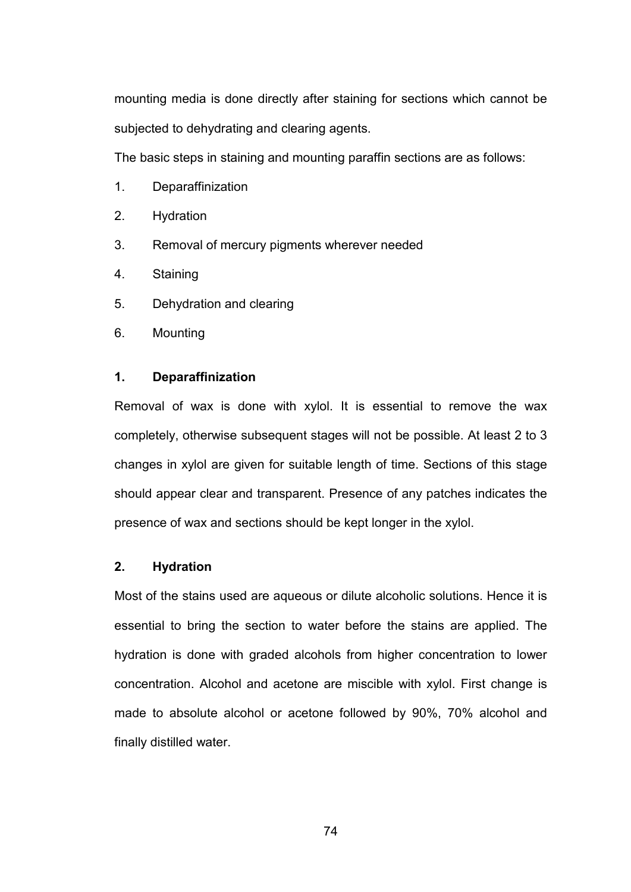mounting media is done directly after staining for sections which cannot be subjected to dehydrating and clearing agents.

The basic steps in staining and mounting paraffin sections are as follows:

1. Deparaffinization
2. Hydration
3. Removal of mercury pigments wherever needed
4. Staining
5. Dehydration and clearing
6. Mounting

### 1. Deparaffinization

Removal of wax is done with xylol. It is essential to remove the wax completely, otherwise subsequent stages will not be possible. At least 2 to 3 changes in xylol are given for suitable length of time. Sections of this stage should appear clear and transparent. Presence of any patches indicates the presence of wax and sections should be kept longer in the xylol.

### 2. Hydration

Most of the stains used are aqueous or dilute alcoholic solutions. Hence it is essential to bring the section to water before the stains are applied. The hydration is done with graded alcohols from higher concentration to lower concentration. Alcohol and acetone are miscible with xylol. First change is made to absolute alcohol or acetone followed by 90%, 70% alcohol and finally distilled water.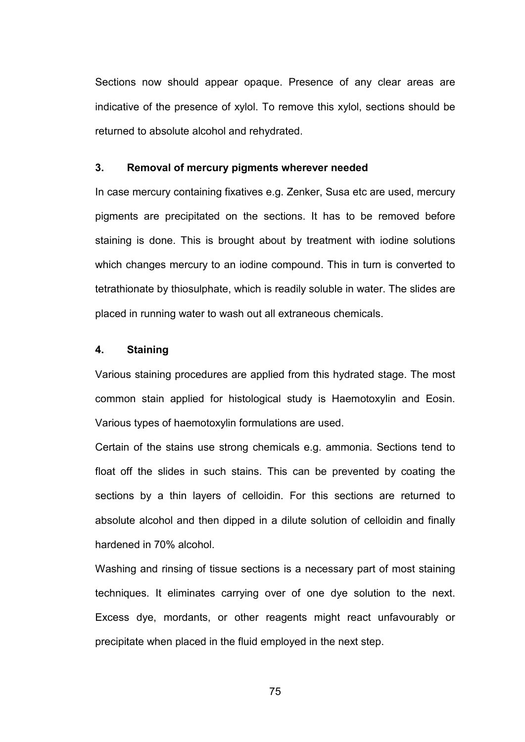Sections now should appear opaque. Presence of any clear areas are indicative of the presence of xylol. To remove this xylol, sections should be returned to absolute alcohol and rehydrated.

### 3. Removal of mercury pigments wherever needed

In case mercury containing fixatives e.g. Zenker, Susa etc are used, mercury pigments are precipitated on the sections. It has to be removed before staining is done. This is brought about by treatment with iodine solutions which changes mercury to an iodine compound. This in turn is converted to tetrathionate by thiosulphate, which is readily soluble in water. The slides are placed in running water to wash out all extraneous chemicals.

### 4. Staining

Various staining procedures are applied from this hydrated stage. The most common stain applied for histological study is Haemotoxylin and Eosin. Various types of haemotoxylin formulations are used.

Certain of the stains use strong chemicals e.g. ammonia. Sections tend to float off the slides in such stains. This can be prevented by coating the sections by a thin layers of celloidin. For this sections are returned to absolute alcohol and then dipped in a dilute solution of celloidin and finally hardened in 70% alcohol.

Washing and rinsing of tissue sections is a necessary part of most staining techniques. It eliminates carrying over of one dye solution to the next. Excess dye, mordants, or other reagents might react unfavourably or precipitate when placed in the fluid employed in the next step.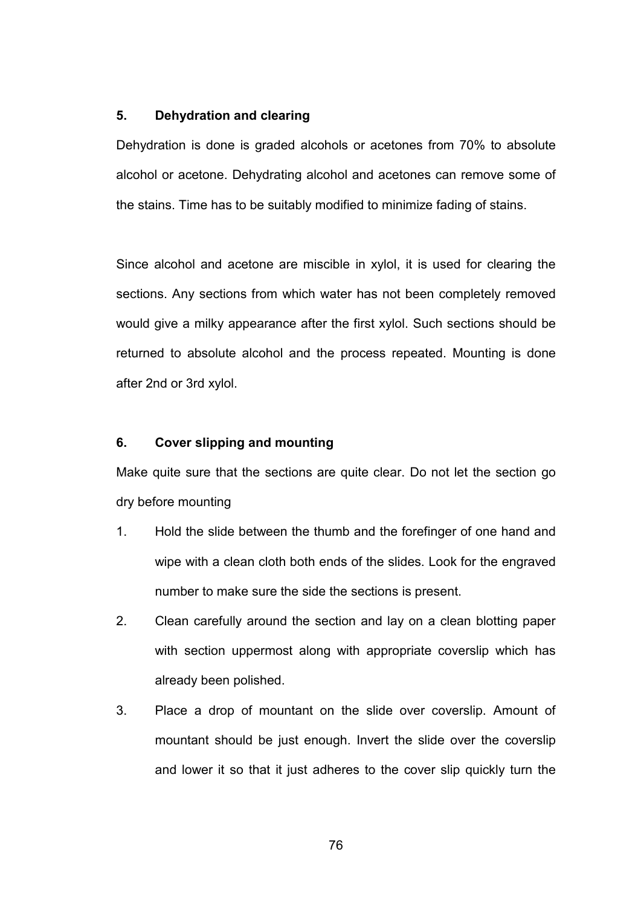**5. Dehydration and clearing**

Dehydration is done is graded alcohols or acetones from 70% to absolute alcohol or acetone. Dehydrating alcohol and acetones can remove some of the stains. Time has to be suitably modified to minimize fading of stains.

Since alcohol and acetone are miscible in xylol, it is used for clearing the sections. Any sections from which water has not been completely removed would give a milky appearance after the first xylol. Such sections should be returned to absolute alcohol and the process repeated. Mounting is done after 2nd or 3rd xylol.

**6. Cover slipping and mounting**

Make quite sure that the sections are quite clear. Do not let the section go dry before mounting

1. Hold the slide between the thumb and the forefinger of one hand and wipe with a clean cloth both ends of the slides. Look for the engraved number to make sure the side the sections is present.
2. Clean carefully around the section and lay on a clean blotting paper with section uppermost along with appropriate coverslip which has already been polished.
3. Place a drop of mountant on the slide over coverslip. Amount of mountant should be just enough. Invert the slide over the coverslip and lower it so that it just adheres to the cover slip quickly turn the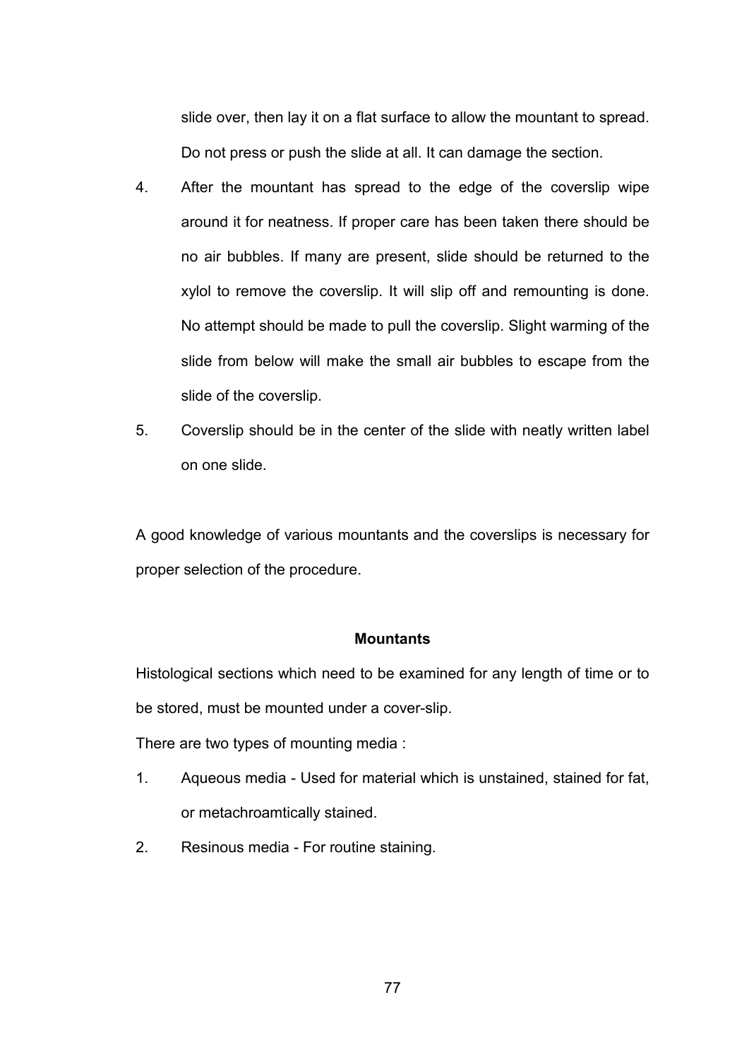slide over, then lay it on a flat surface to allow the mountant to spread. Do not press or push the slide at all. It can damage the section.

4. After the mountant has spread to the edge of the coverslip wipe around it for neatness. If proper care has been taken there should be no air bubbles. If many are present, slide should be returned to the xylol to remove the coverslip. It will slip off and remounting is done. No attempt should be made to pull the coverslip. Slight warming of the slide from below will make the small air bubbles to escape from the slide of the coverslip.
5. Coverslip should be in the center of the slide with neatly written label on one slide.

A good knowledge of various mountants and the coverslips is necessary for proper selection of the procedure.

**Mountants**

Histological sections which need to be examined for any length of time or to be stored, must be mounted under a cover-slip.

There are two types of mounting media :

1. Aqueous media - Used for material which is unstained, stained for fat, or metachroamtically stained.
2. Resinous media - For routine staining.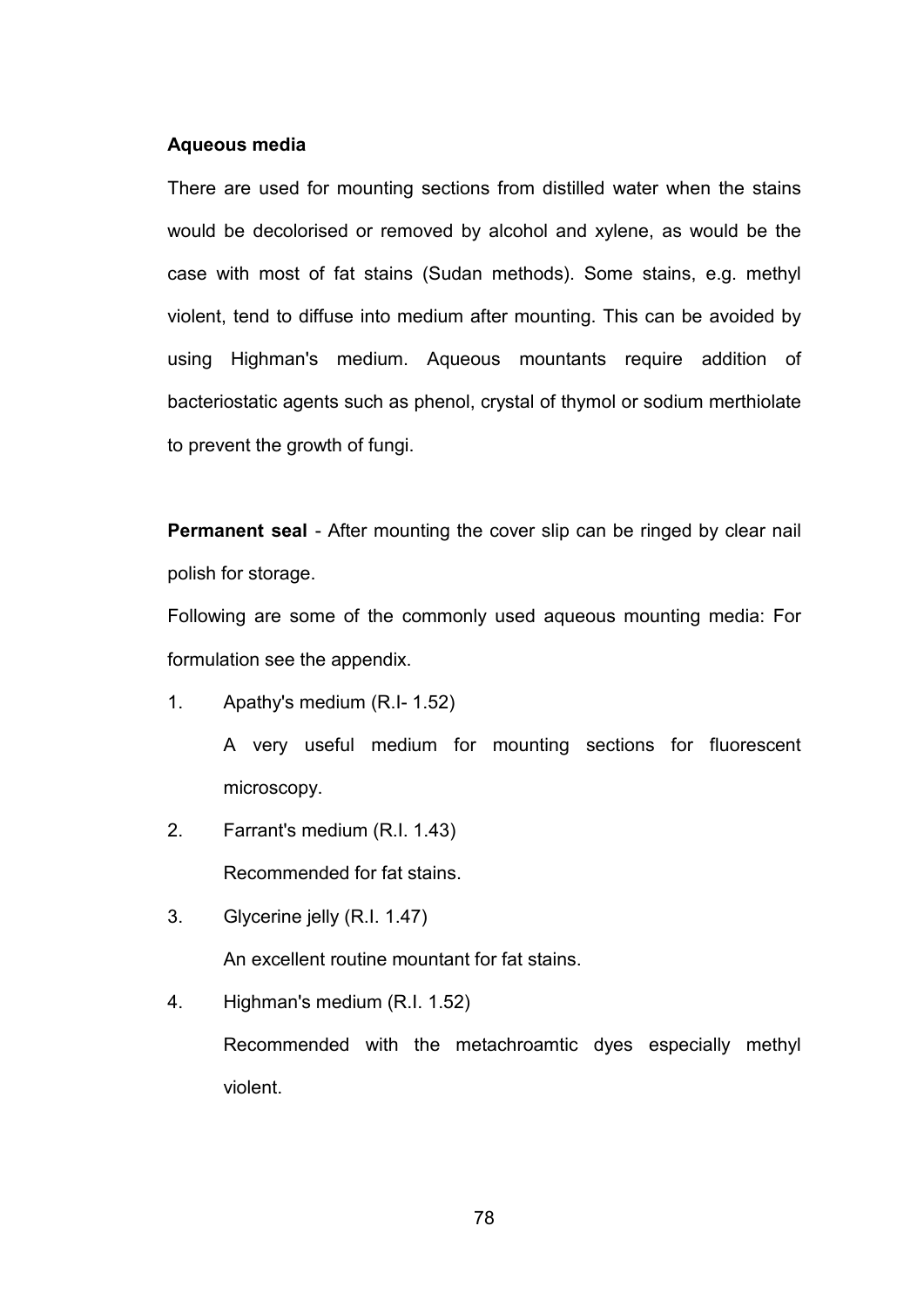**Aqueous media**

There are used for mounting sections from distilled water when the stains would be decolorised or removed by alcohol and xylene, as would be the case with most of fat stains (Sudan methods). Some stains, e.g. methyl violent, tend to diffuse into medium after mounting. This can be avoided by using Highman's medium. Aqueous mountants require addition of bacteriostatic agents such as phenol, crystal of thymol or sodium merthiolate to prevent the growth of fungi.

**Permanent seal** - After mounting the cover slip can be ringed by clear nail polish for storage.

Following are some of the commonly used aqueous mounting media: For formulation see the appendix.

1. Apathy's medium (R.I- 1.52)

   A very useful medium for mounting sections for fluorescent microscopy.

2. Farrant's medium (R.I. 1.43)

   Recommended for fat stains.

3. Glycerine jelly (R.I. 1.47)

   An excellent routine mountant for fat stains.

4. Highman's medium (R.I. 1.52)

   Recommended with the metachroamtic dyes especially methyl violent.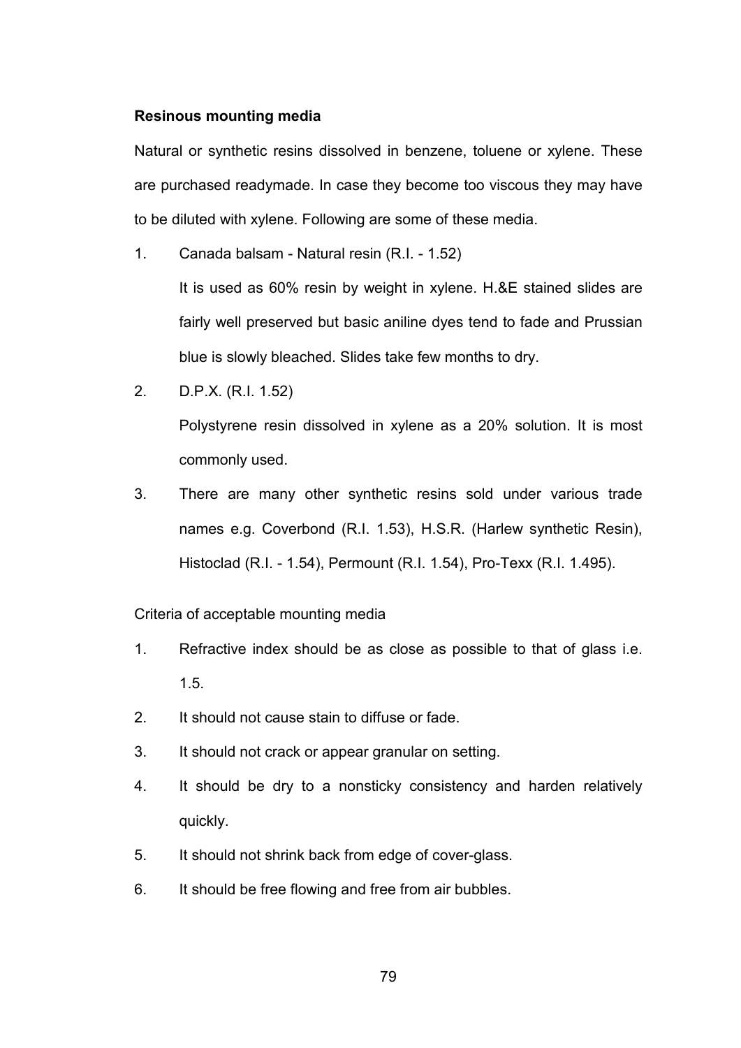**Resinous mounting media**

Natural or synthetic resins dissolved in benzene, toluene or xylene. These are purchased readymade. In case they become too viscous they may have to be diluted with xylene. Following are some of these media.

1. Canada balsam - Natural resin (R.I. - 1.52)

   It is used as 60% resin by weight in xylene. H.&E stained slides are fairly well preserved but basic aniline dyes tend to fade and Prussian blue is slowly bleached. Slides take few months to dry.

2. D.P.X. (R.I. 1.52)

   Polystyrene resin dissolved in xylene as a 20% solution. It is most commonly used.

3. There are many other synthetic resins sold under various trade names e.g. Coverbond (R.I. 1.53), H.S.R. (Harlew synthetic Resin), Histoclad (R.I. - 1.54), Permount (R.I. 1.54), Pro-Texx (R.I. 1.495).

Criteria of acceptable mounting media

1. Refractive index should be as close as possible to that of glass i.e. 1.5.
2. It should not cause stain to diffuse or fade.
3. It should not crack or appear granular on setting.
4. It should be dry to a nonsticky consistency and harden relatively quickly.
5. It should not shrink back from edge of cover-glass.
6. It should be free flowing and free from air bubbles.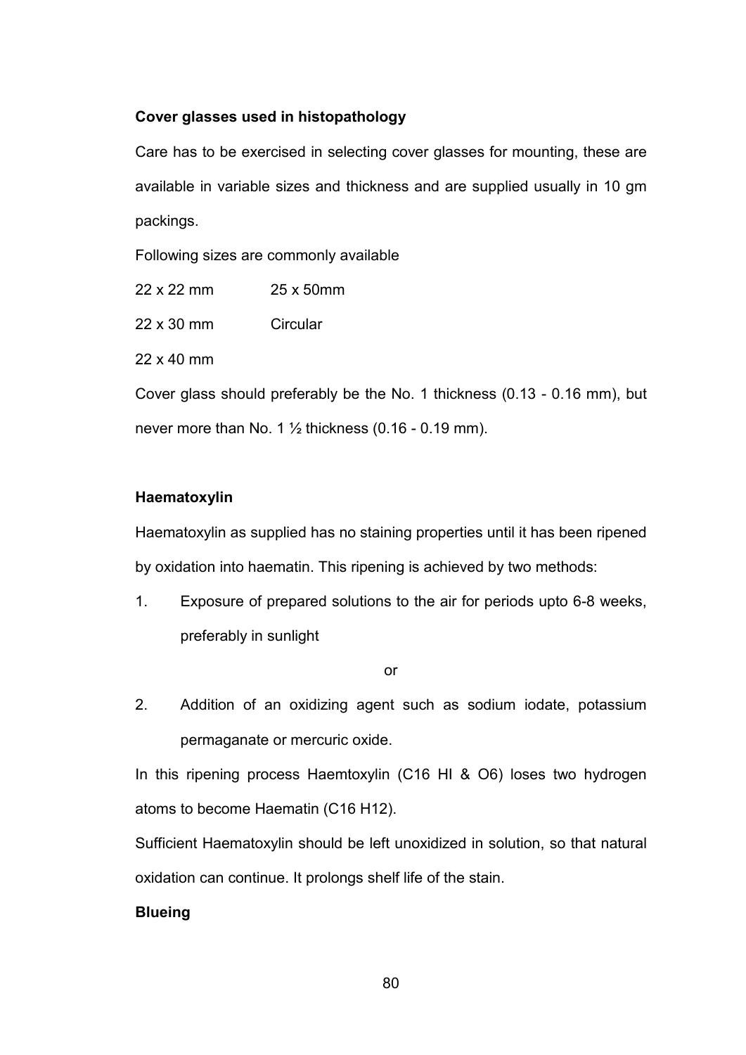**Cover glasses used in histopathology**

Care has to be exercised in selecting cover glasses for mounting, these are available in variable sizes and thickness and are supplied usually in 10 gm packings.

Following sizes are commonly available

| | |
|---|---|
| 22 x 22 mm | 25 x 50mm |
| 22 x 30 mm | Circular |
| 22 x 40 mm | |

Cover glass should preferably be the No. 1 thickness (0.13 - 0.16 mm), but never more than No. 1 ½ thickness (0.16 - 0.19 mm).

**Haematoxylin**

Haematoxylin as supplied has no staining properties until it has been ripened by oxidation into haematin. This ripening is achieved by two methods:

1. Exposure of prepared solutions to the air for periods upto 6-8 weeks, preferably in sunlight

or

2. Addition of an oxidizing agent such as sodium iodate, potassium permaganate or mercuric oxide.

In this ripening process Haemtoxylin (C16 HI & O6) loses two hydrogen atoms to become Haematin (C16 H12).

Sufficient Haematoxylin should be left unoxidized in solution, so that natural oxidation can continue. It prolongs shelf life of the stain.

**Blueing**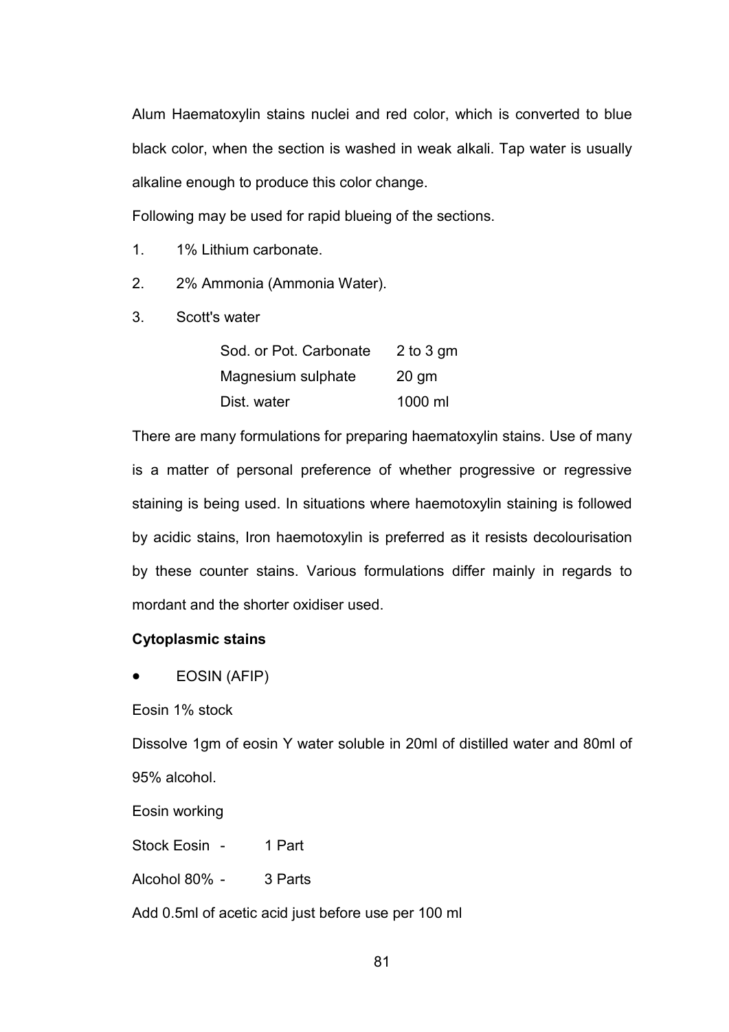Alum Haematoxylin stains nuclei and red color, which is converted to blue black color, when the section is washed in weak alkali. Tap water is usually alkaline enough to produce this color change.

Following may be used for rapid blueing of the sections.

1. 1% Lithium carbonate.
2. 2% Ammonia (Ammonia Water).
3. Scott's water

| | |
|---|---|
| Sod. or Pot. Carbonate | 2 to 3 gm |
| Magnesium sulphate | 20 gm |
| Dist. water | 1000 ml |

There are many formulations for preparing haematoxylin stains. Use of many is a matter of personal preference of whether progressive or regressive staining is being used. In situations where haemotoxylin staining is followed by acidic stains, Iron haemotoxylin is preferred as it resists decolourisation by these counter stains. Various formulations differ mainly in regards to mordant and the shorter oxidiser used.

**Cytoplasmic stains**

- EOSIN (AFIP)

Eosin 1% stock

Dissolve 1gm of eosin Y water soluble in 20ml of distilled water and 80ml of 95% alcohol.

Eosin working

Stock Eosin - 1 Part

Alcohol 80% - 3 Parts

Add 0.5ml of acetic acid just before use per 100 ml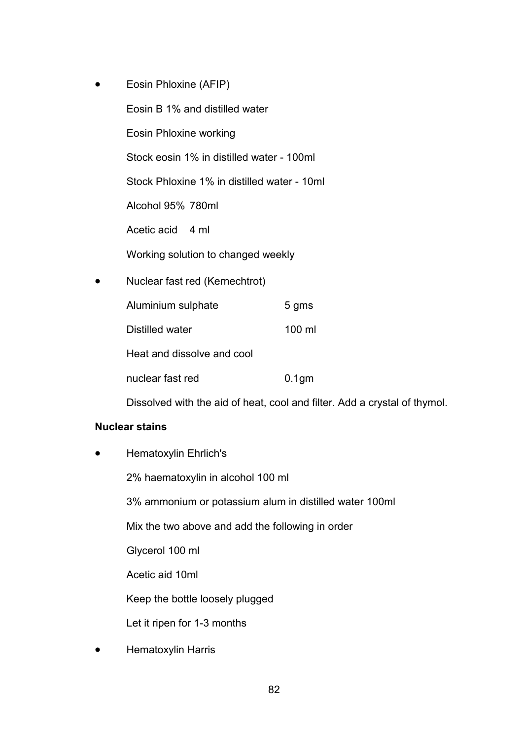- Eosin Phloxine (AFIP)

  Eosin B 1% and distilled water

  Eosin Phloxine working

  Stock eosin 1% in distilled water - 100ml

  Stock Phloxine 1% in distilled water - 10ml

  Alcohol 95% 780ml

  Acetic acid 4 ml

  Working solution to changed weekly

- Nuclear fast red (Kernechtrot)

  | | |
  |---|---|
  | Aluminium sulphate | 5 gms |
  | Distilled water | 100 ml |
  | Heat and dissolve and cool | |
  | nuclear fast red | 0.1gm |

  Dissolved with the aid of heat, cool and filter. Add a crystal of thymol.

**Nuclear stains**

- Hematoxylin Ehrlich's

  2% haematoxylin in alcohol 100 ml

  3% ammonium or potassium alum in distilled water 100ml

  Mix the two above and add the following in order

  Glycerol 100 ml

  Acetic aid 10ml

  Keep the bottle loosely plugged

  Let it ripen for 1-3 months

- Hematoxylin Harris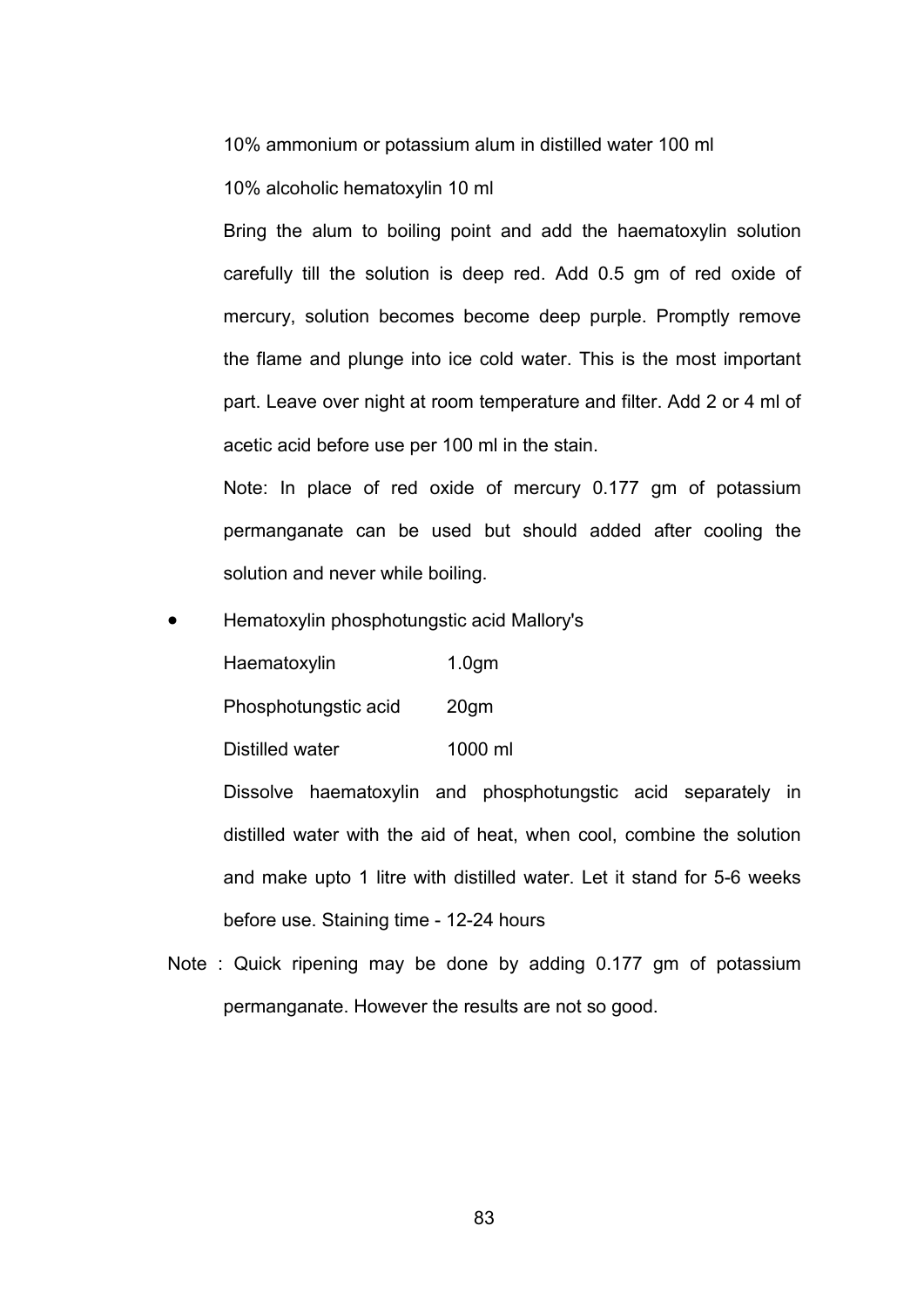10% ammonium or potassium alum in distilled water 100 ml

10% alcoholic hematoxylin 10 ml

Bring the alum to boiling point and add the haematoxylin solution carefully till the solution is deep red. Add 0.5 gm of red oxide of mercury, solution becomes become deep purple. Promptly remove the flame and plunge into ice cold water. This is the most important part. Leave over night at room temperature and filter. Add 2 or 4 ml of acetic acid before use per 100 ml in the stain.

Note: In place of red oxide of mercury 0.177 gm of potassium permanganate can be used but should added after cooling the solution and never while boiling.

- Hematoxylin phosphotungstic acid Mallory's

| | |
|---|---|
| Haematoxylin | 1.0gm |
| Phosphotungstic acid | 20gm |
| Distilled water | 1000 ml |

Dissolve haematoxylin and phosphotungstic acid separately in distilled water with the aid of heat, when cool, combine the solution and make upto 1 litre with distilled water. Let it stand for 5-6 weeks before use. Staining time - 12-24 hours

Note : Quick ripening may be done by adding 0.177 gm of potassium permanganate. However the results are not so good.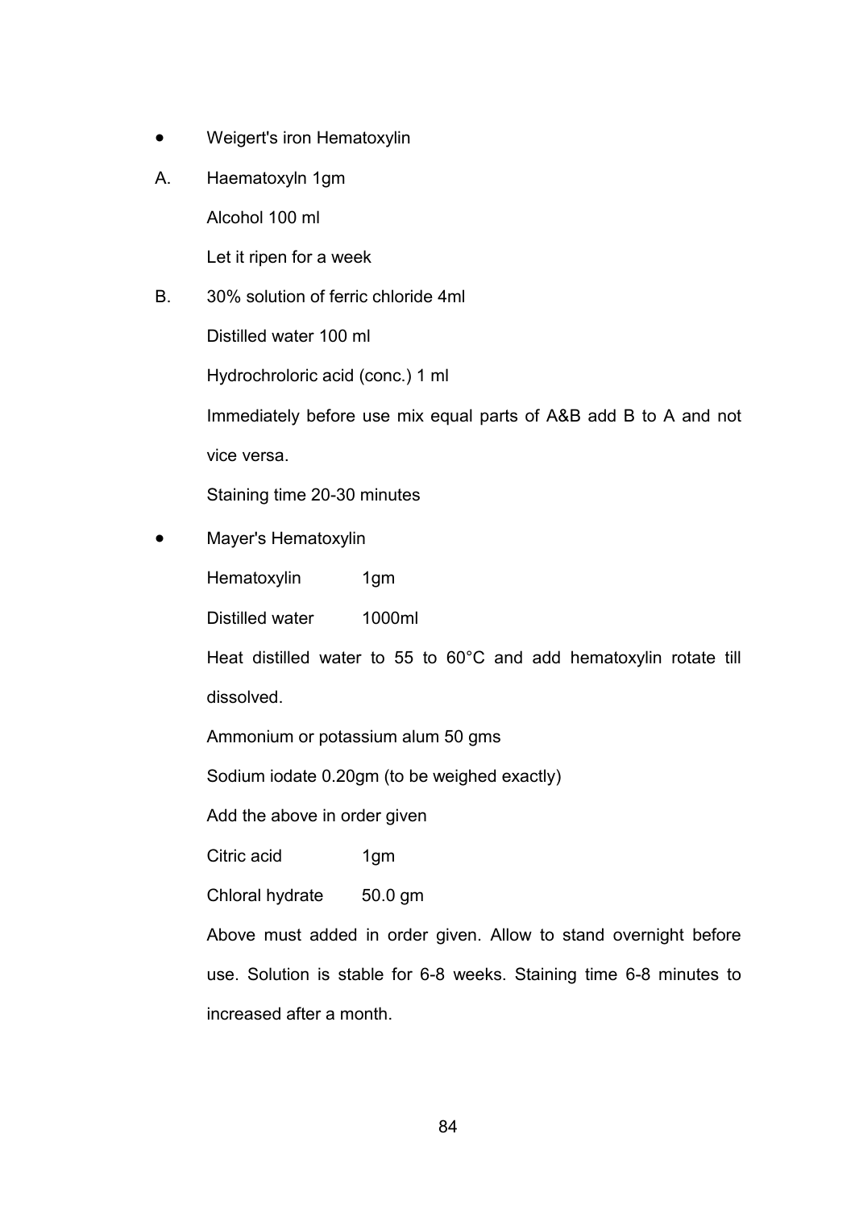- Weigert's iron Hematoxylin

A. Haematoxyln 1gm

Alcohol 100 ml

Let it ripen for a week

B. 30% solution of ferric chloride 4ml

Distilled water 100 ml

Hydrochroloric acid (conc.) 1 ml

Immediately before use mix equal parts of A&B add B to A and not vice versa.

Staining time 20-30 minutes

- Mayer's Hematoxylin

Hematoxylin 1gm

Distilled water 1000ml

Heat distilled water to 55 to 60°C and add hematoxylin rotate till dissolved.

Ammonium or potassium alum 50 gms

Sodium iodate 0.20gm (to be weighed exactly)

Add the above in order given

Citric acid 1gm

Chloral hydrate 50.0 gm

Above must added in order given. Allow to stand overnight before use. Solution is stable for 6-8 weeks. Staining time 6-8 minutes to increased after a month.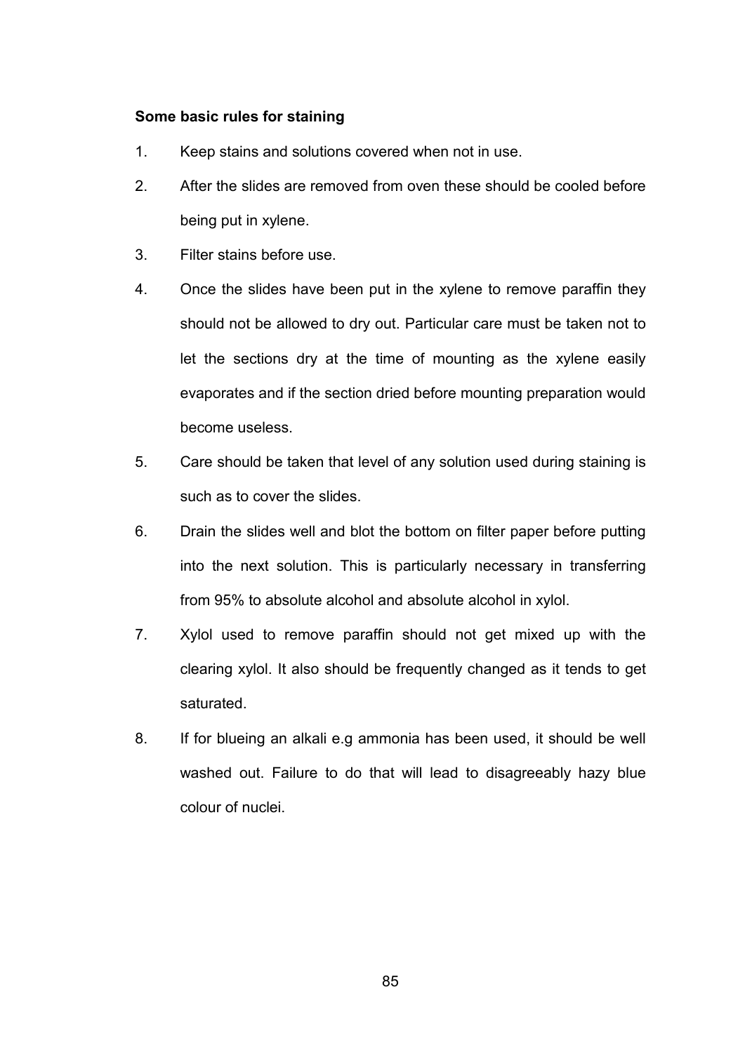**Some basic rules for staining**

1. Keep stains and solutions covered when not in use.
2. After the slides are removed from oven these should be cooled before being put in xylene.
3. Filter stains before use.
4. Once the slides have been put in the xylene to remove paraffin they should not be allowed to dry out. Particular care must be taken not to let the sections dry at the time of mounting as the xylene easily evaporates and if the section dried before mounting preparation would become useless.
5. Care should be taken that level of any solution used during staining is such as to cover the slides.
6. Drain the slides well and blot the bottom on filter paper before putting into the next solution. This is particularly necessary in transferring from 95% to absolute alcohol and absolute alcohol in xylol.
7. Xylol used to remove paraffin should not get mixed up with the clearing xylol. It also should be frequently changed as it tends to get saturated.
8. If for blueing an alkali e.g ammonia has been used, it should be well washed out. Failure to do that will lead to disagreeably hazy blue colour of nuclei.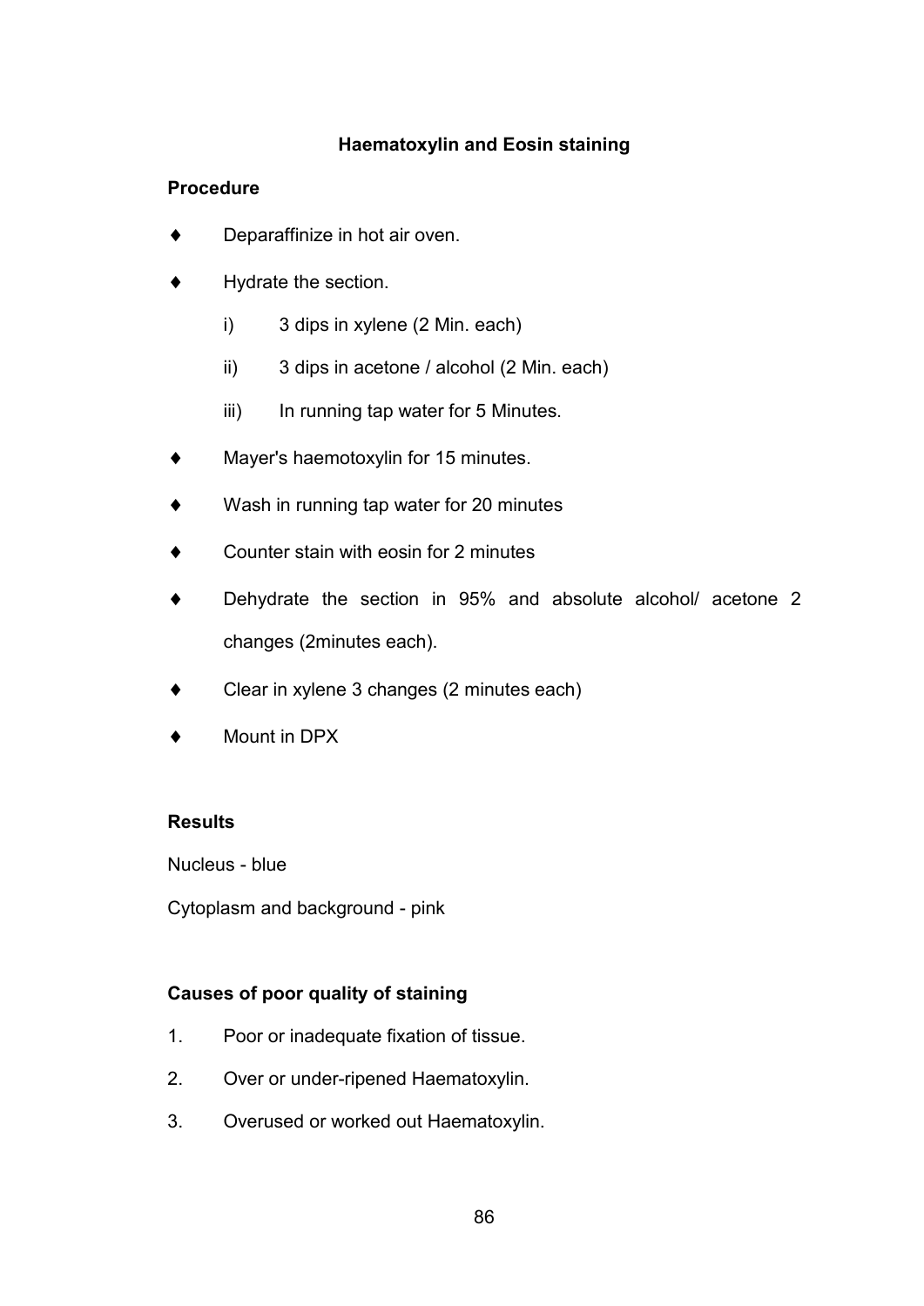## Haematoxylin and Eosin staining

**Procedure**

- Deparaffinize in hot air oven.
- Hydrate the section.
  - i) 3 dips in xylene (2 Min. each)
  - ii) 3 dips in acetone / alcohol (2 Min. each)
  - iii) In running tap water for 5 Minutes.
- Mayer's haemotoxylin for 15 minutes.
- Wash in running tap water for 20 minutes
- Counter stain with eosin for 2 minutes
- Dehydrate the section in 95% and absolute alcohol/ acetone 2 changes (2minutes each).
- Clear in xylene 3 changes (2 minutes each)
- Mount in DPX

**Results**

Nucleus - blue

Cytoplasm and background - pink

**Causes of poor quality of staining**

1. Poor or inadequate fixation of tissue.
2. Over or under-ripened Haematoxylin.
3. Overused or worked out Haematoxylin.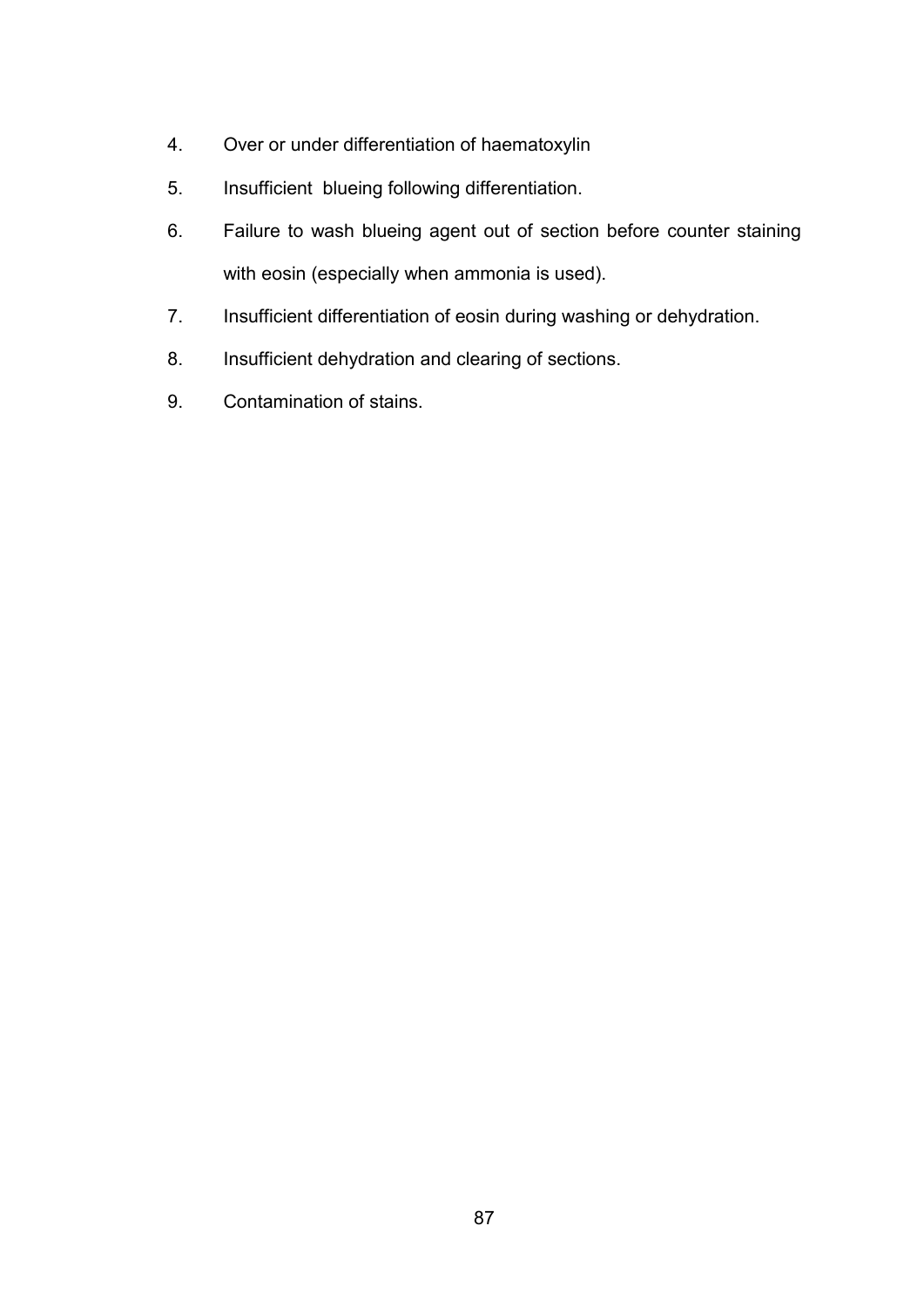4. Over or under differentiation of haematoxylin
5. Insufficient blueing following differentiation.
6. Failure to wash blueing agent out of section before counter staining with eosin (especially when ammonia is used).
7. Insufficient differentiation of eosin during washing or dehydration.
8. Insufficient dehydration and clearing of sections.
9. Contamination of stains.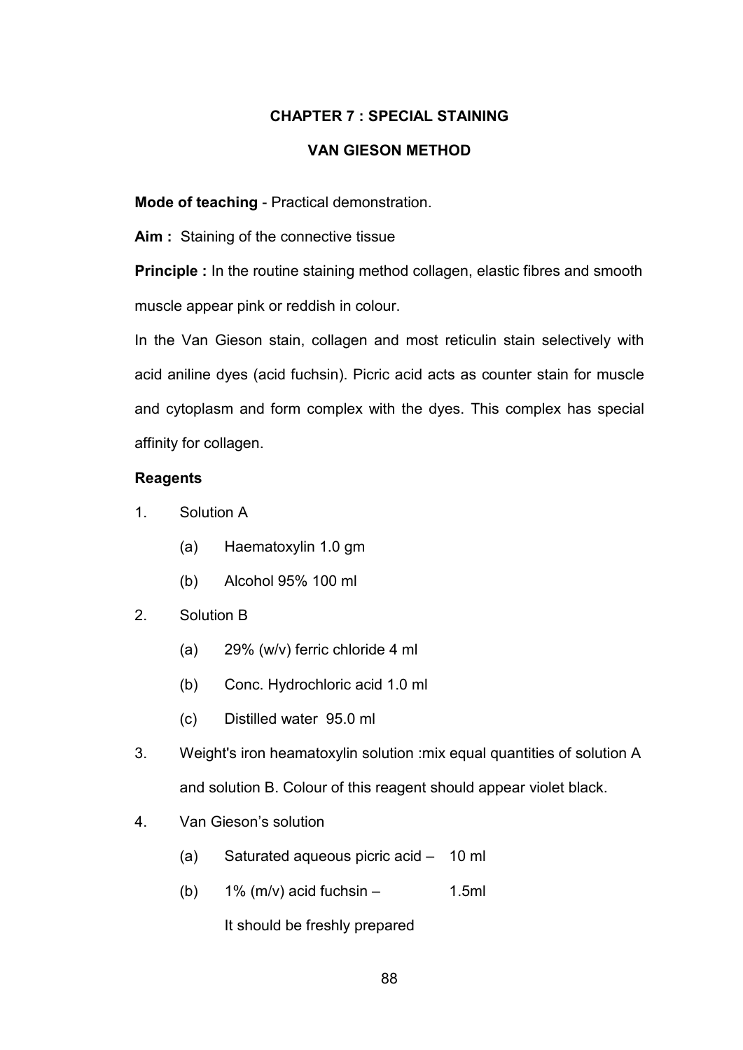# CHAPTER 7 : SPECIAL STAINING

## VAN GIESON METHOD

**Mode of teaching** - Practical demonstration.

**Aim :** Staining of the connective tissue

**Principle :** In the routine staining method collagen, elastic fibres and smooth muscle appear pink or reddish in colour.

In the Van Gieson stain, collagen and most reticulin stain selectively with acid aniline dyes (acid fuchsin). Picric acid acts as counter stain for muscle and cytoplasm and form complex with the dyes. This complex has special affinity for collagen.

**Reagents**

1. Solution A
   - (a) Haematoxylin 1.0 gm
   - (b) Alcohol 95% 100 ml
2. Solution B
   - (a) 29% (w/v) ferric chloride 4 ml
   - (b) Conc. Hydrochloric acid 1.0 ml
   - (c) Distilled water 95.0 ml
3. Weight's iron heamatoxylin solution :mix equal quantities of solution A and solution B. Colour of this reagent should appear violet black.
4. Van Gieson's solution
   - (a) Saturated aqueous picric acid – 10 ml
   - (b) 1% (m/v) acid fuchsin – 1.5ml

     It should be freshly prepared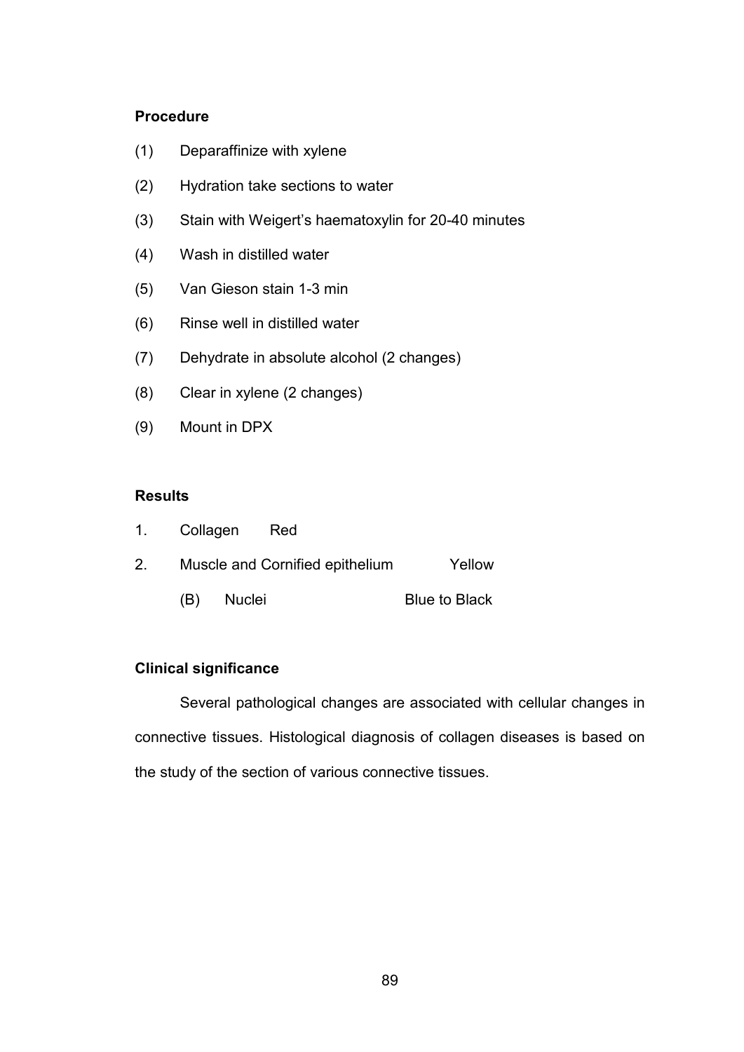**Procedure**

(1) Deparaffinize with xylene

(2) Hydration take sections to water

(3) Stain with Weigert's haematoxylin for 20-40 minutes

(4) Wash in distilled water

(5) Van Gieson stain 1-3 min

(6) Rinse well in distilled water

(7) Dehydrate in absolute alcohol (2 changes)

(8) Clear in xylene (2 changes)

(9) Mount in DPX

**Results**

1. Collagen Red

2. Muscle and Cornified epithelium Yellow

 (B) Nuclei Blue to Black

**Clinical significance**

Several pathological changes are associated with cellular changes in connective tissues. Histological diagnosis of collagen diseases is based on the study of the section of various connective tissues.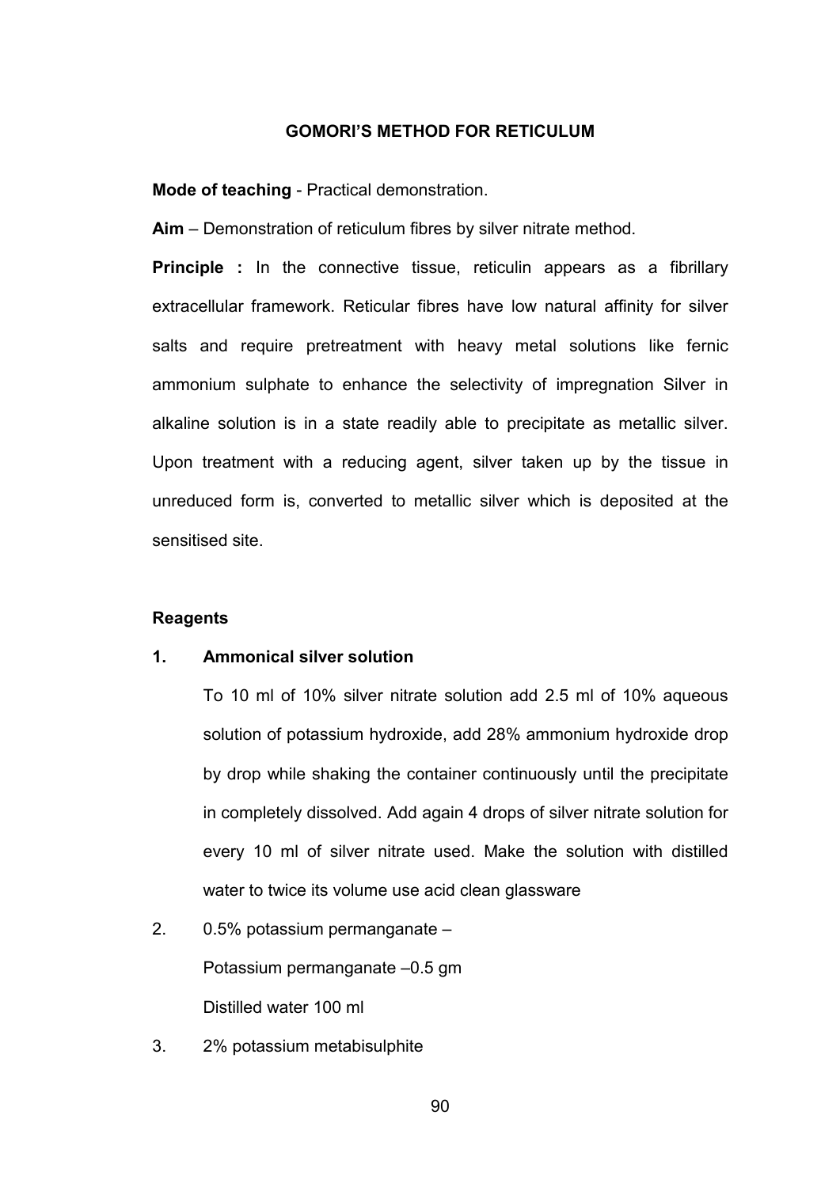## GOMORI'S METHOD FOR RETICULUM

**Mode of teaching** - Practical demonstration.

**Aim** – Demonstration of reticulum fibres by silver nitrate method.

**Principle :** In the connective tissue, reticulin appears as a fibrillary extracellular framework. Reticular fibres have low natural affinity for silver salts and require pretreatment with heavy metal solutions like fernic ammonium sulphate to enhance the selectivity of impregnation Silver in alkaline solution is in a state readily able to precipitate as metallic silver. Upon treatment with a reducing agent, silver taken up by the tissue in unreduced form is, converted to metallic silver which is deposited at the sensitised site.

**Reagents**

1. **Ammonical silver solution**

   To 10 ml of 10% silver nitrate solution add 2.5 ml of 10% aqueous solution of potassium hydroxide, add 28% ammonium hydroxide drop by drop while shaking the container continuously until the precipitate in completely dissolved. Add again 4 drops of silver nitrate solution for every 10 ml of silver nitrate used. Make the solution with distilled water to twice its volume use acid clean glassware

2. 0.5% potassium permanganate –

   Potassium permanganate –0.5 gm

   Distilled water 100 ml

3. 2% potassium metabisulphite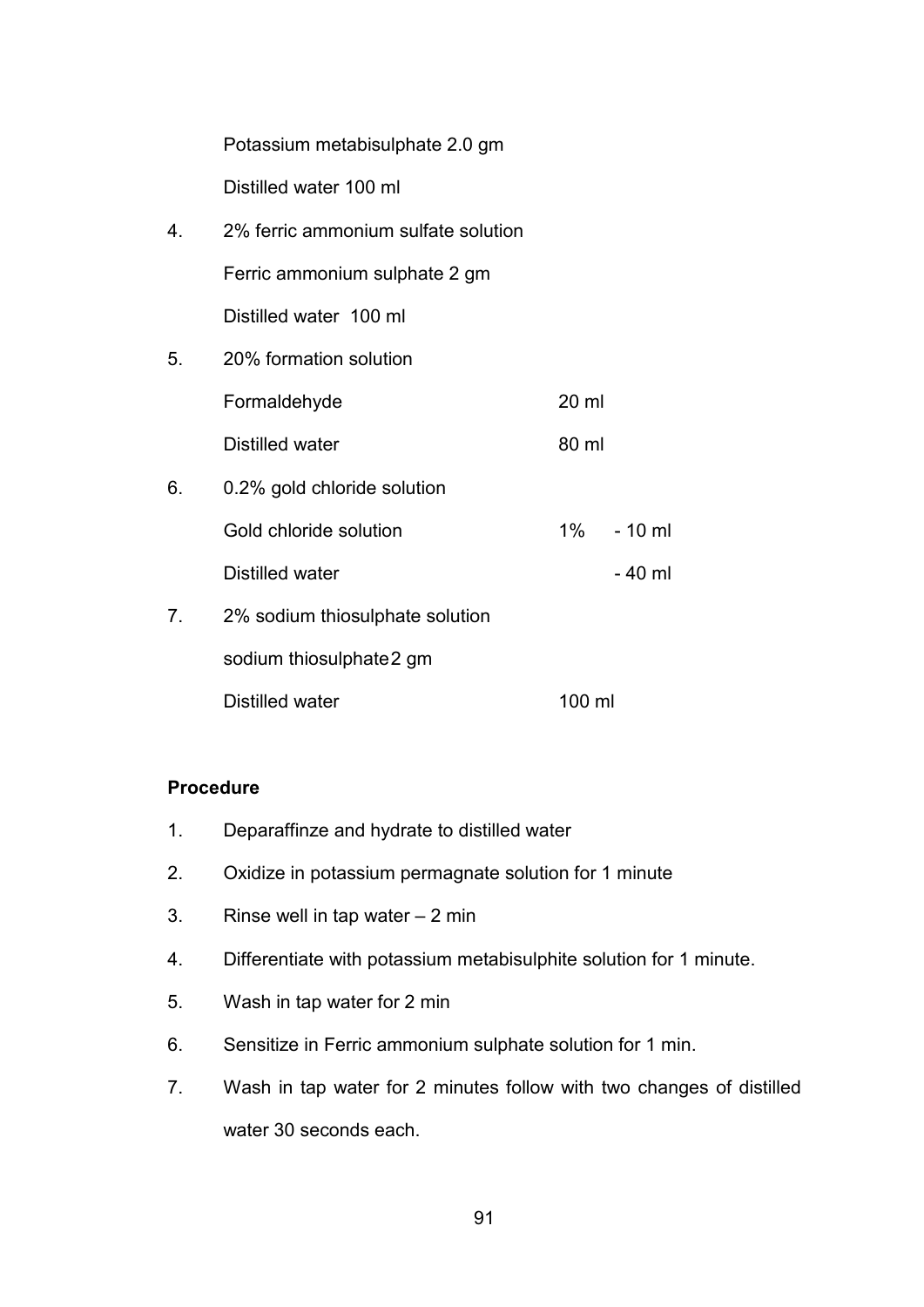Potassium metabisulphate 2.0 gm

Distilled water 100 ml

4. 2% ferric ammonium sulfate solution

   Ferric ammonium sulphate 2 gm

   Distilled water 100 ml

5. 20% formation solution

   | | |
   |---|---|
   | Formaldehyde | 20 ml |
   | Distilled water | 80 ml |

6. 0.2% gold chloride solution

   | | | |
   |---|---|---|
   | Gold chloride solution | 1% | - 10 ml |
   | Distilled water | | - 40 ml |

7. 2% sodium thiosulphate solution

   sodium thiosulphate2 gm

   | | |
   |---|---|
   | Distilled water | 100 ml |

**Procedure**

1. Deparaffinze and hydrate to distilled water
2. Oxidize in potassium permagnate solution for 1 minute
3. Rinse well in tap water – 2 min
4. Differentiate with potassium metabisulphite solution for 1 minute.
5. Wash in tap water for 2 min
6. Sensitize in Ferric ammonium sulphate solution for 1 min.
7. Wash in tap water for 2 minutes follow with two changes of distilled water 30 seconds each.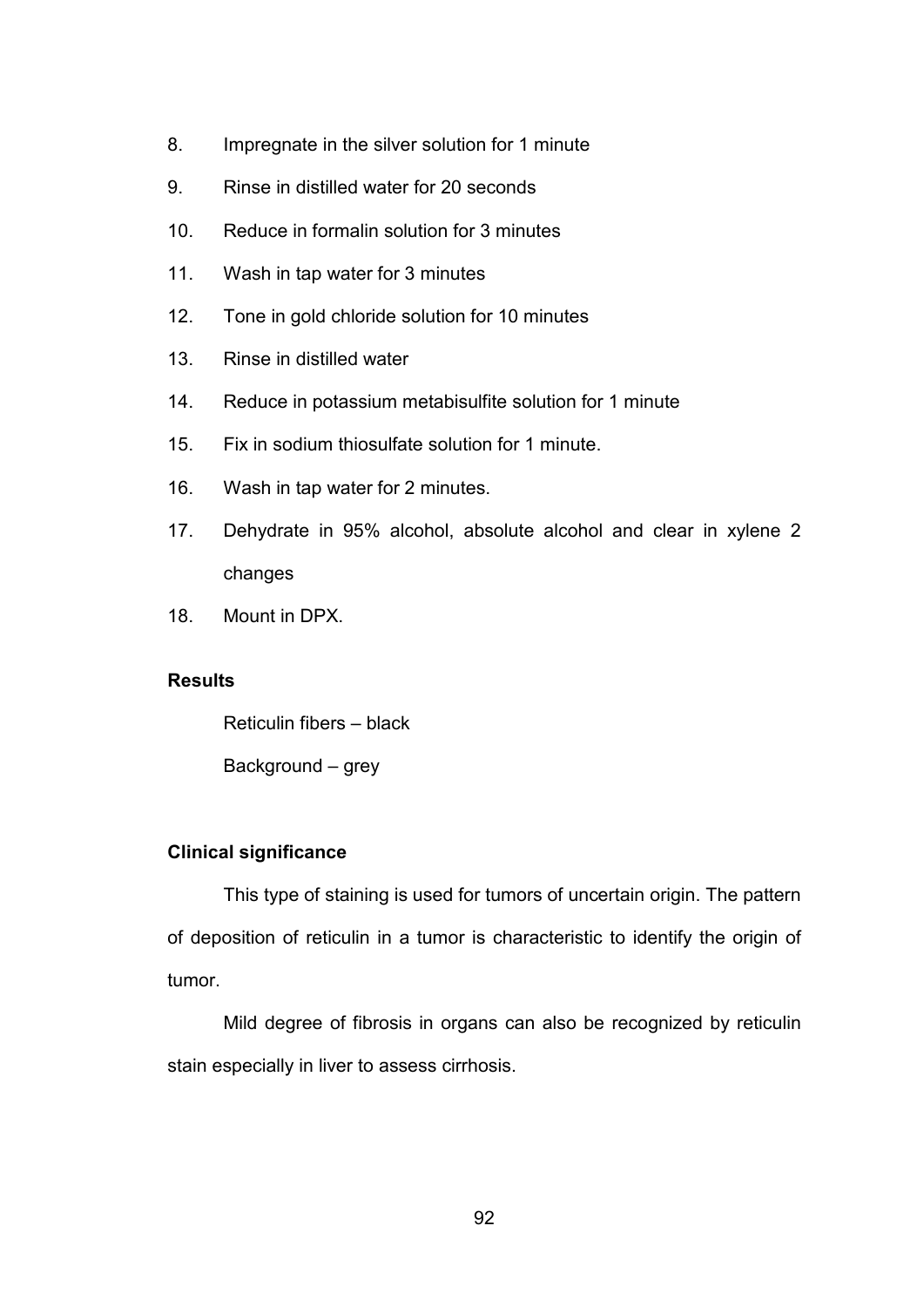8. Impregnate in the silver solution for 1 minute
9. Rinse in distilled water for 20 seconds
10. Reduce in formalin solution for 3 minutes
11. Wash in tap water for 3 minutes
12. Tone in gold chloride solution for 10 minutes
13. Rinse in distilled water
14. Reduce in potassium metabisulfite solution for 1 minute
15. Fix in sodium thiosulfate solution for 1 minute.
16. Wash in tap water for 2 minutes.
17. Dehydrate in 95% alcohol, absolute alcohol and clear in xylene 2 changes
18. Mount in DPX.

**Results**

Reticulin fibers – black

Background – grey

**Clinical significance**

This type of staining is used for tumors of uncertain origin. The pattern of deposition of reticulin in a tumor is characteristic to identify the origin of tumor.

Mild degree of fibrosis in organs can also be recognized by reticulin stain especially in liver to assess cirrhosis.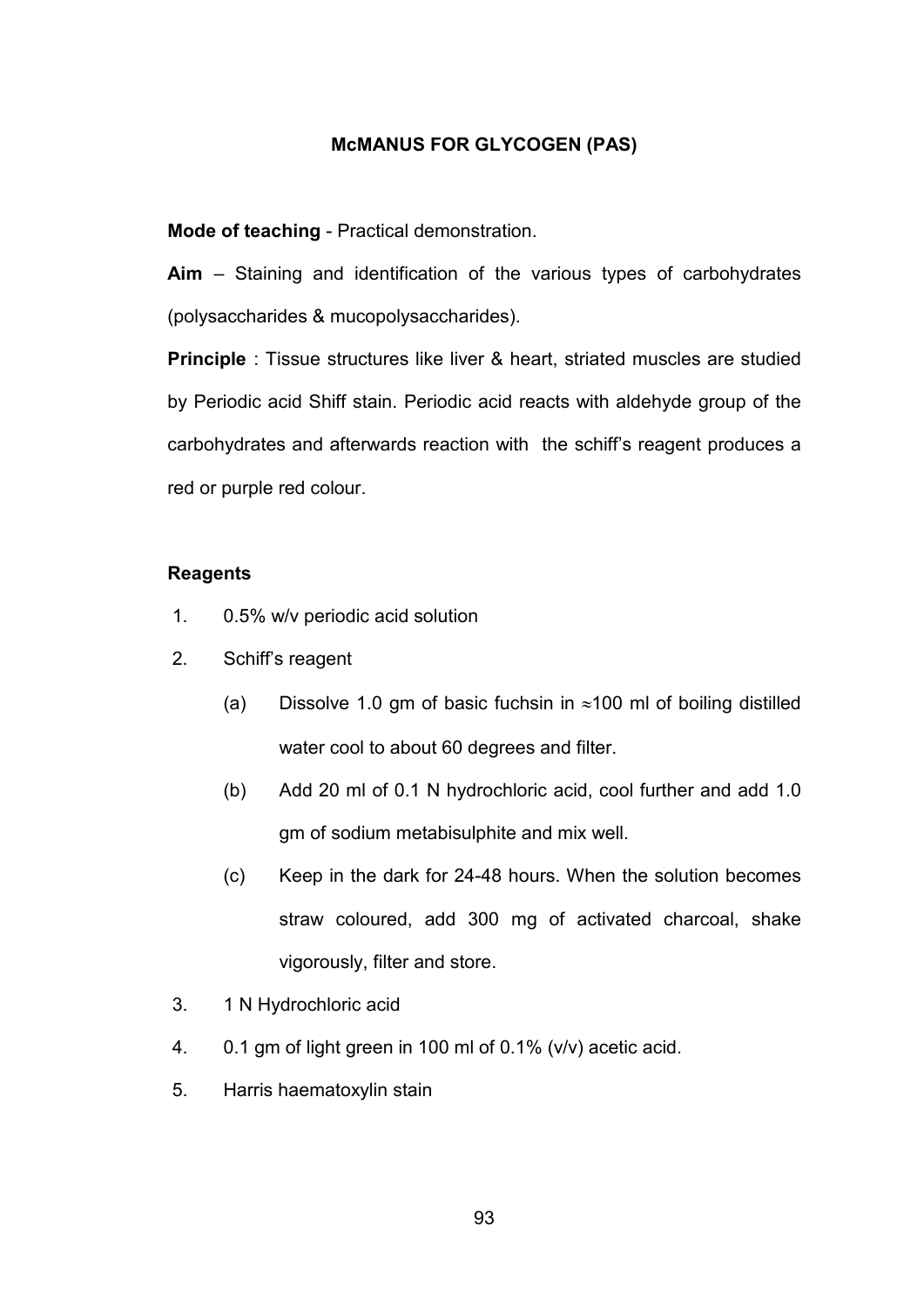# McMANUS FOR GLYCOGEN (PAS)

**Mode of teaching** - Practical demonstration.

**Aim** – Staining and identification of the various types of carbohydrates (polysaccharides & mucopolysaccharides).

**Principle** : Tissue structures like liver & heart, striated muscles are studied by Periodic acid Shiff stain. Periodic acid reacts with aldehyde group of the carbohydrates and afterwards reaction with the schiff's reagent produces a red or purple red colour.

**Reagents**

1. 0.5% w/v periodic acid solution
2. Schiff's reagent
   - (a) Dissolve 1.0 gm of basic fuchsin in ≈100 ml of boiling distilled water cool to about 60 degrees and filter.
   - (b) Add 20 ml of 0.1 N hydrochloric acid, cool further and add 1.0 gm of sodium metabisulphite and mix well.
   - (c) Keep in the dark for 24-48 hours. When the solution becomes straw coloured, add 300 mg of activated charcoal, shake vigorously, filter and store.
3. 1 N Hydrochloric acid
4. 0.1 gm of light green in 100 ml of 0.1% (v/v) acetic acid.
5. Harris haematoxylin stain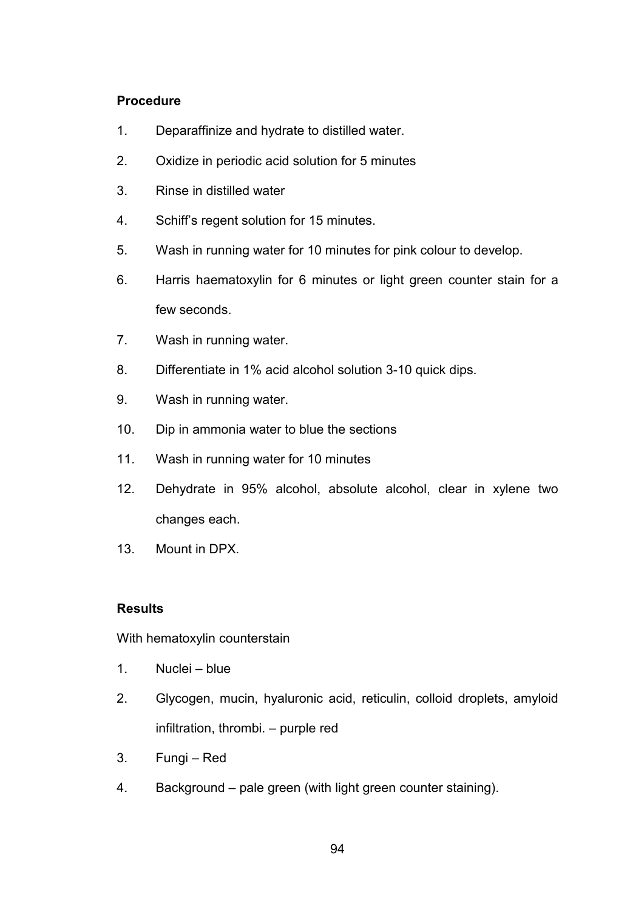**Procedure**

1. Deparaffinize and hydrate to distilled water.
2. Oxidize in periodic acid solution for 5 minutes
3. Rinse in distilled water
4. Schiff's regent solution for 15 minutes.
5. Wash in running water for 10 minutes for pink colour to develop.
6. Harris haematoxylin for 6 minutes or light green counter stain for a few seconds.
7. Wash in running water.
8. Differentiate in 1% acid alcohol solution 3-10 quick dips.
9. Wash in running water.
10. Dip in ammonia water to blue the sections
11. Wash in running water for 10 minutes
12. Dehydrate in 95% alcohol, absolute alcohol, clear in xylene two changes each.
13. Mount in DPX.

**Results**

With hematoxylin counterstain

1. Nuclei – blue
2. Glycogen, mucin, hyaluronic acid, reticulin, colloid droplets, amyloid infiltration, thrombi. – purple red
3. Fungi – Red
4. Background – pale green (with light green counter staining).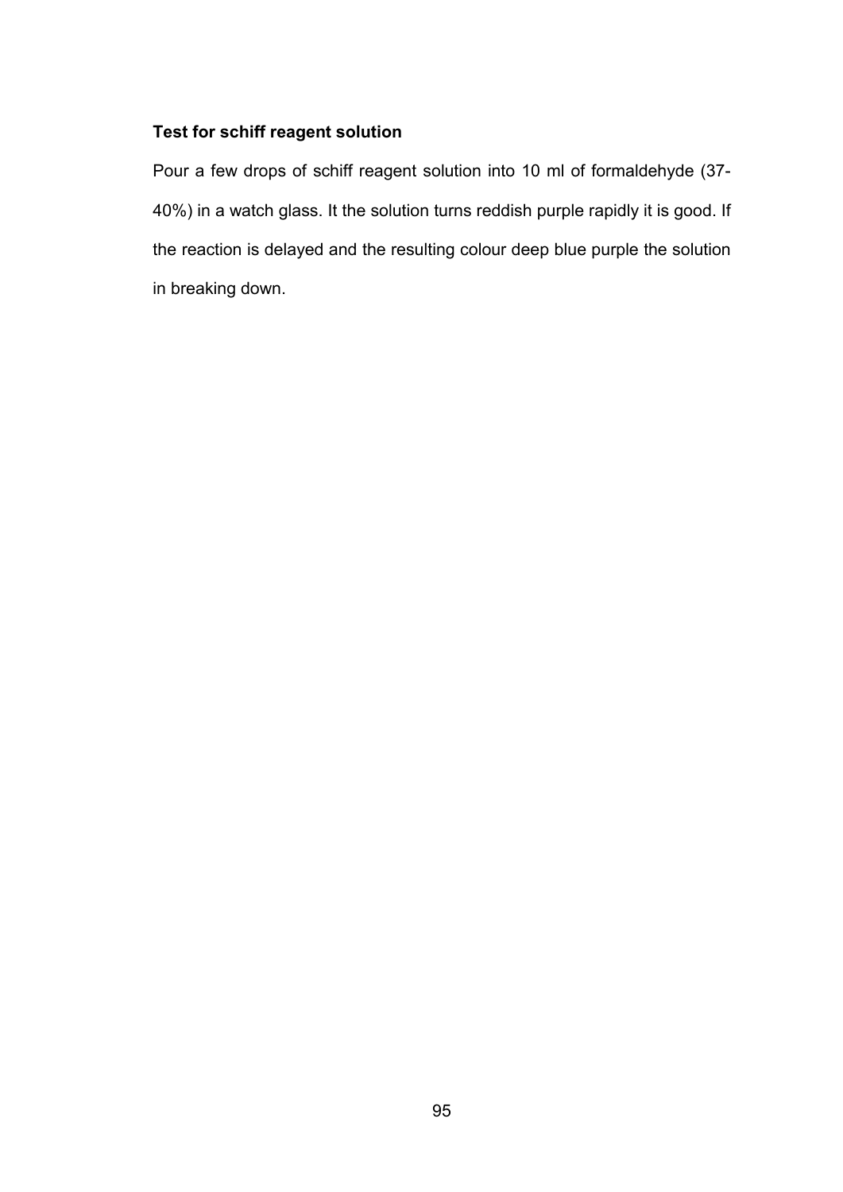**Test for schiff reagent solution**

Pour a few drops of schiff reagent solution into 10 ml of formaldehyde (37-40%) in a watch glass. It the solution turns reddish purple rapidly it is good. If the reaction is delayed and the resulting colour deep blue purple the solution in breaking down.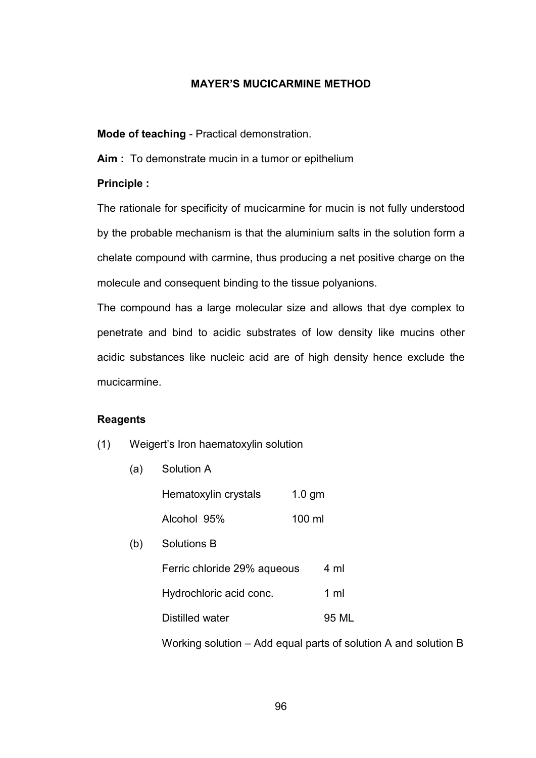# MAYER'S MUCICARMINE METHOD

**Mode of teaching** - Practical demonstration.

**Aim :** To demonstrate mucin in a tumor or epithelium

**Principle :**

The rationale for specificity of mucicarmine for mucin is not fully understood by the probable mechanism is that the aluminium salts in the solution form a chelate compound with carmine, thus producing a net positive charge on the molecule and consequent binding to the tissue polyanions.

The compound has a large molecular size and allows that dye complex to penetrate and bind to acidic substrates of low density like mucins other acidic substances like nucleic acid are of high density hence exclude the mucicarmine.

**Reagents**

(1) Weigert's Iron haematoxylin solution

(a) Solution A

| | |
|---|---|
| Hematoxylin crystals | 1.0 gm |
| Alcohol 95% | 100 ml |

(b) Solutions B

| | |
|---|---|
| Ferric chloride 29% aqueous | 4 ml |
| Hydrochloric acid conc. | 1 ml |
| Distilled water | 95 ML |

Working solution – Add equal parts of solution A and solution B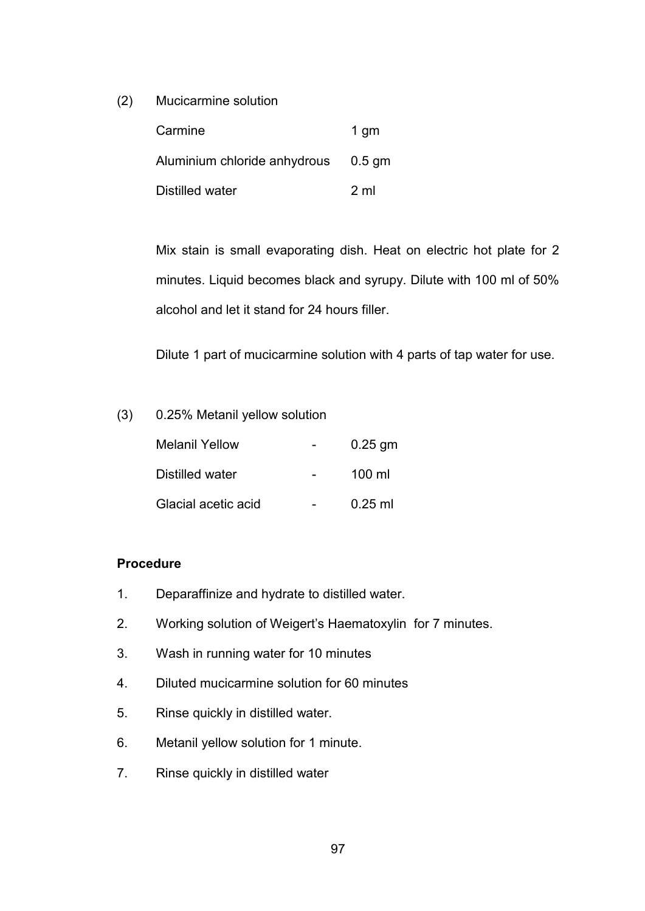(2) Mucicarmine solution

| | |
|---|---|
| Carmine | 1 gm |
| Aluminium chloride anhydrous | 0.5 gm |
| Distilled water | 2 ml |

Mix stain is small evaporating dish. Heat on electric hot plate for 2 minutes. Liquid becomes black and syrupy. Dilute with 100 ml of 50% alcohol and let it stand for 24 hours filler.

Dilute 1 part of mucicarmine solution with 4 parts of tap water for use.

(3) 0.25% Metanil yellow solution

| | | |
|---|---|---|
| Melanil Yellow | - | 0.25 gm |
| Distilled water | - | 100 ml |
| Glacial acetic acid | - | 0.25 ml |

**Procedure**

1. Deparaffinize and hydrate to distilled water.
2. Working solution of Weigert's Haematoxylin for 7 minutes.
3. Wash in running water for 10 minutes
4. Diluted mucicarmine solution for 60 minutes
5. Rinse quickly in distilled water.
6. Metanil yellow solution for 1 minute.
7. Rinse quickly in distilled water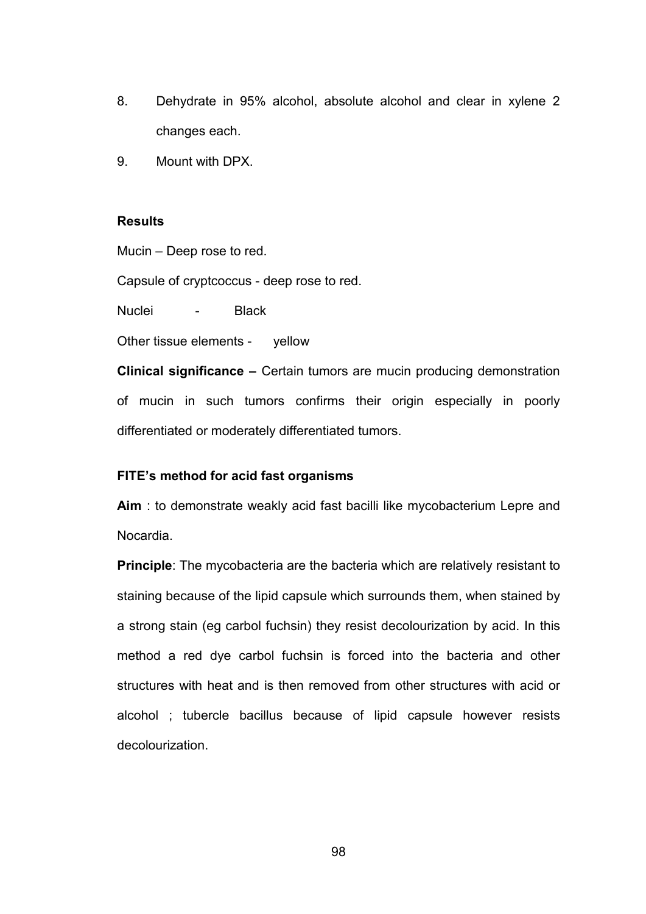8. Dehydrate in 95% alcohol, absolute alcohol and clear in xylene 2 changes each.
9. Mount with DPX.

**Results**

Mucin – Deep rose to red.

Capsule of cryptcoccus - deep rose to red.

Nuclei - Black

Other tissue elements - yellow

**Clinical significance –** Certain tumors are mucin producing demonstration of mucin in such tumors confirms their origin especially in poorly differentiated or moderately differentiated tumors.

**FITE's method for acid fast organisms**

**Aim** : to demonstrate weakly acid fast bacilli like mycobacterium Lepre and Nocardia.

**Principle**: The mycobacteria are the bacteria which are relatively resistant to staining because of the lipid capsule which surrounds them, when stained by a strong stain (eg carbol fuchsin) they resist decolourization by acid. In this method a red dye carbol fuchsin is forced into the bacteria and other structures with heat and is then removed from other structures with acid or alcohol ; tubercle bacillus because of lipid capsule however resists decolourization.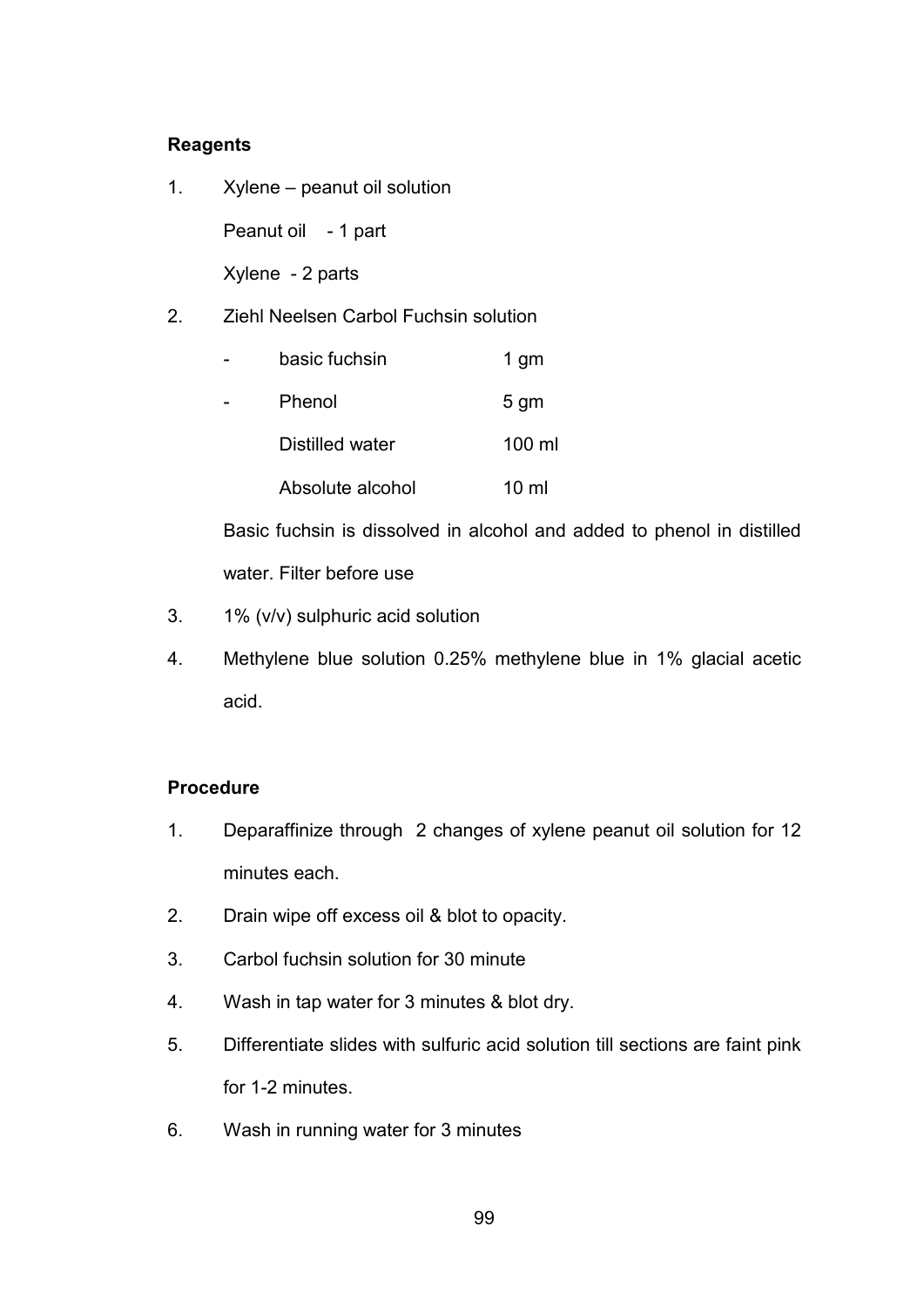**Reagents**

1. Xylene – peanut oil solution

   Peanut oil - 1 part

   Xylene - 2 parts

2. Ziehl Neelsen Carbol Fuchsin solution

   - basic fuchsin 1 gm
   - Phenol 5 gm

     Distilled water 100 ml

     Absolute alcohol 10 ml

   Basic fuchsin is dissolved in alcohol and added to phenol in distilled water. Filter before use

3. 1% (v/v) sulphuric acid solution

4. Methylene blue solution 0.25% methylene blue in 1% glacial acetic acid.

**Procedure**

1. Deparaffinize through 2 changes of xylene peanut oil solution for 12 minutes each.
2. Drain wipe off excess oil & blot to opacity.
3. Carbol fuchsin solution for 30 minute
4. Wash in tap water for 3 minutes & blot dry.
5. Differentiate slides with sulfuric acid solution till sections are faint pink for 1-2 minutes.
6. Wash in running water for 3 minutes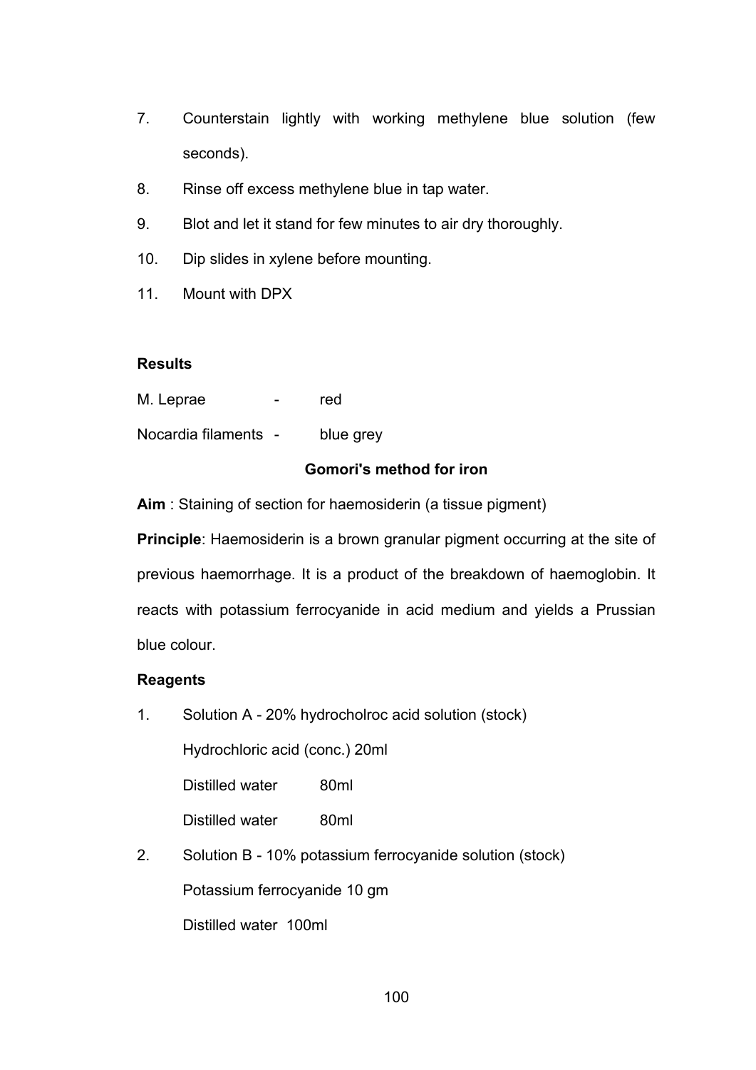7. Counterstain lightly with working methylene blue solution (few seconds).
8. Rinse off excess methylene blue in tap water.
9. Blot and let it stand for few minutes to air dry thoroughly.
10. Dip slides in xylene before mounting.
11. Mount with DPX

**Results**

M. Leprae - red

Nocardia filaments - blue grey

### Gomori's method for iron

**Aim** : Staining of section for haemosiderin (a tissue pigment)

**Principle**: Haemosiderin is a brown granular pigment occurring at the site of previous haemorrhage. It is a product of the breakdown of haemoglobin. It reacts with potassium ferrocyanide in acid medium and yields a Prussian blue colour.

**Reagents**

1. Solution A - 20% hydrocholroc acid solution (stock)

   Hydrochloric acid (conc.) 20ml

   Distilled water 80ml

   Distilled water 80ml

2. Solution B - 10% potassium ferrocyanide solution (stock)

   Potassium ferrocyanide 10 gm

   Distilled water 100ml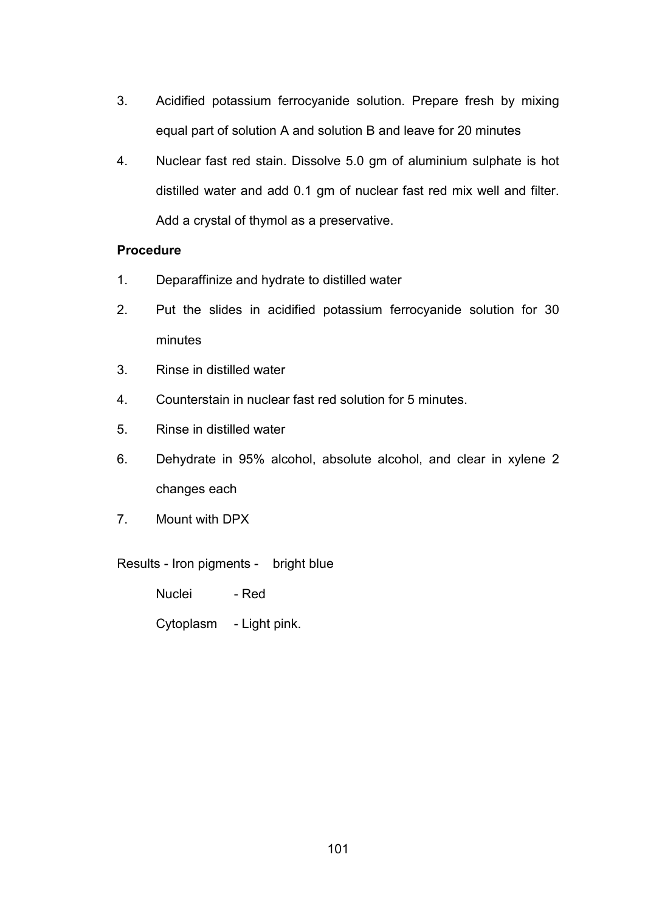3. Acidified potassium ferrocyanide solution. Prepare fresh by mixing equal part of solution A and solution B and leave for 20 minutes
4. Nuclear fast red stain. Dissolve 5.0 gm of aluminium sulphate is hot distilled water and add 0.1 gm of nuclear fast red mix well and filter. Add a crystal of thymol as a preservative.

**Procedure**

1. Deparaffinize and hydrate to distilled water
2. Put the slides in acidified potassium ferrocyanide solution for 30 minutes
3. Rinse in distilled water
4. Counterstain in nuclear fast red solution for 5 minutes.
5. Rinse in distilled water
6. Dehydrate in 95% alcohol, absolute alcohol, and clear in xylene 2 changes each
7. Mount with DPX

Results - Iron pigments - bright blue

Nuclei - Red

Cytoplasm - Light pink.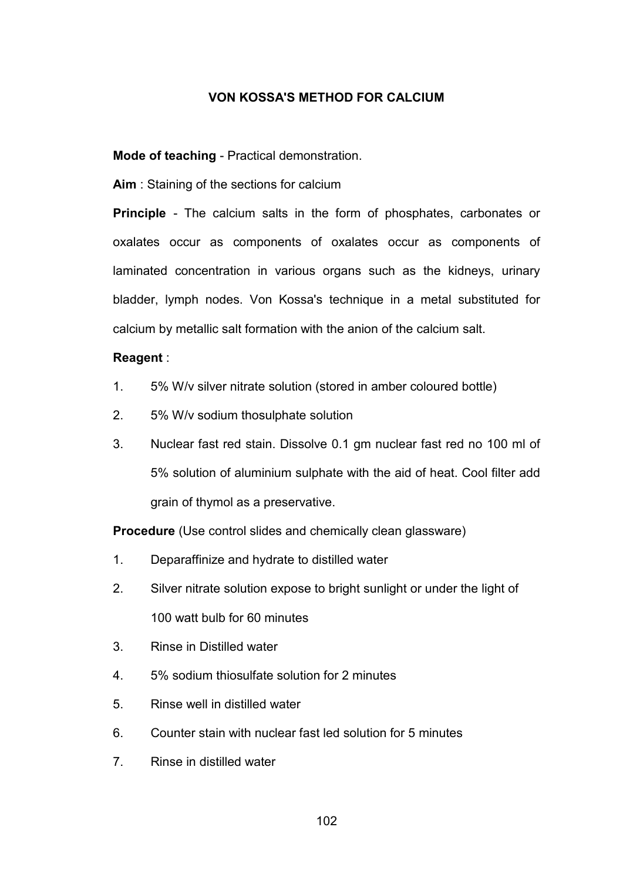## VON KOSSA'S METHOD FOR CALCIUM

**Mode of teaching** - Practical demonstration.

**Aim** : Staining of the sections for calcium

**Principle** - The calcium salts in the form of phosphates, carbonates or oxalates occur as components of oxalates occur as components of laminated concentration in various organs such as the kidneys, urinary bladder, lymph nodes. Von Kossa's technique in a metal substituted for calcium by metallic salt formation with the anion of the calcium salt.

**Reagent** :

1. 5% W/v silver nitrate solution (stored in amber coloured bottle)
2. 5% W/v sodium thosulphate solution
3. Nuclear fast red stain. Dissolve 0.1 gm nuclear fast red no 100 ml of 5% solution of aluminium sulphate with the aid of heat. Cool filter add grain of thymol as a preservative.

**Procedure** (Use control slides and chemically clean glassware)

1. Deparaffinize and hydrate to distilled water
2. Silver nitrate solution expose to bright sunlight or under the light of 100 watt bulb for 60 minutes
3. Rinse in Distilled water
4. 5% sodium thiosulfate solution for 2 minutes
5. Rinse well in distilled water
6. Counter stain with nuclear fast led solution for 5 minutes
7. Rinse in distilled water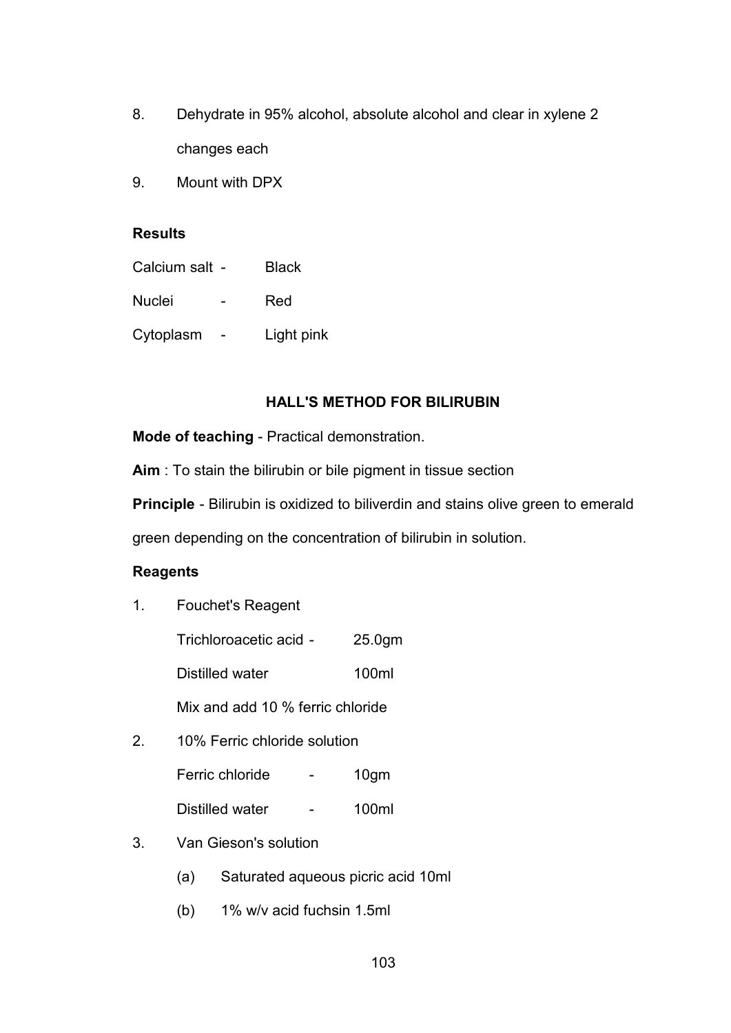8. Dehydrate in 95% alcohol, absolute alcohol and clear in xylene 2 changes each
9. Mount with DPX

**Results**

Calcium salt - Black

Nuclei - Red

Cytoplasm - Light pink

## HALL'S METHOD FOR BILIRUBIN

**Mode of teaching** - Practical demonstration.

**Aim** : To stain the bilirubin or bile pigment in tissue section

**Principle** - Bilirubin is oxidized to biliverdin and stains olive green to emerald green depending on the concentration of bilirubin in solution.

**Reagents**

1. Fouchet's Reagent

   Trichloroacetic acid - 25.0gm

   Distilled water 100ml

   Mix and add 10 % ferric chloride

2. 10% Ferric chloride solution

   Ferric chloride - 10gm

   Distilled water - 100ml

3. Van Gieson's solution

   (a) Saturated aqueous picric acid 10ml

   (b) 1% w/v acid fuchsin 1.5ml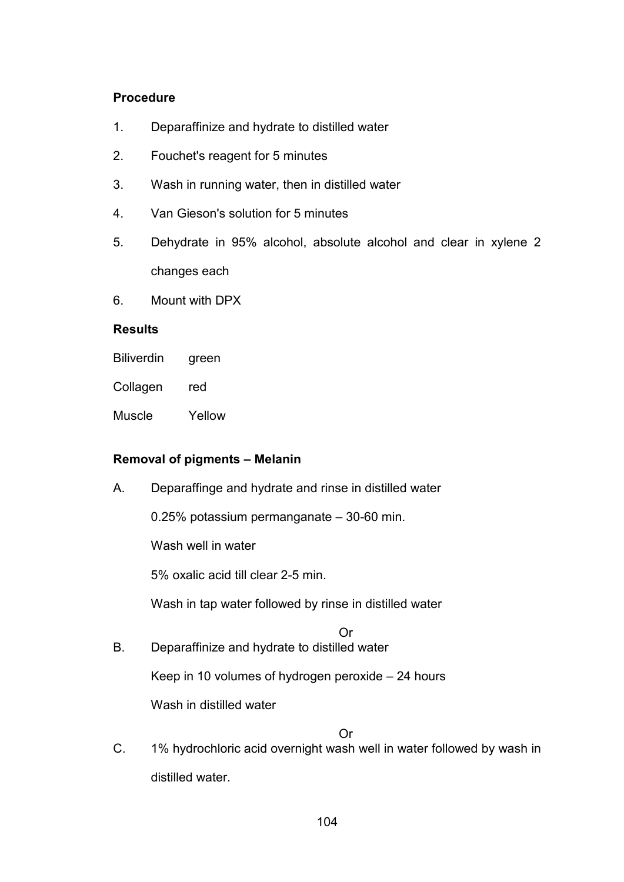**Procedure**

1. Deparaffinize and hydrate to distilled water
2. Fouchet's reagent for 5 minutes
3. Wash in running water, then in distilled water
4. Van Gieson's solution for 5 minutes
5. Dehydrate in 95% alcohol, absolute alcohol and clear in xylene 2 changes each
6. Mount with DPX

**Results**

| | |
|---|---|
| Biliverdin | green |
| Collagen | red |
| Muscle | Yellow |

**Removal of pigments – Melanin**

A. Deparaffinge and hydrate and rinse in distilled water

   0.25% potassium permanganate – 30-60 min.

   Wash well in water

   5% oxalic acid till clear 2-5 min.

   Wash in tap water followed by rinse in distilled water

Or

B. Deparaffinize and hydrate to distilled water

   Keep in 10 volumes of hydrogen peroxide – 24 hours

   Wash in distilled water

Or

C. 1% hydrochloric acid overnight wash well in water followed by wash in distilled water.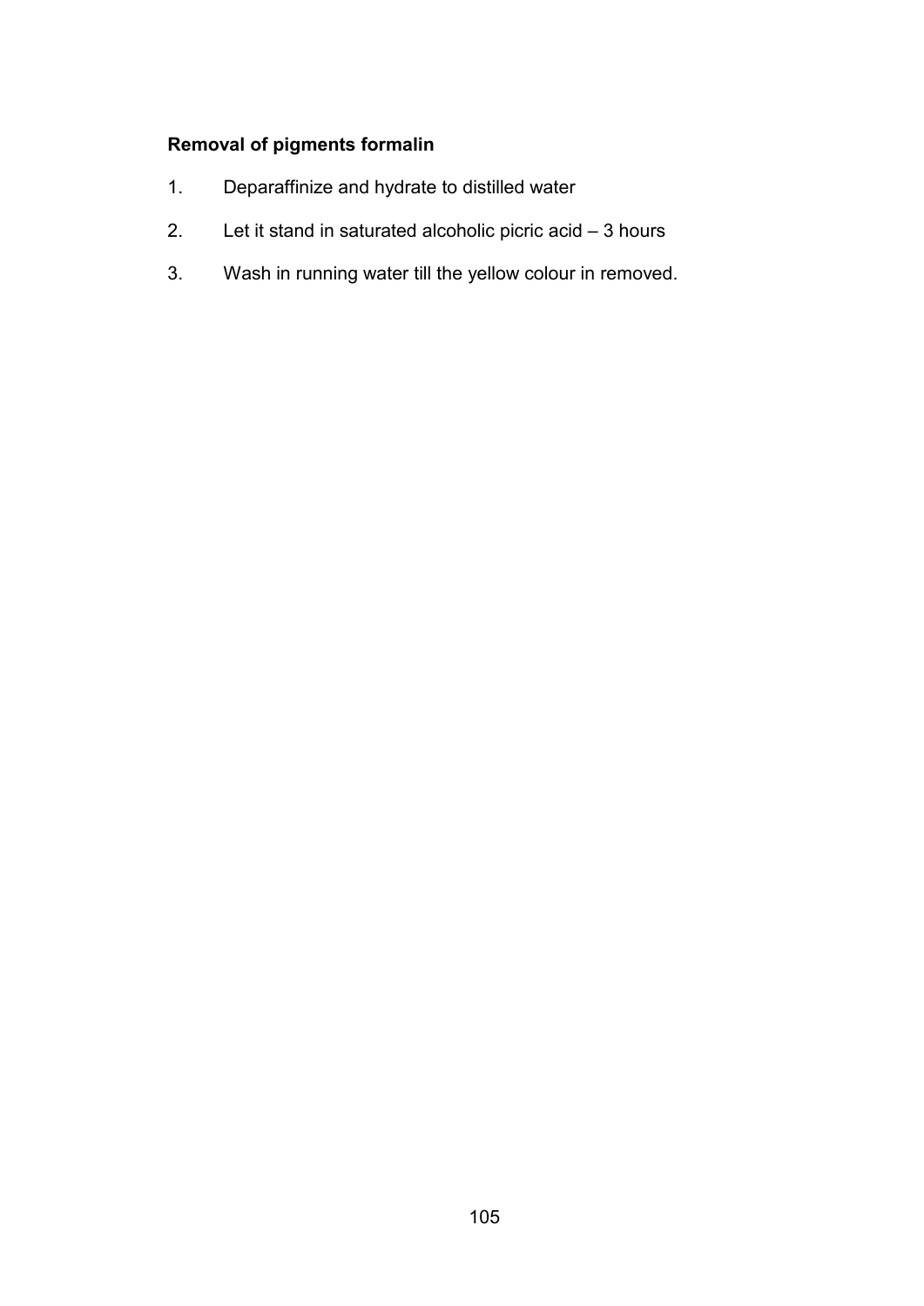**Removal of pigments formalin**

1. Deparaffinize and hydrate to distilled water
2. Let it stand in saturated alcoholic picric acid – 3 hours
3. Wash in running water till the yellow colour in removed.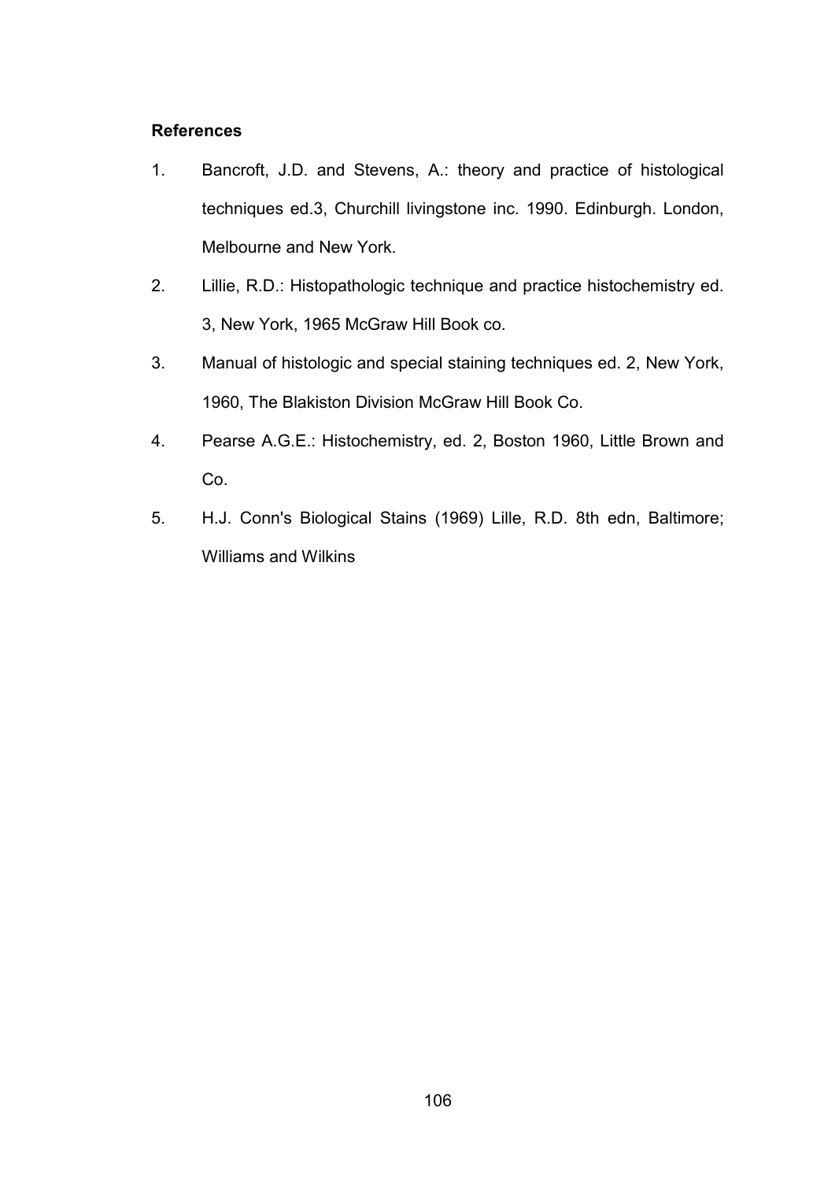**References**

1. Bancroft, J.D. and Stevens, A.: theory and practice of histological techniques ed.3, Churchill livingstone inc. 1990. Edinburgh. London, Melbourne and New York.
2. Lillie, R.D.: Histopathologic technique and practice histochemistry ed. 3, New York, 1965 McGraw Hill Book co.
3. Manual of histologic and special staining techniques ed. 2, New York, 1960, The Blakiston Division McGraw Hill Book Co.
4. Pearse A.G.E.: Histochemistry, ed. 2, Boston 1960, Little Brown and Co.
5. H.J. Conn's Biological Stains (1969) Lille, R.D. 8th edn, Baltimore; Williams and Wilkins